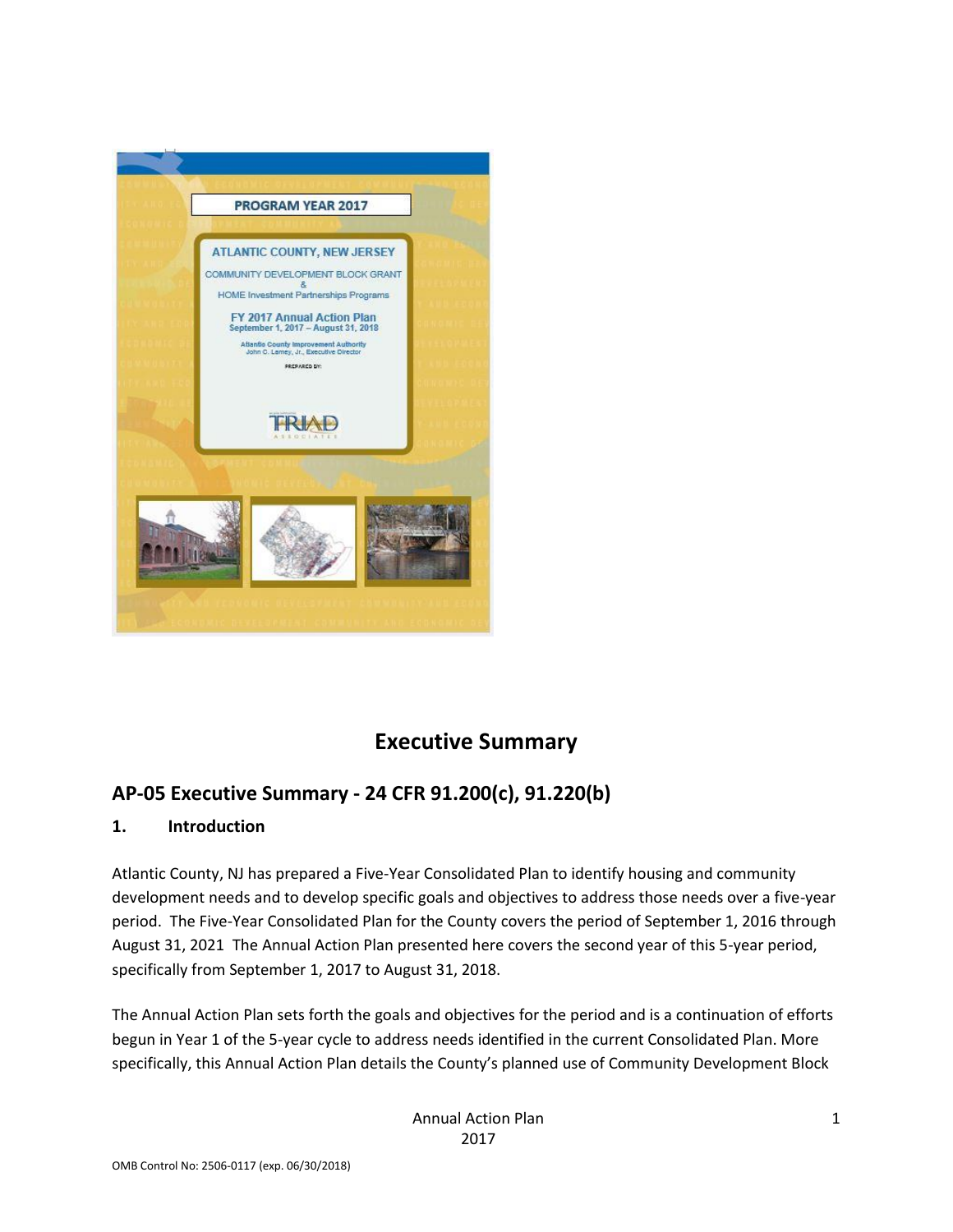PROGRAM YEAR 2017

ATLANTIC COUNTY, NEW JERSEY

COMMUNITY DEVELOPMENT BLOCK GRANT & HOME Investment Partnerships Programs

FY 2017 Annual Action Plan
September 1, 2017 – August 31, 2018

Atlantic County Improvement Authority
John C. Lamey, Jr., Executive Director

PREPARED BY:

TRIAD ASSOCIATES

# Executive Summary

## AP-05 Executive Summary - 24 CFR 91.200(c), 91.220(b)

### 1. Introduction

Atlantic County, NJ has prepared a Five-Year Consolidated Plan to identify housing and community development needs and to develop specific goals and objectives to address those needs over a five-year period. The Five-Year Consolidated Plan for the County covers the period of September 1, 2016 through August 31, 2021 The Annual Action Plan presented here covers the second year of this 5-year period, specifically from September 1, 2017 to August 31, 2018.

The Annual Action Plan sets forth the goals and objectives for the period and is a continuation of efforts begun in Year 1 of the 5-year cycle to address needs identified in the current Consolidated Plan. More specifically, this Annual Action Plan details the County's planned use of Community Development Block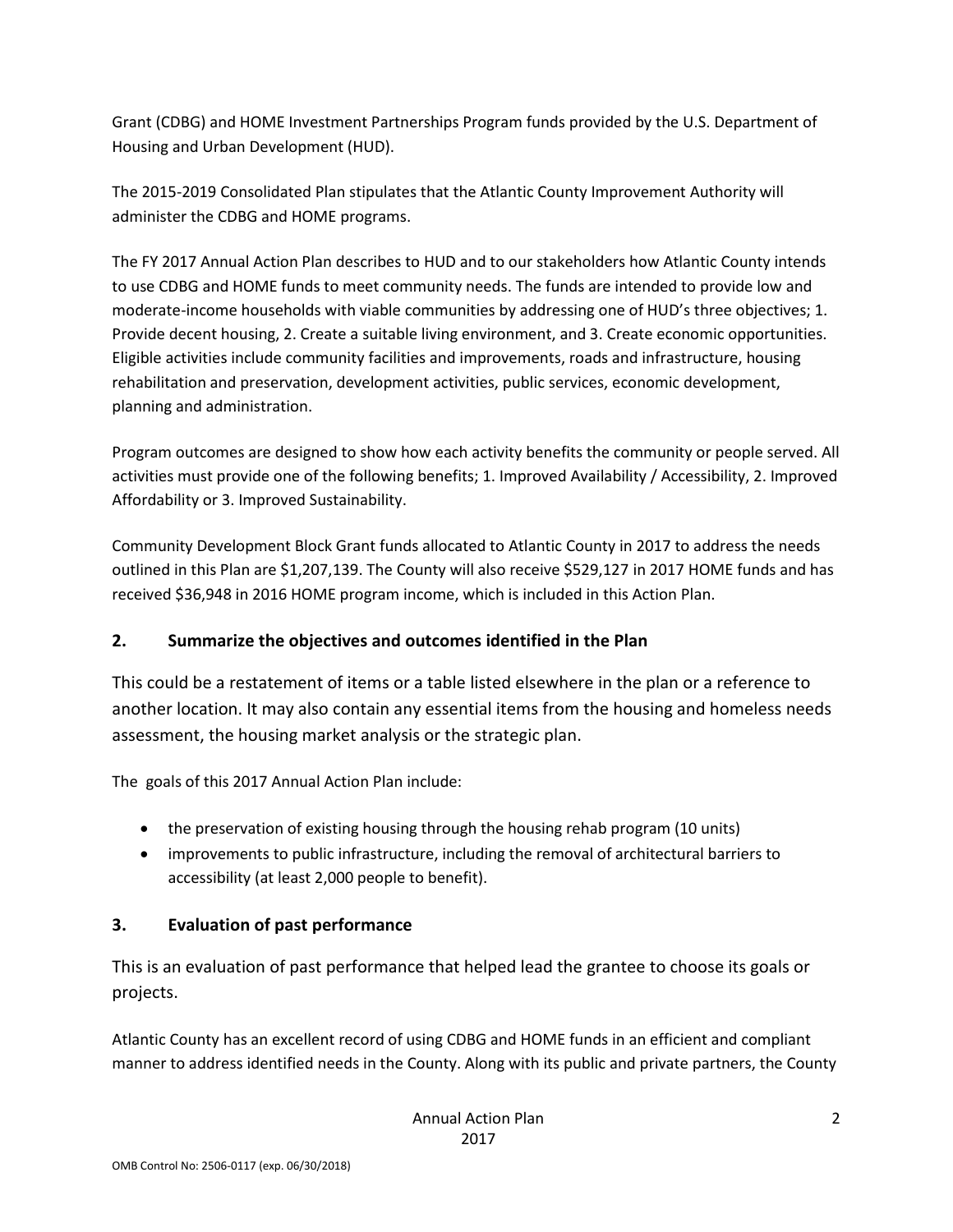Grant (CDBG) and HOME Investment Partnerships Program funds provided by the U.S. Department of Housing and Urban Development (HUD).

The 2015-2019 Consolidated Plan stipulates that the Atlantic County Improvement Authority will administer the CDBG and HOME programs.

The FY 2017 Annual Action Plan describes to HUD and to our stakeholders how Atlantic County intends to use CDBG and HOME funds to meet community needs. The funds are intended to provide low and moderate-income households with viable communities by addressing one of HUD's three objectives; 1. Provide decent housing, 2. Create a suitable living environment, and 3. Create economic opportunities. Eligible activities include community facilities and improvements, roads and infrastructure, housing rehabilitation and preservation, development activities, public services, economic development, planning and administration.

Program outcomes are designed to show how each activity benefits the community or people served. All activities must provide one of the following benefits; 1. Improved Availability / Accessibility, 2. Improved Affordability or 3. Improved Sustainability.

Community Development Block Grant funds allocated to Atlantic County in 2017 to address the needs outlined in this Plan are $1,207,139. The County will also receive $529,127 in 2017 HOME funds and has received $36,948 in 2016 HOME program income, which is included in this Action Plan.

## 2. Summarize the objectives and outcomes identified in the Plan

This could be a restatement of items or a table listed elsewhere in the plan or a reference to another location. It may also contain any essential items from the housing and homeless needs assessment, the housing market analysis or the strategic plan.

The goals of this 2017 Annual Action Plan include:

- the preservation of existing housing through the housing rehab program (10 units)
- improvements to public infrastructure, including the removal of architectural barriers to accessibility (at least 2,000 people to benefit).

## 3. Evaluation of past performance

This is an evaluation of past performance that helped lead the grantee to choose its goals or projects.

Atlantic County has an excellent record of using CDBG and HOME funds in an efficient and compliant manner to address identified needs in the County. Along with its public and private partners, the County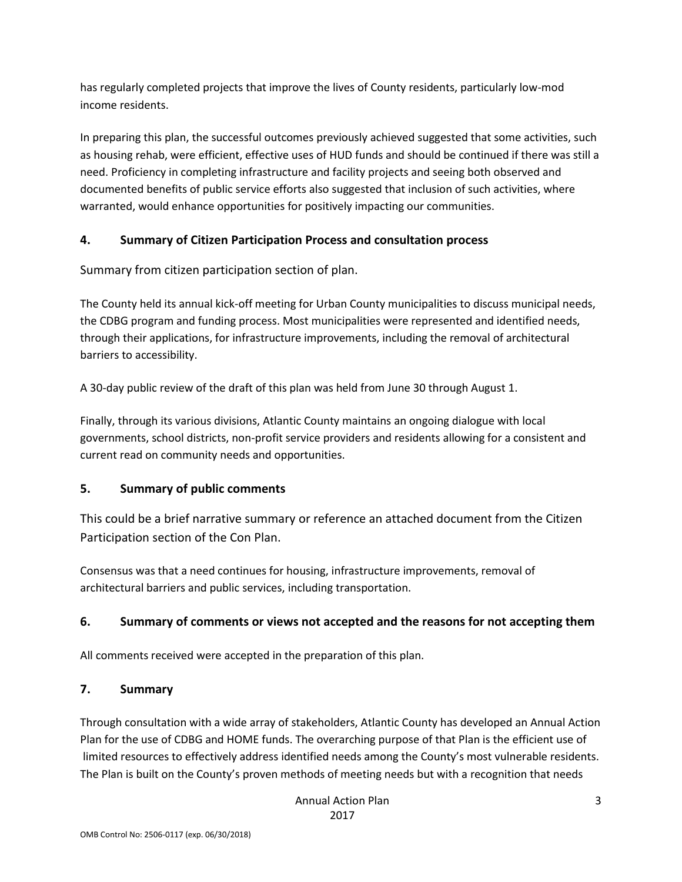has regularly completed projects that improve the lives of County residents, particularly low-mod income residents.

In preparing this plan, the successful outcomes previously achieved suggested that some activities, such as housing rehab, were efficient, effective uses of HUD funds and should be continued if there was still a need. Proficiency in completing infrastructure and facility projects and seeing both observed and documented benefits of public service efforts also suggested that inclusion of such activities, where warranted, would enhance opportunities for positively impacting our communities.

## 4. Summary of Citizen Participation Process and consultation process

Summary from citizen participation section of plan.

The County held its annual kick-off meeting for Urban County municipalities to discuss municipal needs, the CDBG program and funding process. Most municipalities were represented and identified needs, through their applications, for infrastructure improvements, including the removal of architectural barriers to accessibility.

A 30-day public review of the draft of this plan was held from June 30 through August 1.

Finally, through its various divisions, Atlantic County maintains an ongoing dialogue with local governments, school districts, non-profit service providers and residents allowing for a consistent and current read on community needs and opportunities.

## 5. Summary of public comments

This could be a brief narrative summary or reference an attached document from the Citizen Participation section of the Con Plan.

Consensus was that a need continues for housing, infrastructure improvements, removal of architectural barriers and public services, including transportation.

## 6. Summary of comments or views not accepted and the reasons for not accepting them

All comments received were accepted in the preparation of this plan.

## 7. Summary

Through consultation with a wide array of stakeholders, Atlantic County has developed an Annual Action Plan for the use of CDBG and HOME funds. The overarching purpose of that Plan is the efficient use of limited resources to effectively address identified needs among the County's most vulnerable residents. The Plan is built on the County's proven methods of meeting needs but with a recognition that needs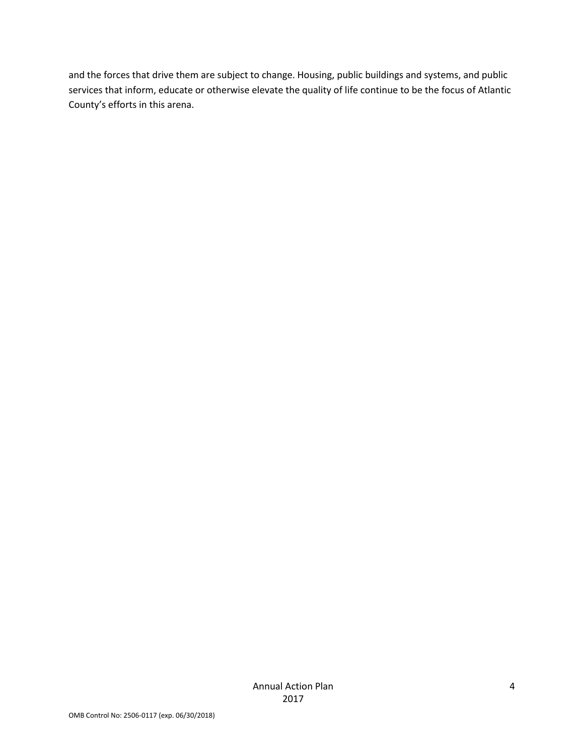and the forces that drive them are subject to change. Housing, public buildings and systems, and public services that inform, educate or otherwise elevate the quality of life continue to be the focus of Atlantic County's efforts in this arena.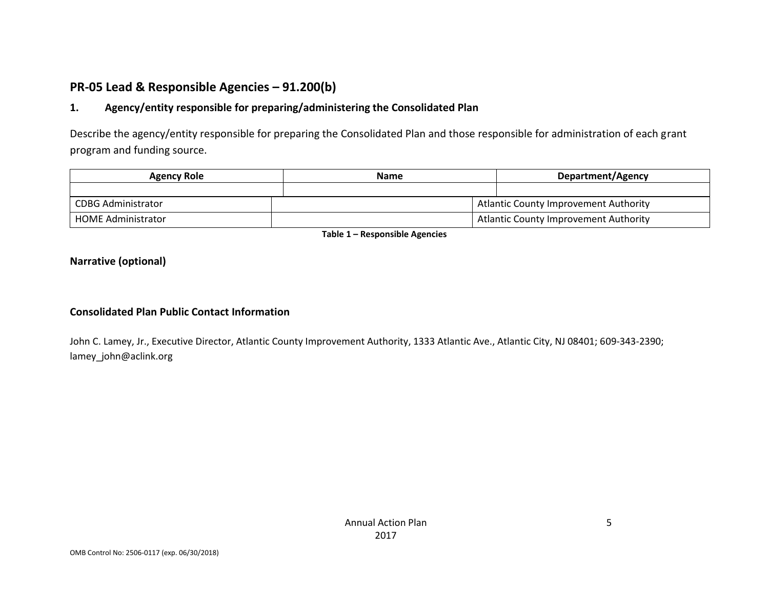## PR-05 Lead & Responsible Agencies – 91.200(b)

### 1. Agency/entity responsible for preparing/administering the Consolidated Plan

Describe the agency/entity responsible for preparing the Consolidated Plan and those responsible for administration of each grant program and funding source.

| Agency Role | Name | Department/Agency |
|---|---|---|
| | | |
| CDBG Administrator | | Atlantic County Improvement Authority |
| HOME Administrator | | Atlantic County Improvement Authority |

**Table 1 – Responsible Agencies**

**Narrative (optional)**

**Consolidated Plan Public Contact Information**

John C. Lamey, Jr., Executive Director, Atlantic County Improvement Authority, 1333 Atlantic Ave., Atlantic City, NJ 08401; 609-343-2390; lamey_john@aclink.org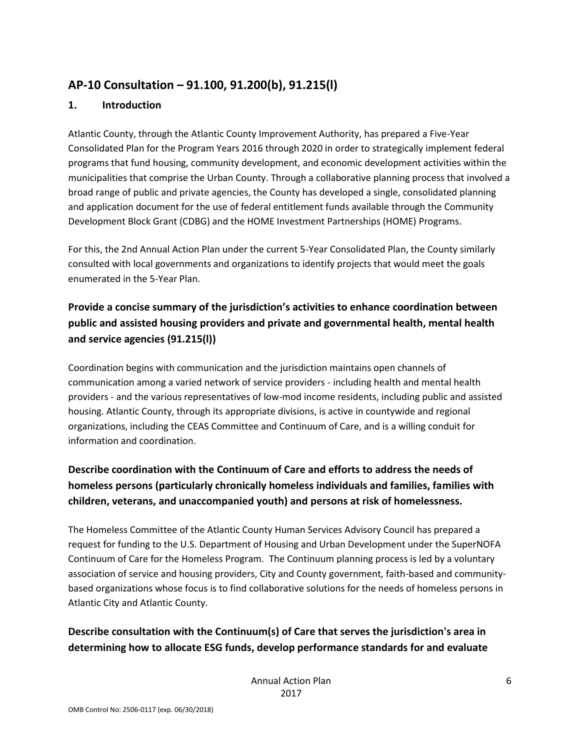## AP-10 Consultation – 91.100, 91.200(b), 91.215(l)

### 1. Introduction

Atlantic County, through the Atlantic County Improvement Authority, has prepared a Five-Year Consolidated Plan for the Program Years 2016 through 2020 in order to strategically implement federal programs that fund housing, community development, and economic development activities within the municipalities that comprise the Urban County. Through a collaborative planning process that involved a broad range of public and private agencies, the County has developed a single, consolidated planning and application document for the use of federal entitlement funds available through the Community Development Block Grant (CDBG) and the HOME Investment Partnerships (HOME) Programs.

For this, the 2nd Annual Action Plan under the current 5-Year Consolidated Plan, the County similarly consulted with local governments and organizations to identify projects that would meet the goals enumerated in the 5-Year Plan.

### Provide a concise summary of the jurisdiction's activities to enhance coordination between public and assisted housing providers and private and governmental health, mental health and service agencies (91.215(l))

Coordination begins with communication and the jurisdiction maintains open channels of communication among a varied network of service providers - including health and mental health providers - and the various representatives of low-mod income residents, including public and assisted housing. Atlantic County, through its appropriate divisions, is active in countywide and regional organizations, including the CEAS Committee and Continuum of Care, and is a willing conduit for information and coordination.

### Describe coordination with the Continuum of Care and efforts to address the needs of homeless persons (particularly chronically homeless individuals and families, families with children, veterans, and unaccompanied youth) and persons at risk of homelessness.

The Homeless Committee of the Atlantic County Human Services Advisory Council has prepared a request for funding to the U.S. Department of Housing and Urban Development under the SuperNOFA Continuum of Care for the Homeless Program. The Continuum planning process is led by a voluntary association of service and housing providers, City and County government, faith-based and community-based organizations whose focus is to find collaborative solutions for the needs of homeless persons in Atlantic City and Atlantic County.

### Describe consultation with the Continuum(s) of Care that serves the jurisdiction's area in determining how to allocate ESG funds, develop performance standards for and evaluate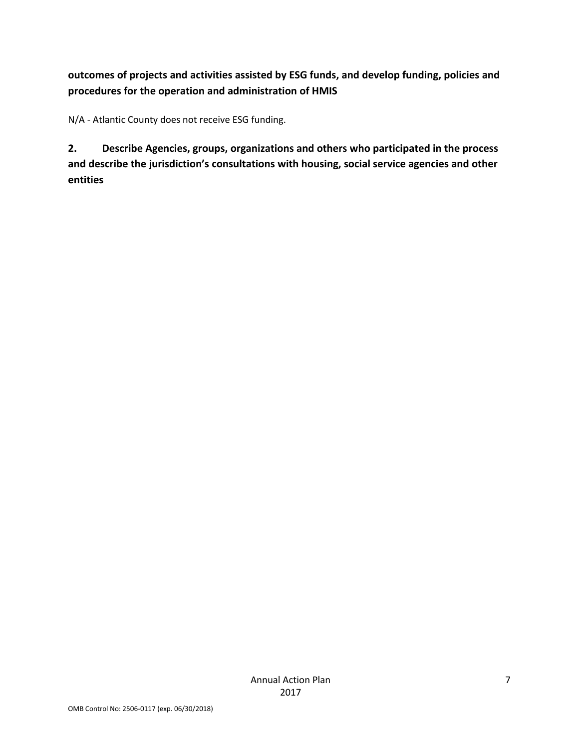**outcomes of projects and activities assisted by ESG funds, and develop funding, policies and procedures for the operation and administration of HMIS**

N/A - Atlantic County does not receive ESG funding.

**2. Describe Agencies, groups, organizations and others who participated in the process and describe the jurisdiction's consultations with housing, social service agencies and other entities**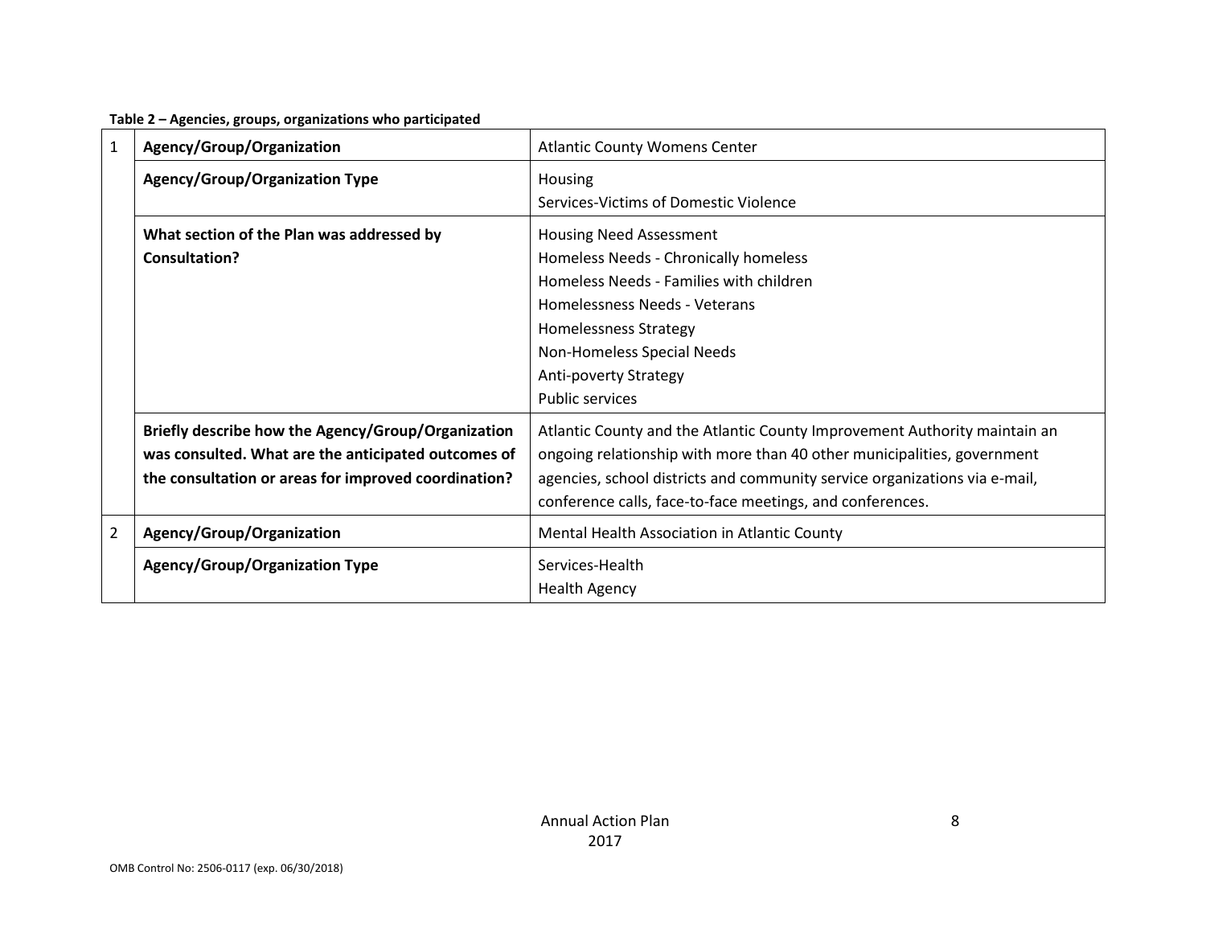**Table 2 – Agencies, groups, organizations who participated**

| | | |
|---|---|---|
| 1 | **Agency/Group/Organization** | Atlantic County Womens Center |
| | **Agency/Group/Organization Type** | Housing<br>Services-Victims of Domestic Violence |
| | **What section of the Plan was addressed by Consultation?** | Housing Need Assessment<br>Homeless Needs - Chronically homeless<br>Homeless Needs - Families with children<br>Homelessness Needs - Veterans<br>Homelessness Strategy<br>Non-Homeless Special Needs<br>Anti-poverty Strategy<br>Public services |
| | **Briefly describe how the Agency/Group/Organization was consulted. What are the anticipated outcomes of the consultation or areas for improved coordination?** | Atlantic County and the Atlantic County Improvement Authority maintain an ongoing relationship with more than 40 other municipalities, government agencies, school districts and community service organizations via e-mail, conference calls, face-to-face meetings, and conferences. |
| 2 | **Agency/Group/Organization** | Mental Health Association in Atlantic County |
| | **Agency/Group/Organization Type** | Services-Health<br>Health Agency |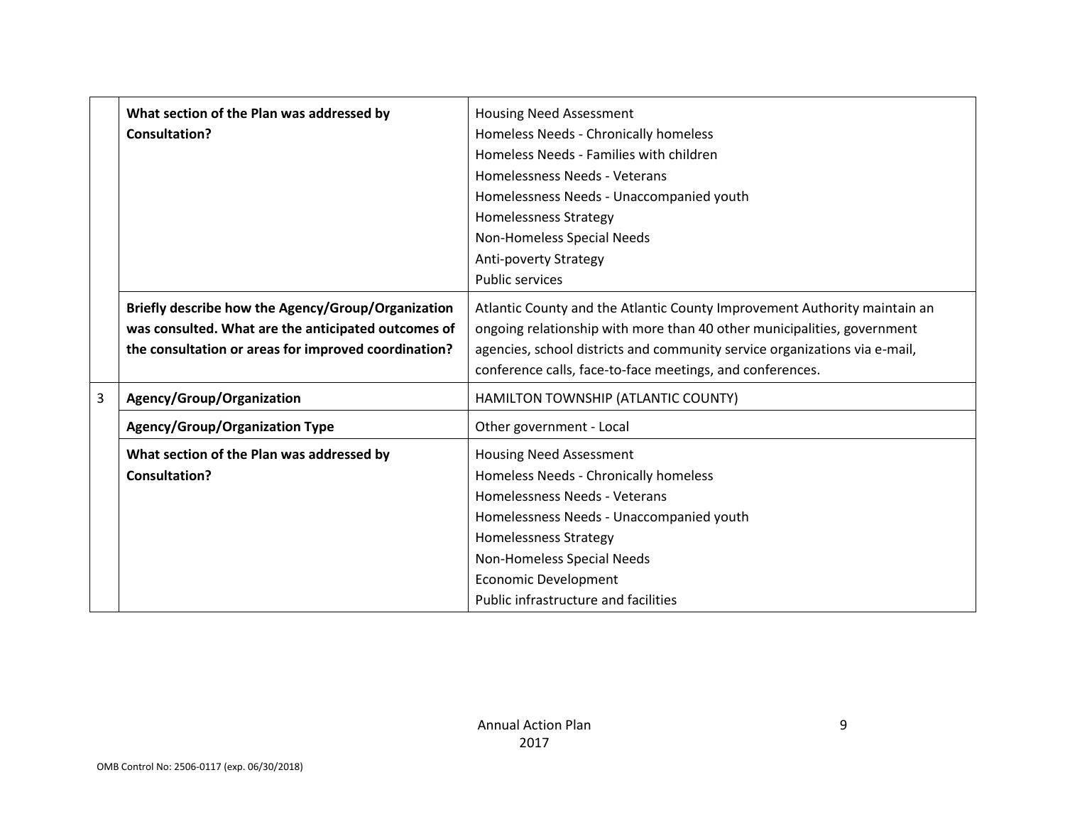| | | |
|---|---|---|
| | **What section of the Plan was addressed by Consultation?** | Housing Need Assessment<br>Homeless Needs - Chronically homeless<br>Homeless Needs - Families with children<br>Homelessness Needs - Veterans<br>Homelessness Needs - Unaccompanied youth<br>Homelessness Strategy<br>Non-Homeless Special Needs<br>Anti-poverty Strategy<br>Public services |
| | **Briefly describe how the Agency/Group/Organization was consulted. What are the anticipated outcomes of the consultation or areas for improved coordination?** | Atlantic County and the Atlantic County Improvement Authority maintain an ongoing relationship with more than 40 other municipalities, government agencies, school districts and community service organizations via e-mail, conference calls, face-to-face meetings, and conferences. |
| 3 | **Agency/Group/Organization** | HAMILTON TOWNSHIP (ATLANTIC COUNTY) |
| | **Agency/Group/Organization Type** | Other government - Local |
| | **What section of the Plan was addressed by Consultation?** | Housing Need Assessment<br>Homeless Needs - Chronically homeless<br>Homelessness Needs - Veterans<br>Homelessness Needs - Unaccompanied youth<br>Homelessness Strategy<br>Non-Homeless Special Needs<br>Economic Development<br>Public infrastructure and facilities |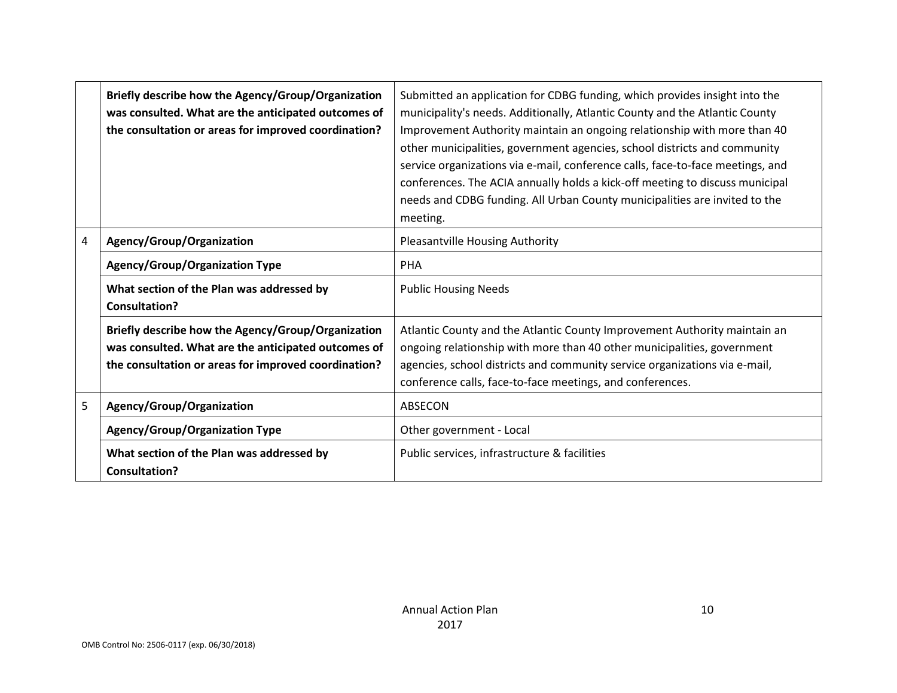| | | |
|---|---|---|
| | **Briefly describe how the Agency/Group/Organization was consulted. What are the anticipated outcomes of the consultation or areas for improved coordination?** | Submitted an application for CDBG funding, which provides insight into the municipality's needs. Additionally, Atlantic County and the Atlantic County Improvement Authority maintain an ongoing relationship with more than 40 other municipalities, government agencies, school districts and community service organizations via e-mail, conference calls, face-to-face meetings, and conferences. The ACIA annually holds a kick-off meeting to discuss municipal needs and CDBG funding. All Urban County municipalities are invited to the meeting. |
| 4 | **Agency/Group/Organization** | Pleasantville Housing Authority |
| | **Agency/Group/Organization Type** | PHA |
| | **What section of the Plan was addressed by Consultation?** | Public Housing Needs |
| | **Briefly describe how the Agency/Group/Organization was consulted. What are the anticipated outcomes of the consultation or areas for improved coordination?** | Atlantic County and the Atlantic County Improvement Authority maintain an ongoing relationship with more than 40 other municipalities, government agencies, school districts and community service organizations via e-mail, conference calls, face-to-face meetings, and conferences. |
| 5 | **Agency/Group/Organization** | ABSECON |
| | **Agency/Group/Organization Type** | Other government - Local |
| | **What section of the Plan was addressed by Consultation?** | Public services, infrastructure & facilities |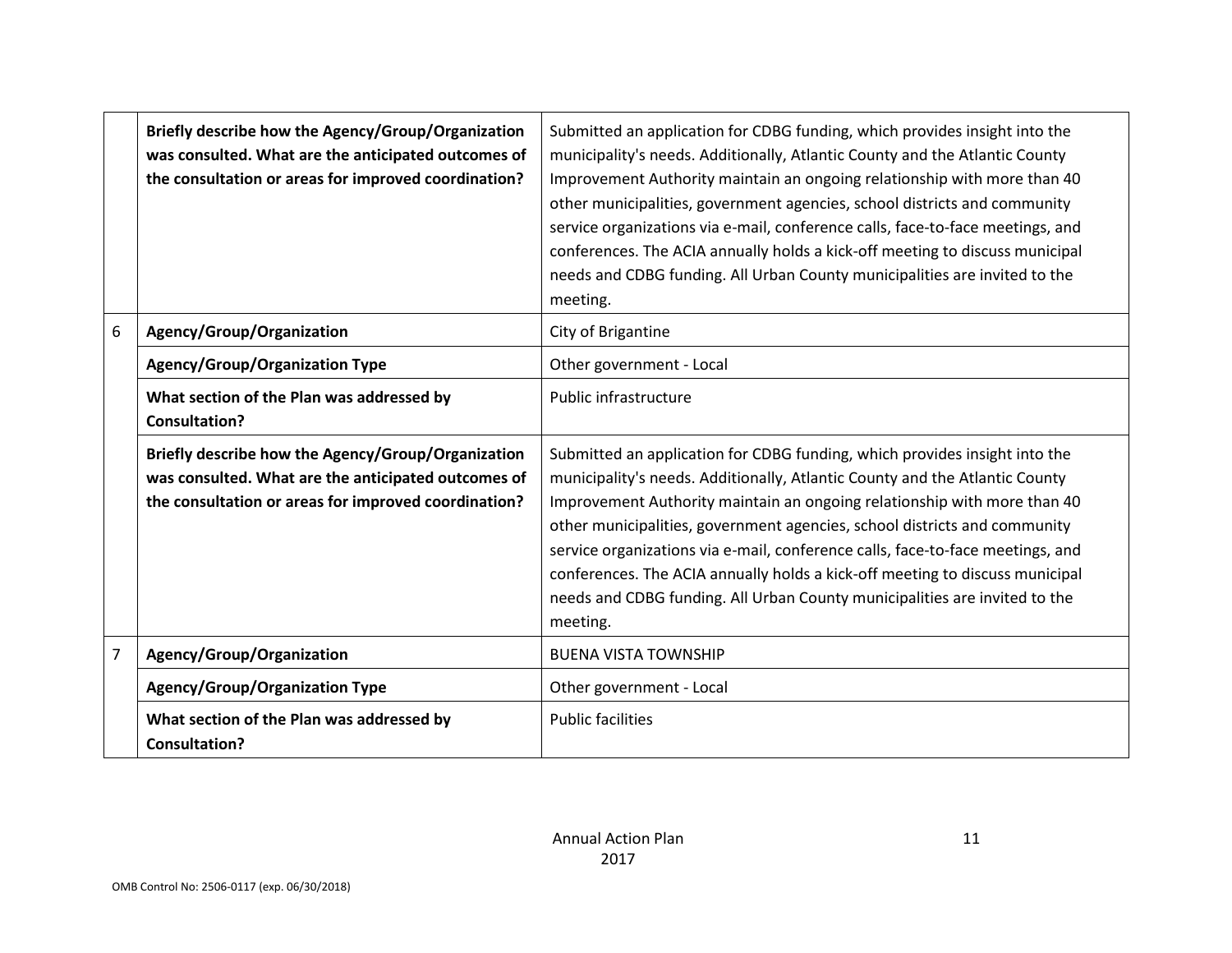| | | |
|---|---|---|
| | **Briefly describe how the Agency/Group/Organization was consulted. What are the anticipated outcomes of the consultation or areas for improved coordination?** | Submitted an application for CDBG funding, which provides insight into the municipality's needs. Additionally, Atlantic County and the Atlantic County Improvement Authority maintain an ongoing relationship with more than 40 other municipalities, government agencies, school districts and community service organizations via e-mail, conference calls, face-to-face meetings, and conferences. The ACIA annually holds a kick-off meeting to discuss municipal needs and CDBG funding. All Urban County municipalities are invited to the meeting. |
| 6 | **Agency/Group/Organization** | City of Brigantine |
| | **Agency/Group/Organization Type** | Other government - Local |
| | **What section of the Plan was addressed by Consultation?** | Public infrastructure |
| | **Briefly describe how the Agency/Group/Organization was consulted. What are the anticipated outcomes of the consultation or areas for improved coordination?** | Submitted an application for CDBG funding, which provides insight into the municipality's needs. Additionally, Atlantic County and the Atlantic County Improvement Authority maintain an ongoing relationship with more than 40 other municipalities, government agencies, school districts and community service organizations via e-mail, conference calls, face-to-face meetings, and conferences. The ACIA annually holds a kick-off meeting to discuss municipal needs and CDBG funding. All Urban County municipalities are invited to the meeting. |
| 7 | **Agency/Group/Organization** | BUENA VISTA TOWNSHIP |
| | **Agency/Group/Organization Type** | Other government - Local |
| | **What section of the Plan was addressed by Consultation?** | Public facilities |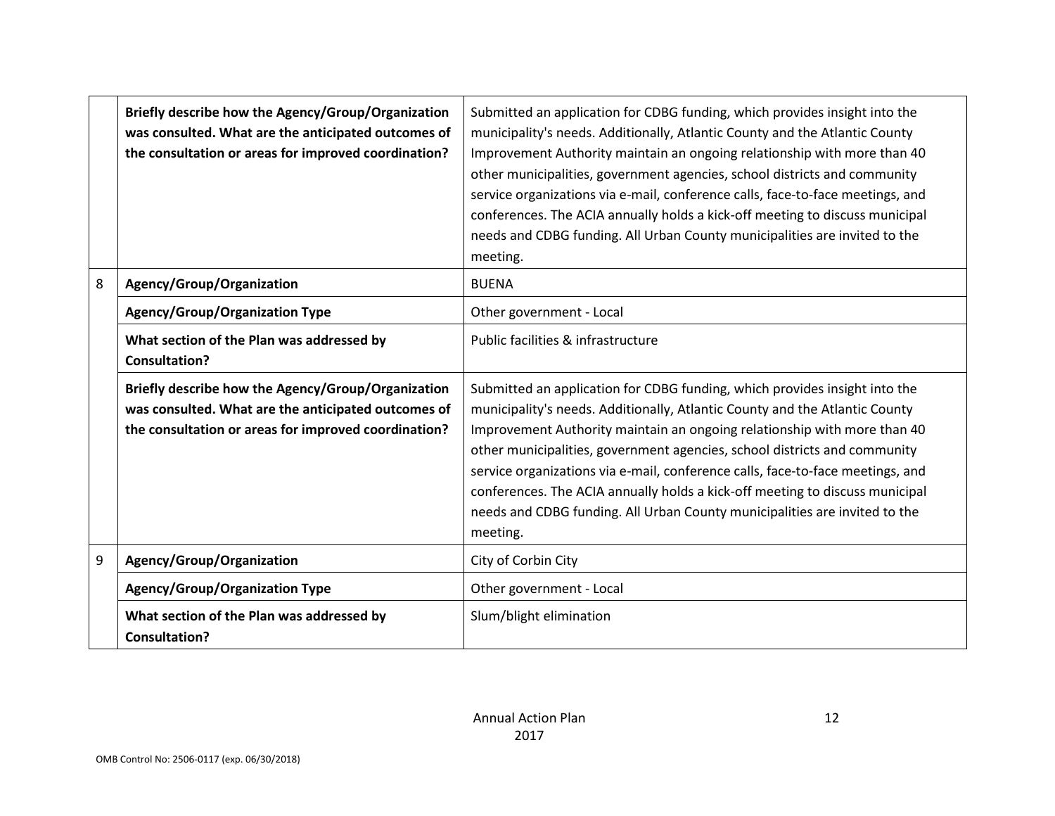|   |   |   |
|---|---|---|
| | **Briefly describe how the Agency/Group/Organization was consulted. What are the anticipated outcomes of the consultation or areas for improved coordination?** | Submitted an application for CDBG funding, which provides insight into the municipality's needs. Additionally, Atlantic County and the Atlantic County Improvement Authority maintain an ongoing relationship with more than 40 other municipalities, government agencies, school districts and community service organizations via e-mail, conference calls, face-to-face meetings, and conferences. The ACIA annually holds a kick-off meeting to discuss municipal needs and CDBG funding. All Urban County municipalities are invited to the meeting. |
| 8 | **Agency/Group/Organization** | BUENA |
| | **Agency/Group/Organization Type** | Other government - Local |
| | **What section of the Plan was addressed by Consultation?** | Public facilities & infrastructure |
| | **Briefly describe how the Agency/Group/Organization was consulted. What are the anticipated outcomes of the consultation or areas for improved coordination?** | Submitted an application for CDBG funding, which provides insight into the municipality's needs. Additionally, Atlantic County and the Atlantic County Improvement Authority maintain an ongoing relationship with more than 40 other municipalities, government agencies, school districts and community service organizations via e-mail, conference calls, face-to-face meetings, and conferences. The ACIA annually holds a kick-off meeting to discuss municipal needs and CDBG funding. All Urban County municipalities are invited to the meeting. |
| 9 | **Agency/Group/Organization** | City of Corbin City |
| | **Agency/Group/Organization Type** | Other government - Local |
| | **What section of the Plan was addressed by Consultation?** | Slum/blight elimination |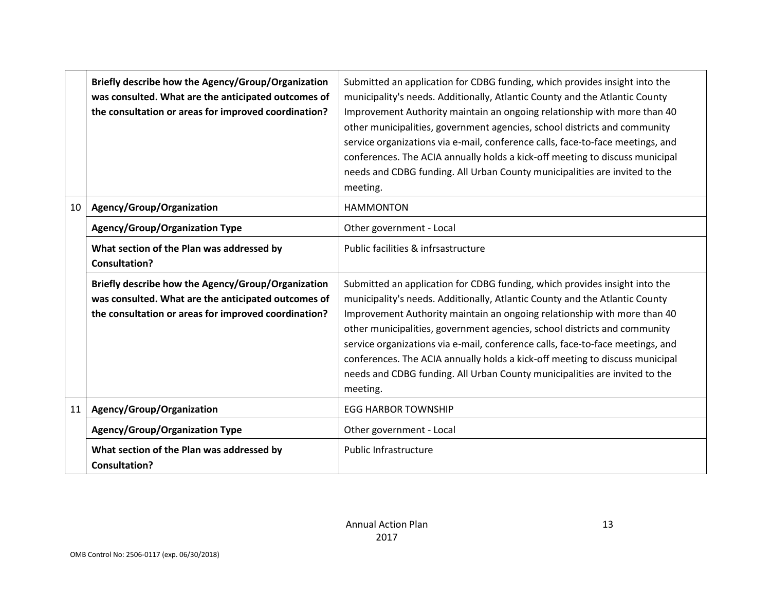| | | |
|---|---|---|
| | **Briefly describe how the Agency/Group/Organization was consulted. What are the anticipated outcomes of the consultation or areas for improved coordination?** | Submitted an application for CDBG funding, which provides insight into the municipality's needs. Additionally, Atlantic County and the Atlantic County Improvement Authority maintain an ongoing relationship with more than 40 other municipalities, government agencies, school districts and community service organizations via e-mail, conference calls, face-to-face meetings, and conferences. The ACIA annually holds a kick-off meeting to discuss municipal needs and CDBG funding. All Urban County municipalities are invited to the meeting. |
| 10 | **Agency/Group/Organization** | HAMMONTON |
| | **Agency/Group/Organization Type** | Other government - Local |
| | **What section of the Plan was addressed by Consultation?** | Public facilities & infrsastructure |
| | **Briefly describe how the Agency/Group/Organization was consulted. What are the anticipated outcomes of the consultation or areas for improved coordination?** | Submitted an application for CDBG funding, which provides insight into the municipality's needs. Additionally, Atlantic County and the Atlantic County Improvement Authority maintain an ongoing relationship with more than 40 other municipalities, government agencies, school districts and community service organizations via e-mail, conference calls, face-to-face meetings, and conferences. The ACIA annually holds a kick-off meeting to discuss municipal needs and CDBG funding. All Urban County municipalities are invited to the meeting. |
| 11 | **Agency/Group/Organization** | EGG HARBOR TOWNSHIP |
| | **Agency/Group/Organization Type** | Other government - Local |
| | **What section of the Plan was addressed by Consultation?** | Public Infrastructure |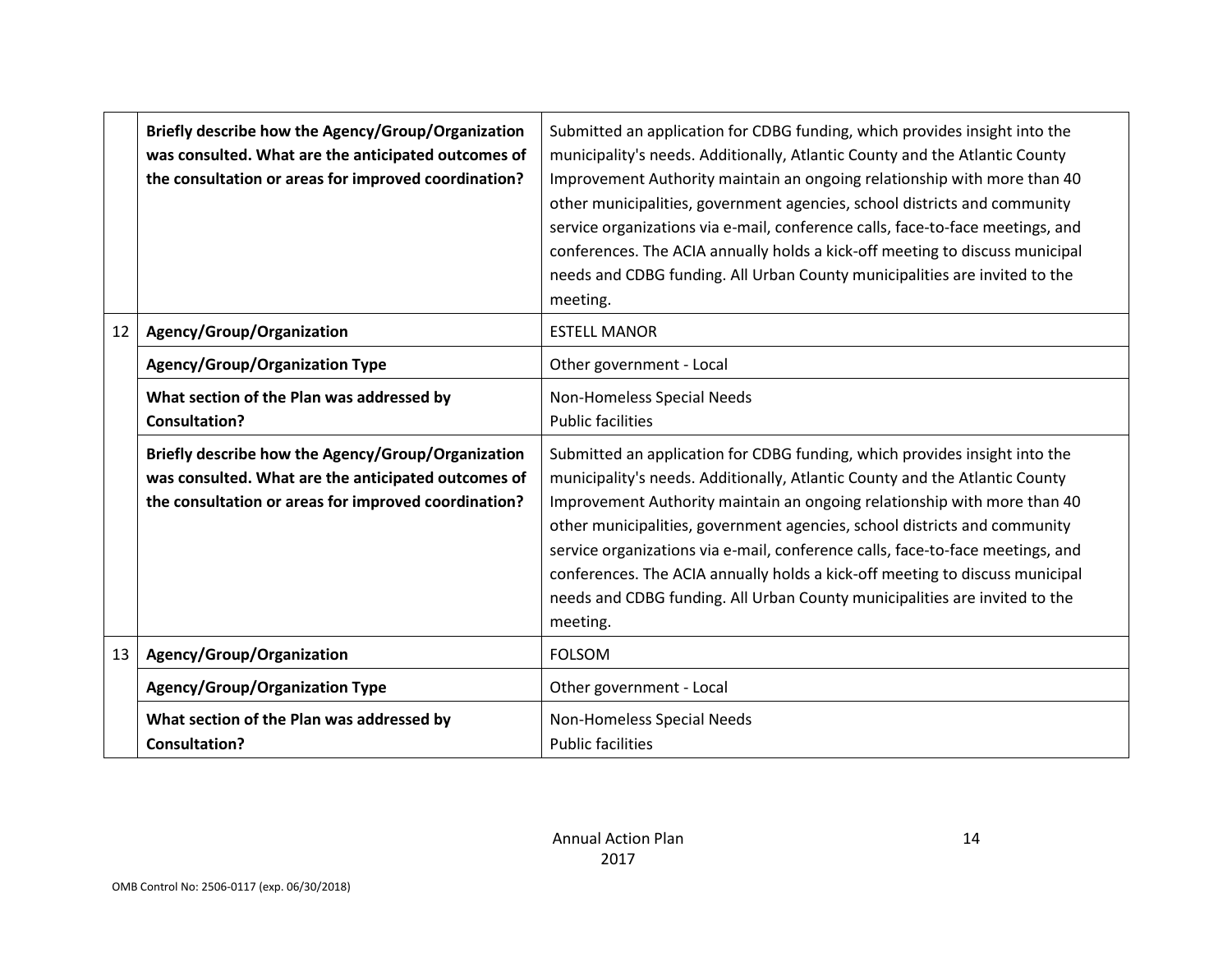| | | |
|---|---|---|
| | **Briefly describe how the Agency/Group/Organization was consulted. What are the anticipated outcomes of the consultation or areas for improved coordination?** | Submitted an application for CDBG funding, which provides insight into the municipality's needs. Additionally, Atlantic County and the Atlantic County Improvement Authority maintain an ongoing relationship with more than 40 other municipalities, government agencies, school districts and community service organizations via e-mail, conference calls, face-to-face meetings, and conferences. The ACIA annually holds a kick-off meeting to discuss municipal needs and CDBG funding. All Urban County municipalities are invited to the meeting. |
| 12 | **Agency/Group/Organization** | ESTELL MANOR |
| | **Agency/Group/Organization Type** | Other government - Local |
| | **What section of the Plan was addressed by Consultation?** | Non-Homeless Special Needs<br>Public facilities |
| | **Briefly describe how the Agency/Group/Organization was consulted. What are the anticipated outcomes of the consultation or areas for improved coordination?** | Submitted an application for CDBG funding, which provides insight into the municipality's needs. Additionally, Atlantic County and the Atlantic County Improvement Authority maintain an ongoing relationship with more than 40 other municipalities, government agencies, school districts and community service organizations via e-mail, conference calls, face-to-face meetings, and conferences. The ACIA annually holds a kick-off meeting to discuss municipal needs and CDBG funding. All Urban County municipalities are invited to the meeting. |
| 13 | **Agency/Group/Organization** | FOLSOM |
| | **Agency/Group/Organization Type** | Other government - Local |
| | **What section of the Plan was addressed by Consultation?** | Non-Homeless Special Needs<br>Public facilities |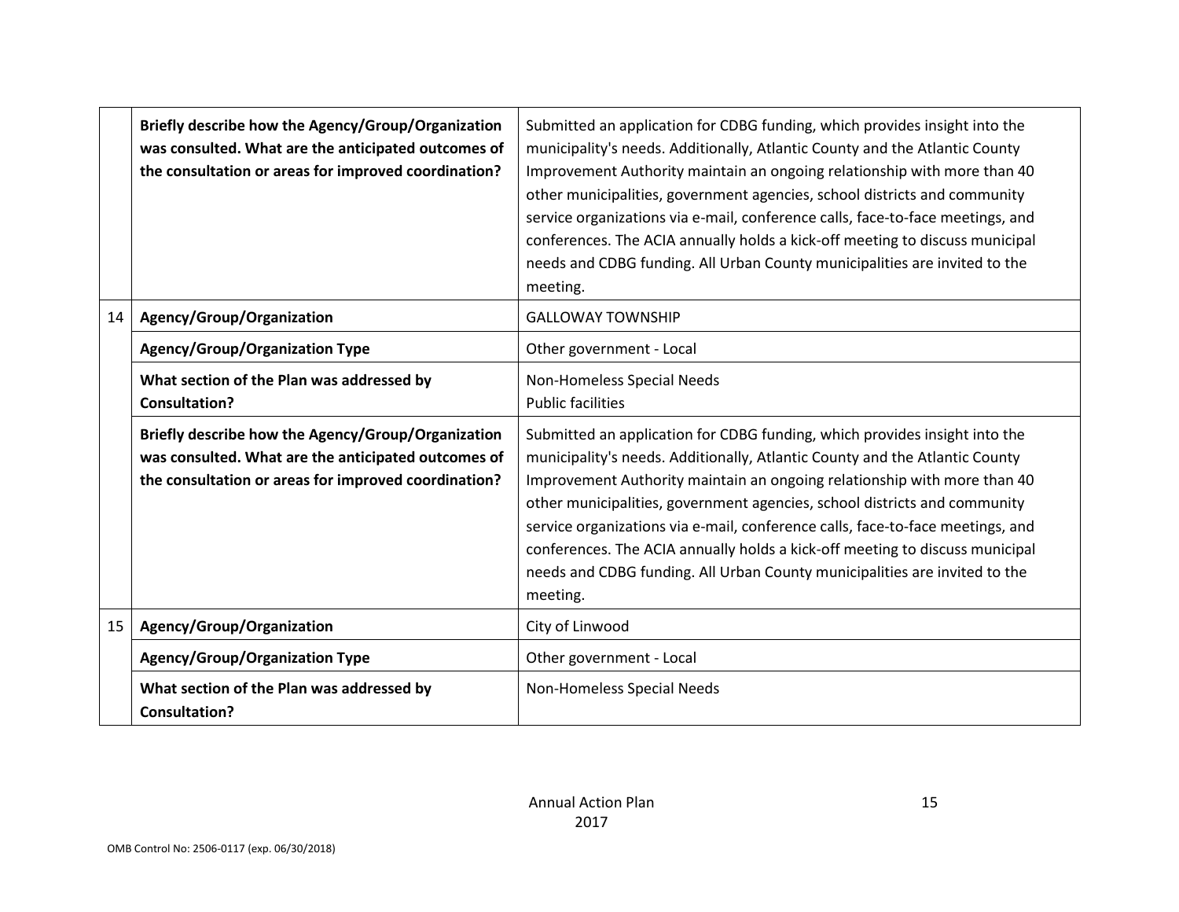| | | |
|---|---|---|
| | **Briefly describe how the Agency/Group/Organization was consulted. What are the anticipated outcomes of the consultation or areas for improved coordination?** | Submitted an application for CDBG funding, which provides insight into the municipality's needs. Additionally, Atlantic County and the Atlantic County Improvement Authority maintain an ongoing relationship with more than 40 other municipalities, government agencies, school districts and community service organizations via e-mail, conference calls, face-to-face meetings, and conferences. The ACIA annually holds a kick-off meeting to discuss municipal needs and CDBG funding. All Urban County municipalities are invited to the meeting. |
| 14 | **Agency/Group/Organization** | GALLOWAY TOWNSHIP |
| | **Agency/Group/Organization Type** | Other government - Local |
| | **What section of the Plan was addressed by Consultation?** | Non-Homeless Special Needs<br>Public facilities |
| | **Briefly describe how the Agency/Group/Organization was consulted. What are the anticipated outcomes of the consultation or areas for improved coordination?** | Submitted an application for CDBG funding, which provides insight into the municipality's needs. Additionally, Atlantic County and the Atlantic County Improvement Authority maintain an ongoing relationship with more than 40 other municipalities, government agencies, school districts and community service organizations via e-mail, conference calls, face-to-face meetings, and conferences. The ACIA annually holds a kick-off meeting to discuss municipal needs and CDBG funding. All Urban County municipalities are invited to the meeting. |
| 15 | **Agency/Group/Organization** | City of Linwood |
| | **Agency/Group/Organization Type** | Other government - Local |
| | **What section of the Plan was addressed by Consultation?** | Non-Homeless Special Needs |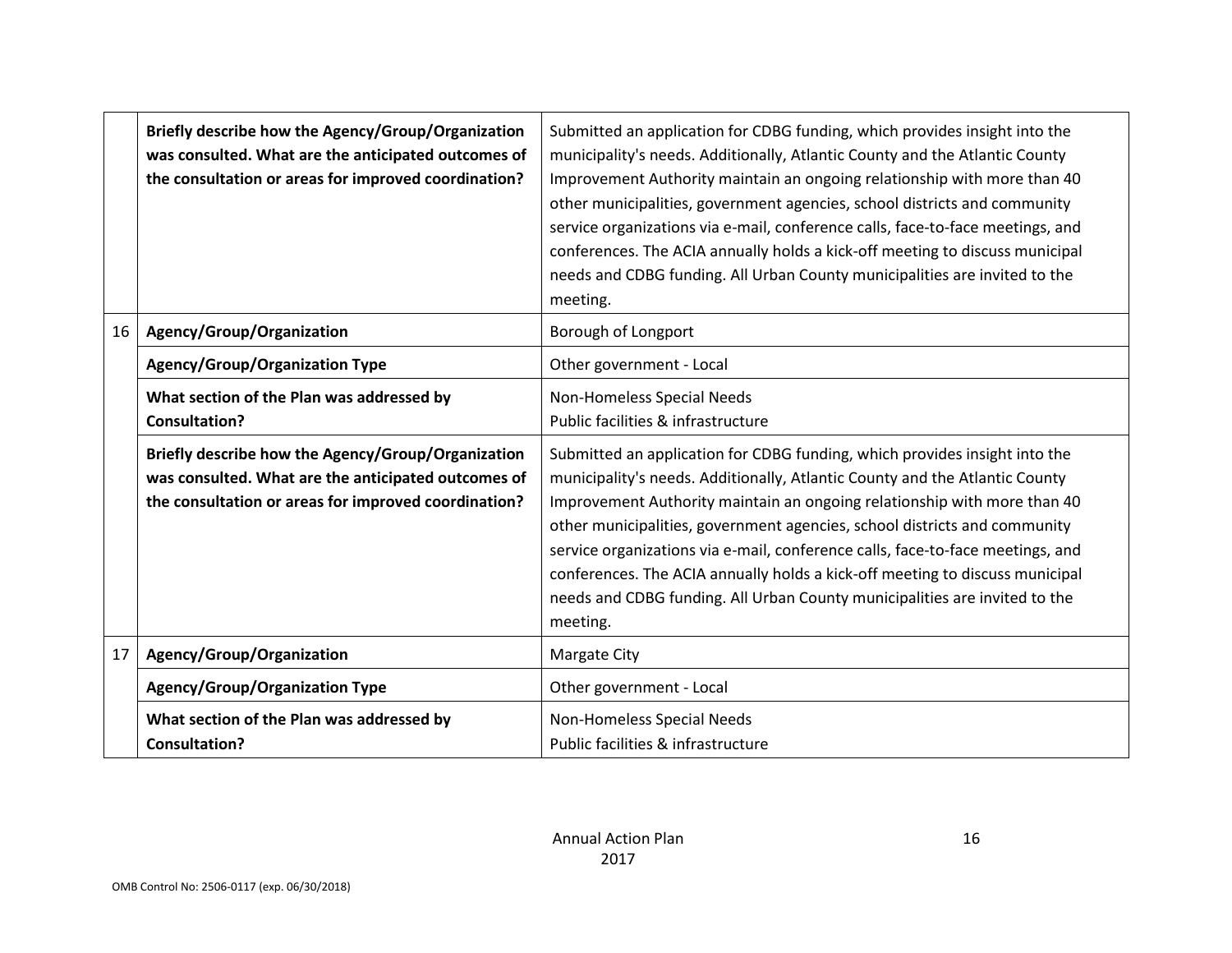| | | |
|---|---|---|
| | **Briefly describe how the Agency/Group/Organization was consulted. What are the anticipated outcomes of the consultation or areas for improved coordination?** | Submitted an application for CDBG funding, which provides insight into the municipality's needs. Additionally, Atlantic County and the Atlantic County Improvement Authority maintain an ongoing relationship with more than 40 other municipalities, government agencies, school districts and community service organizations via e-mail, conference calls, face-to-face meetings, and conferences. The ACIA annually holds a kick-off meeting to discuss municipal needs and CDBG funding. All Urban County municipalities are invited to the meeting. |
| 16 | **Agency/Group/Organization** | Borough of Longport |
| | **Agency/Group/Organization Type** | Other government - Local |
| | **What section of the Plan was addressed by Consultation?** | Non-Homeless Special Needs<br>Public facilities & infrastructure |
| | **Briefly describe how the Agency/Group/Organization was consulted. What are the anticipated outcomes of the consultation or areas for improved coordination?** | Submitted an application for CDBG funding, which provides insight into the municipality's needs. Additionally, Atlantic County and the Atlantic County Improvement Authority maintain an ongoing relationship with more than 40 other municipalities, government agencies, school districts and community service organizations via e-mail, conference calls, face-to-face meetings, and conferences. The ACIA annually holds a kick-off meeting to discuss municipal needs and CDBG funding. All Urban County municipalities are invited to the meeting. |
| 17 | **Agency/Group/Organization** | Margate City |
| | **Agency/Group/Organization Type** | Other government - Local |
| | **What section of the Plan was addressed by Consultation?** | Non-Homeless Special Needs<br>Public facilities & infrastructure |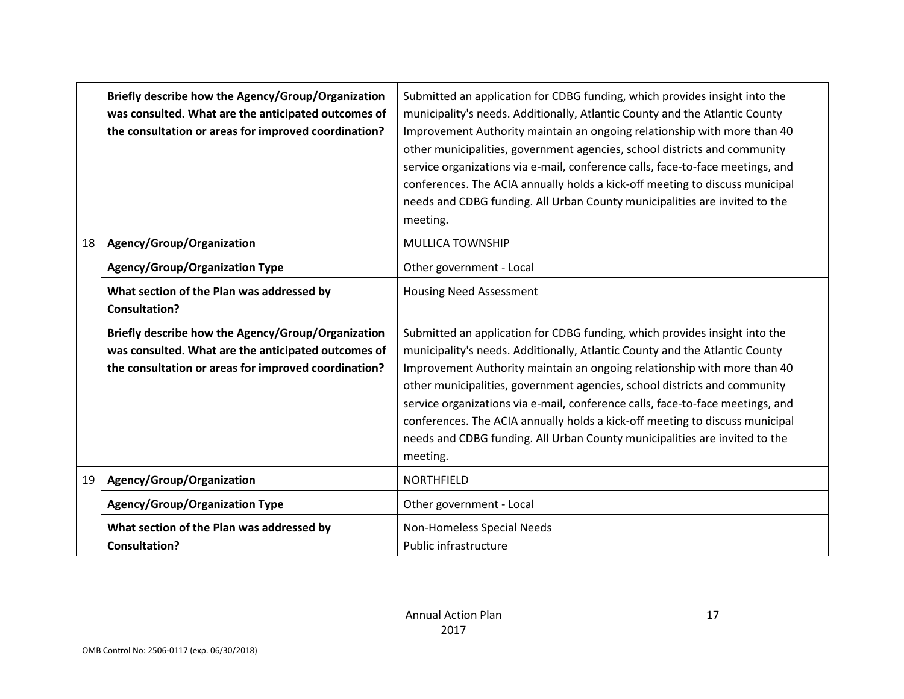| | | |
|---|---|---|
| | **Briefly describe how the Agency/Group/Organization was consulted. What are the anticipated outcomes of the consultation or areas for improved coordination?** | Submitted an application for CDBG funding, which provides insight into the municipality's needs. Additionally, Atlantic County and the Atlantic County Improvement Authority maintain an ongoing relationship with more than 40 other municipalities, government agencies, school districts and community service organizations via e-mail, conference calls, face-to-face meetings, and conferences. The ACIA annually holds a kick-off meeting to discuss municipal needs and CDBG funding. All Urban County municipalities are invited to the meeting. |
| 18 | **Agency/Group/Organization** | MULLICA TOWNSHIP |
| | **Agency/Group/Organization Type** | Other government - Local |
| | **What section of the Plan was addressed by Consultation?** | Housing Need Assessment |
| | **Briefly describe how the Agency/Group/Organization was consulted. What are the anticipated outcomes of the consultation or areas for improved coordination?** | Submitted an application for CDBG funding, which provides insight into the municipality's needs. Additionally, Atlantic County and the Atlantic County Improvement Authority maintain an ongoing relationship with more than 40 other municipalities, government agencies, school districts and community service organizations via e-mail, conference calls, face-to-face meetings, and conferences. The ACIA annually holds a kick-off meeting to discuss municipal needs and CDBG funding. All Urban County municipalities are invited to the meeting. |
| 19 | **Agency/Group/Organization** | NORTHFIELD |
| | **Agency/Group/Organization Type** | Other government - Local |
| | **What section of the Plan was addressed by Consultation?** | Non-Homeless Special Needs<br>Public infrastructure |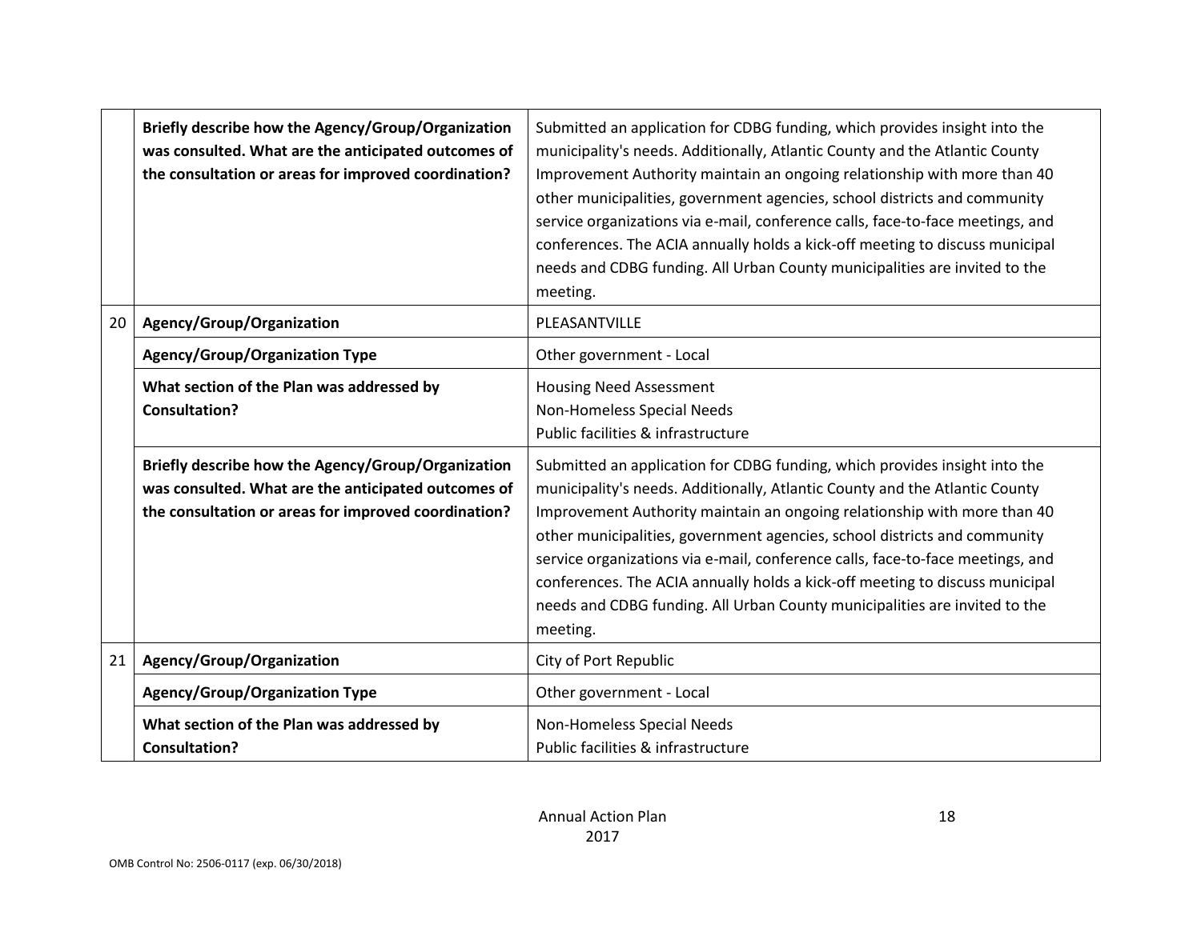| | | |
|---|---|---|
| | **Briefly describe how the Agency/Group/Organization was consulted. What are the anticipated outcomes of the consultation or areas for improved coordination?** | Submitted an application for CDBG funding, which provides insight into the municipality's needs. Additionally, Atlantic County and the Atlantic County Improvement Authority maintain an ongoing relationship with more than 40 other municipalities, government agencies, school districts and community service organizations via e-mail, conference calls, face-to-face meetings, and conferences. The ACIA annually holds a kick-off meeting to discuss municipal needs and CDBG funding. All Urban County municipalities are invited to the meeting. |
| 20 | **Agency/Group/Organization** | PLEASANTVILLE |
| | **Agency/Group/Organization Type** | Other government - Local |
| | **What section of the Plan was addressed by Consultation?** | Housing Need Assessment<br>Non-Homeless Special Needs<br>Public facilities & infrastructure |
| | **Briefly describe how the Agency/Group/Organization was consulted. What are the anticipated outcomes of the consultation or areas for improved coordination?** | Submitted an application for CDBG funding, which provides insight into the municipality's needs. Additionally, Atlantic County and the Atlantic County Improvement Authority maintain an ongoing relationship with more than 40 other municipalities, government agencies, school districts and community service organizations via e-mail, conference calls, face-to-face meetings, and conferences. The ACIA annually holds a kick-off meeting to discuss municipal needs and CDBG funding. All Urban County municipalities are invited to the meeting. |
| 21 | **Agency/Group/Organization** | City of Port Republic |
| | **Agency/Group/Organization Type** | Other government - Local |
| | **What section of the Plan was addressed by Consultation?** | Non-Homeless Special Needs<br>Public facilities & infrastructure |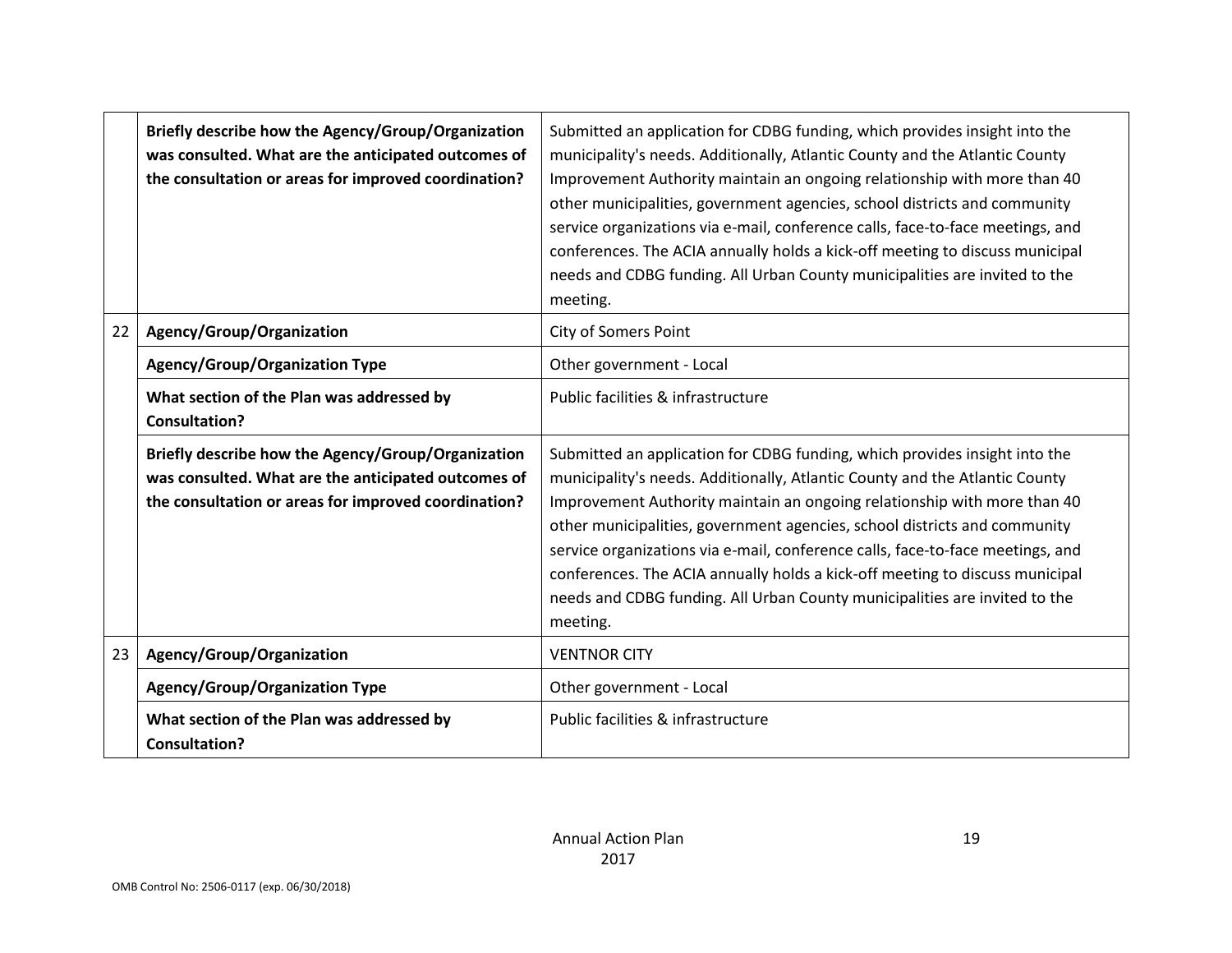| | | |
|---|---|---|
| | **Briefly describe how the Agency/Group/Organization was consulted. What are the anticipated outcomes of the consultation or areas for improved coordination?** | Submitted an application for CDBG funding, which provides insight into the municipality's needs. Additionally, Atlantic County and the Atlantic County Improvement Authority maintain an ongoing relationship with more than 40 other municipalities, government agencies, school districts and community service organizations via e-mail, conference calls, face-to-face meetings, and conferences. The ACIA annually holds a kick-off meeting to discuss municipal needs and CDBG funding. All Urban County municipalities are invited to the meeting. |
| 22 | **Agency/Group/Organization** | City of Somers Point |
| | **Agency/Group/Organization Type** | Other government - Local |
| | **What section of the Plan was addressed by Consultation?** | Public facilities & infrastructure |
| | **Briefly describe how the Agency/Group/Organization was consulted. What are the anticipated outcomes of the consultation or areas for improved coordination?** | Submitted an application for CDBG funding, which provides insight into the municipality's needs. Additionally, Atlantic County and the Atlantic County Improvement Authority maintain an ongoing relationship with more than 40 other municipalities, government agencies, school districts and community service organizations via e-mail, conference calls, face-to-face meetings, and conferences. The ACIA annually holds a kick-off meeting to discuss municipal needs and CDBG funding. All Urban County municipalities are invited to the meeting. |
| 23 | **Agency/Group/Organization** | VENTNOR CITY |
| | **Agency/Group/Organization Type** | Other government - Local |
| | **What section of the Plan was addressed by Consultation?** | Public facilities & infrastructure |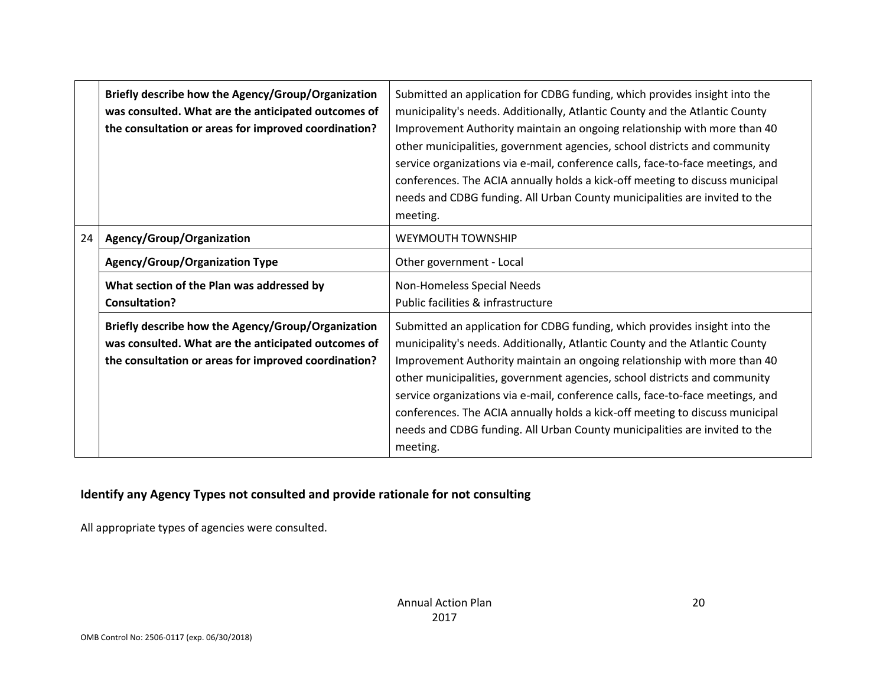|  |  |  |
| --- | --- | --- |
|  | **Briefly describe how the Agency/Group/Organization was consulted. What are the anticipated outcomes of the consultation or areas for improved coordination?** | Submitted an application for CDBG funding, which provides insight into the municipality's needs. Additionally, Atlantic County and the Atlantic County Improvement Authority maintain an ongoing relationship with more than 40 other municipalities, government agencies, school districts and community service organizations via e-mail, conference calls, face-to-face meetings, and conferences. The ACIA annually holds a kick-off meeting to discuss municipal needs and CDBG funding. All Urban County municipalities are invited to the meeting. |
| 24 | **Agency/Group/Organization** | WEYMOUTH TOWNSHIP |
|  | **Agency/Group/Organization Type** | Other government - Local |
|  | **What section of the Plan was addressed by Consultation?** | Non-Homeless Special Needs<br>Public facilities & infrastructure |
|  | **Briefly describe how the Agency/Group/Organization was consulted. What are the anticipated outcomes of the consultation or areas for improved coordination?** | Submitted an application for CDBG funding, which provides insight into the municipality's needs. Additionally, Atlantic County and the Atlantic County Improvement Authority maintain an ongoing relationship with more than 40 other municipalities, government agencies, school districts and community service organizations via e-mail, conference calls, face-to-face meetings, and conferences. The ACIA annually holds a kick-off meeting to discuss municipal needs and CDBG funding. All Urban County municipalities are invited to the meeting. |

### Identify any Agency Types not consulted and provide rationale for not consulting

All appropriate types of agencies were consulted.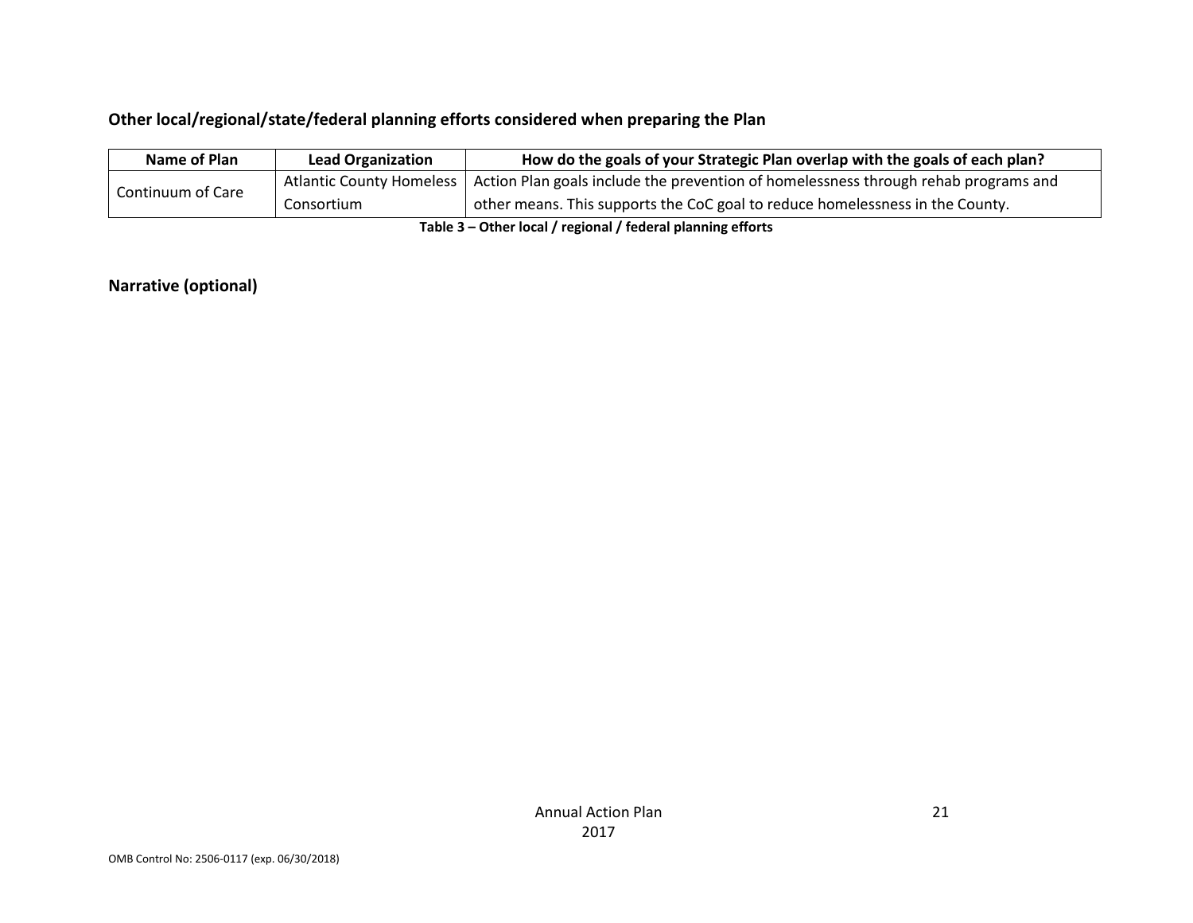### Other local/regional/state/federal planning efforts considered when preparing the Plan

| Name of Plan | Lead Organization | How do the goals of your Strategic Plan overlap with the goals of each plan? |
|---|---|---|
| Continuum of Care | Atlantic County Homeless Consortium | Action Plan goals include the prevention of homelessness through rehab programs and other means. This supports the CoC goal to reduce homelessness in the County. |

**Table 3 – Other local / regional / federal planning efforts**

### Narrative (optional)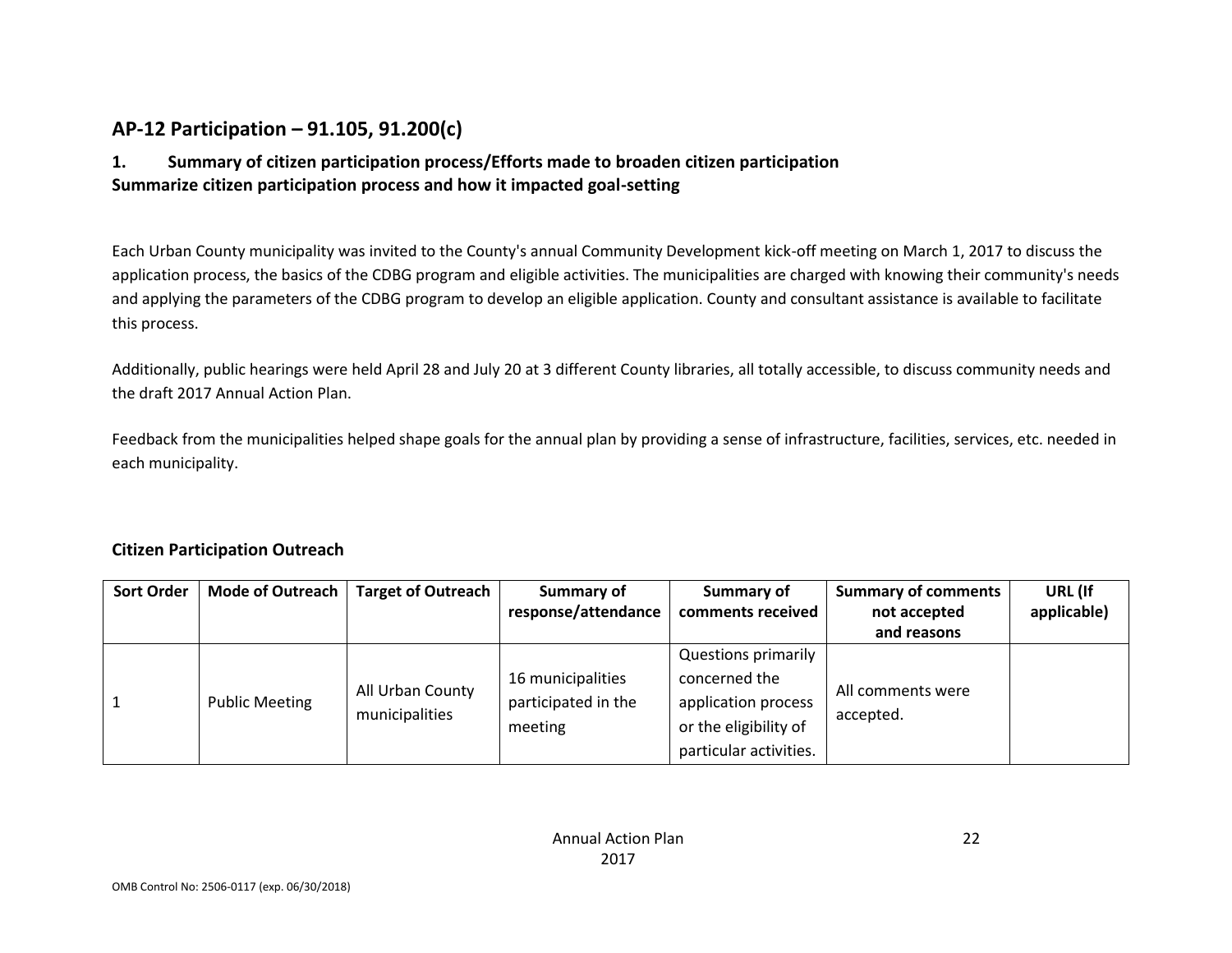## AP-12 Participation – 91.105, 91.200(c)

### 1. Summary of citizen participation process/Efforts made to broaden citizen participation

**Summarize citizen participation process and how it impacted goal-setting**

Each Urban County municipality was invited to the County's annual Community Development kick-off meeting on March 1, 2017 to discuss the application process, the basics of the CDBG program and eligible activities. The municipalities are charged with knowing their community's needs and applying the parameters of the CDBG program to develop an eligible application. County and consultant assistance is available to facilitate this process.

Additionally, public hearings were held April 28 and July 20 at 3 different County libraries, all totally accessible, to discuss community needs and the draft 2017 Annual Action Plan.

Feedback from the municipalities helped shape goals for the annual plan by providing a sense of infrastructure, facilities, services, etc. needed in each municipality.

### Citizen Participation Outreach

| Sort Order | Mode of Outreach | Target of Outreach | Summary of response/attendance | Summary of comments received | Summary of comments not accepted and reasons | URL (If applicable) |
|---|---|---|---|---|---|---|
| 1 | Public Meeting | All Urban County municipalities | 16 municipalities participated in the meeting | Questions primarily concerned the application process or the eligibility of particular activities. | All comments were accepted. | |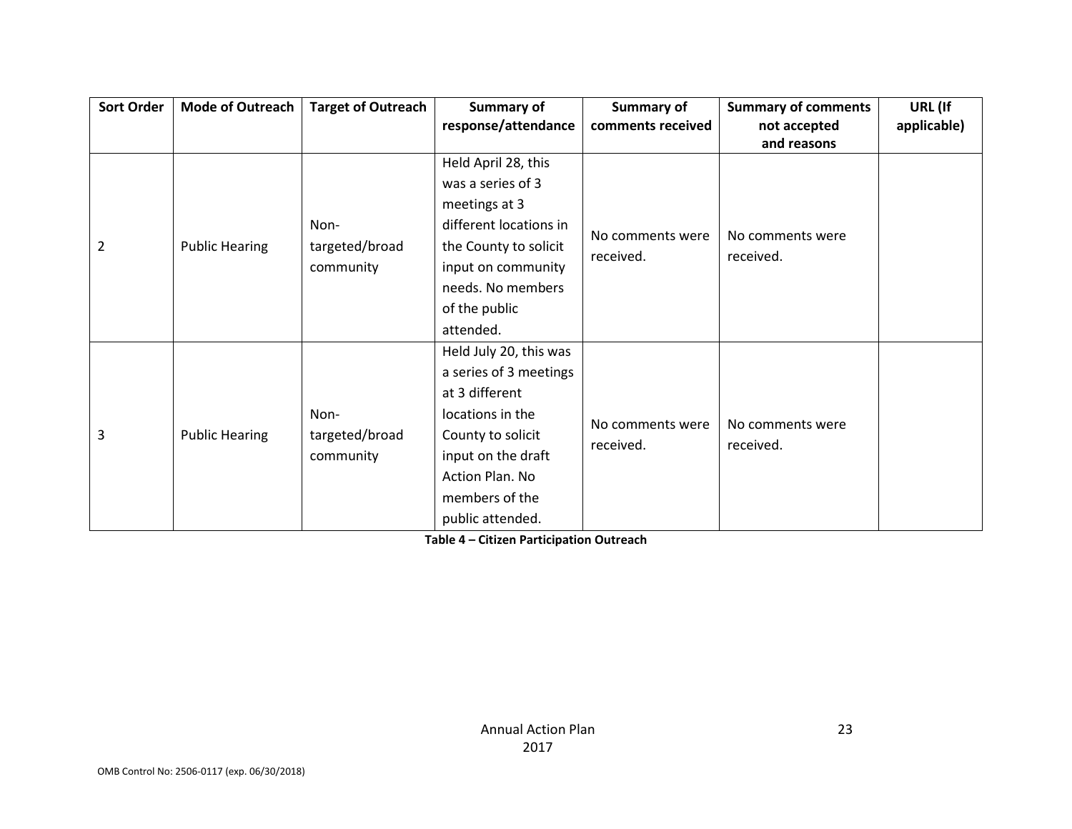| Sort Order | Mode of Outreach | Target of Outreach | Summary of response/attendance | Summary of comments received | Summary of comments not accepted and reasons | URL (If applicable) |
|---|---|---|---|---|---|---|
| 2 | Public Hearing | Non-targeted/broad community | Held April 28, this was a series of 3 meetings at 3 different locations in the County to solicit input on community needs. No members of the public attended. | No comments were received. | No comments were received. | |
| 3 | Public Hearing | Non-targeted/broad community | Held July 20, this was a series of 3 meetings at 3 different locations in the County to solicit input on the draft Action Plan. No members of the public attended. | No comments were received. | No comments were received. | |

**Table 4 – Citizen Participation Outreach**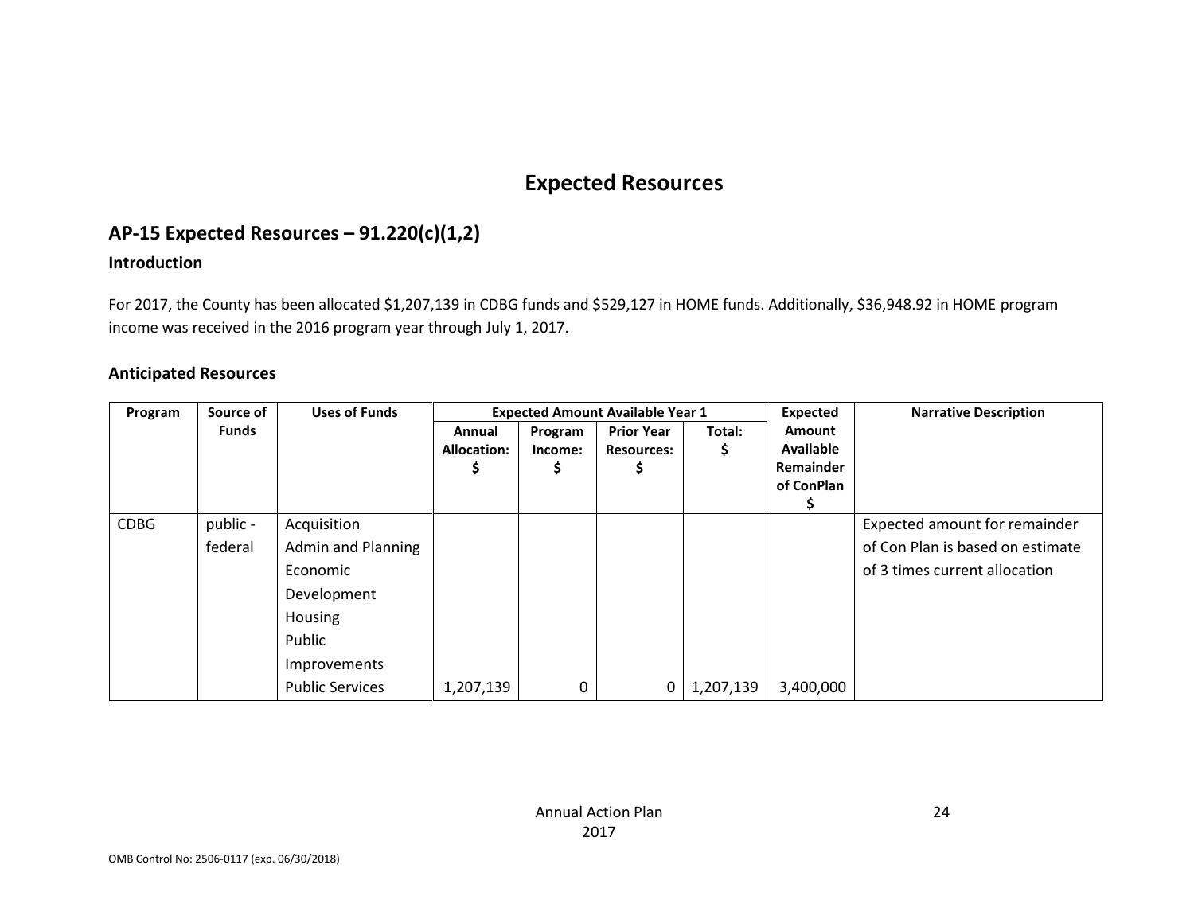# Expected Resources

## AP-15 Expected Resources – 91.220(c)(1,2)

### Introduction

For 2017, the County has been allocated $1,207,139 in CDBG funds and $529,127 in HOME funds. Additionally, $36,948.92 in HOME program income was received in the 2016 program year through July 1, 2017.

### Anticipated Resources

| Program | Source of Funds | Uses of Funds | Expected Amount Available Year 1 | | | | Expected Amount Available Remainder of ConPlan $ | Narrative Description |
|---|---|---|---|---|---|---|---|---|
| | | | Annual Allocation: $ | Program Income: $ | Prior Year Resources: $ | Total: $ | | |
| CDBG | public - federal | Acquisition<br>Admin and Planning<br>Economic Development<br>Housing<br>Public Improvements<br>Public Services | 1,207,139 | 0 | 0 | 1,207,139 | 3,400,000 | Expected amount for remainder of Con Plan is based on estimate of 3 times current allocation |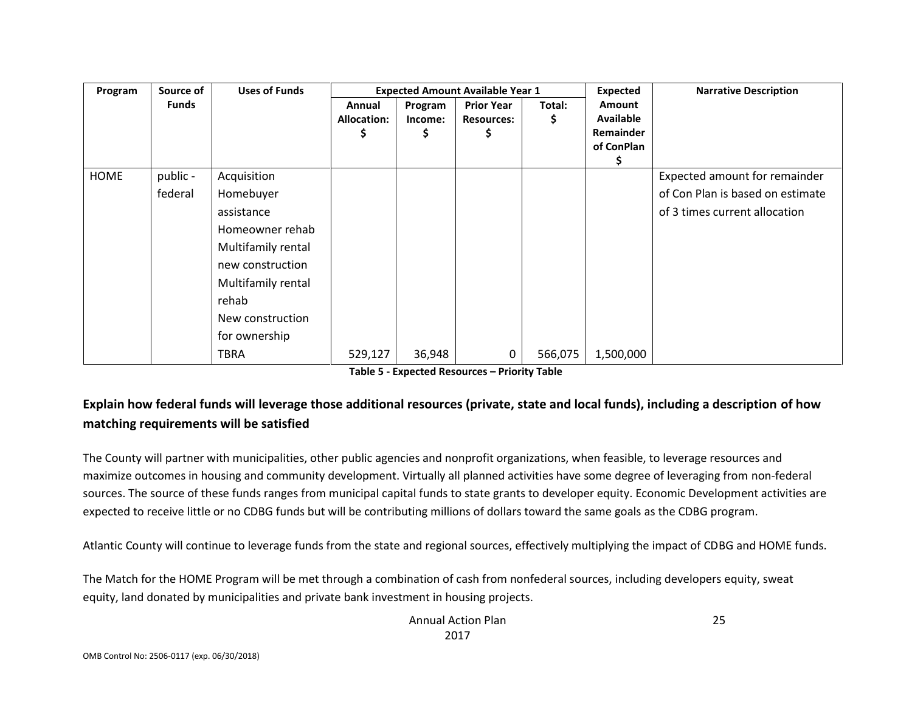| Program | Source of Funds | Uses of Funds | Expected Amount Available Year 1 | | | | Expected Amount Available Remainder of ConPlan $ | Narrative Description |
|---|---|---|---|---|---|---|---|---|
| | | | Annual Allocation: $ | Program Income: $ | Prior Year Resources: $ | Total: $ | | |
| HOME | public - federal | Acquisition Homebuyer assistance Homeowner rehab Multifamily rental new construction Multifamily rental rehab New construction for ownership TBRA | 529,127 | 36,948 | 0 | 566,075 | 1,500,000 | Expected amount for remainder of Con Plan is based on estimate of 3 times current allocation |

**Table 5 - Expected Resources – Priority Table**

## Explain how federal funds will leverage those additional resources (private, state and local funds), including a description of how matching requirements will be satisfied

The County will partner with municipalities, other public agencies and nonprofit organizations, when feasible, to leverage resources and maximize outcomes in housing and community development. Virtually all planned activities have some degree of leveraging from non-federal sources. The source of these funds ranges from municipal capital funds to state grants to developer equity. Economic Development activities are expected to receive little or no CDBG funds but will be contributing millions of dollars toward the same goals as the CDBG program.

Atlantic County will continue to leverage funds from the state and regional sources, effectively multiplying the impact of CDBG and HOME funds.

The Match for the HOME Program will be met through a combination of cash from nonfederal sources, including developers equity, sweat equity, land donated by municipalities and private bank investment in housing projects.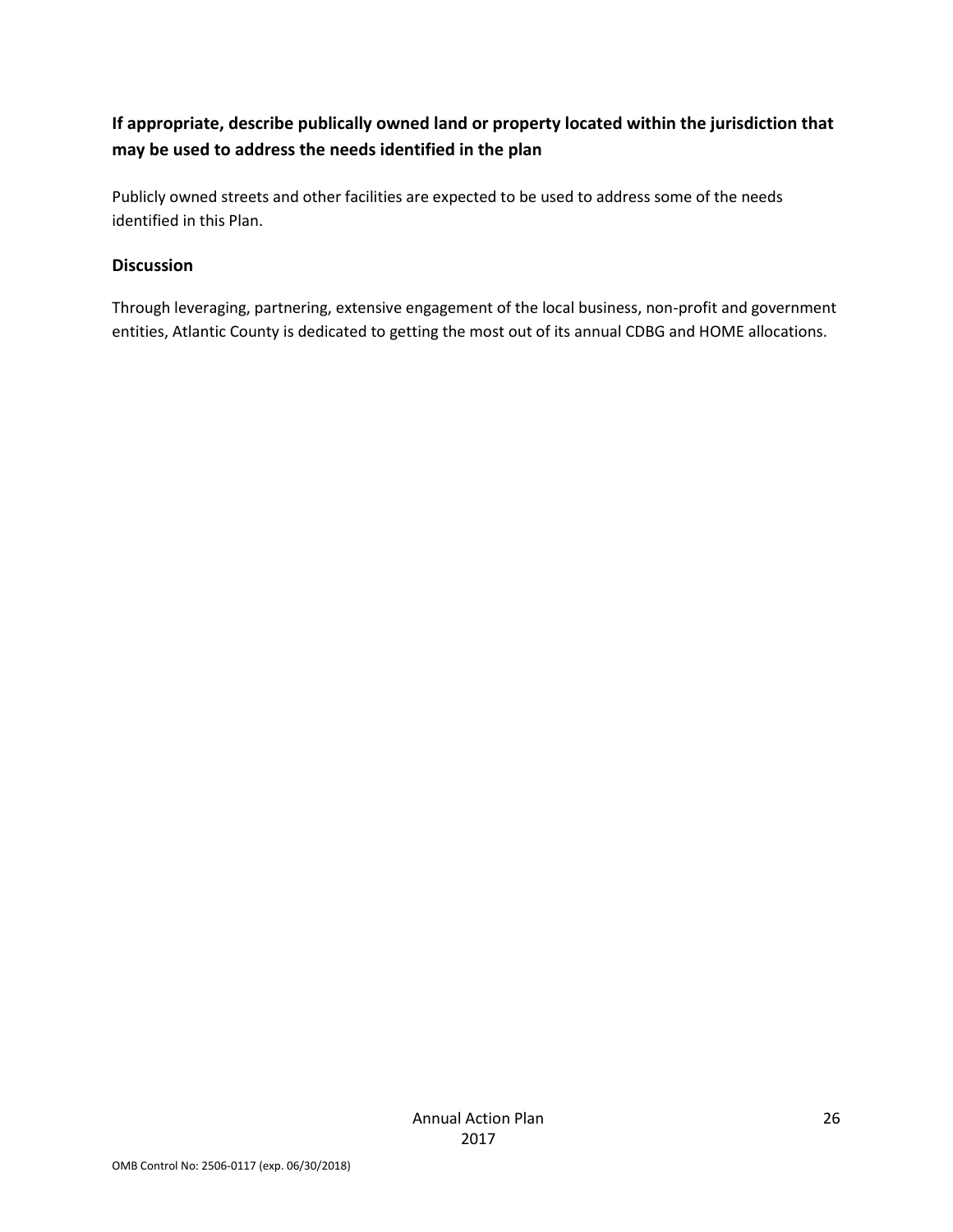**If appropriate, describe publically owned land or property located within the jurisdiction that may be used to address the needs identified in the plan**

Publicly owned streets and other facilities are expected to be used to address some of the needs identified in this Plan.

**Discussion**

Through leveraging, partnering, extensive engagement of the local business, non-profit and government entities, Atlantic County is dedicated to getting the most out of its annual CDBG and HOME allocations.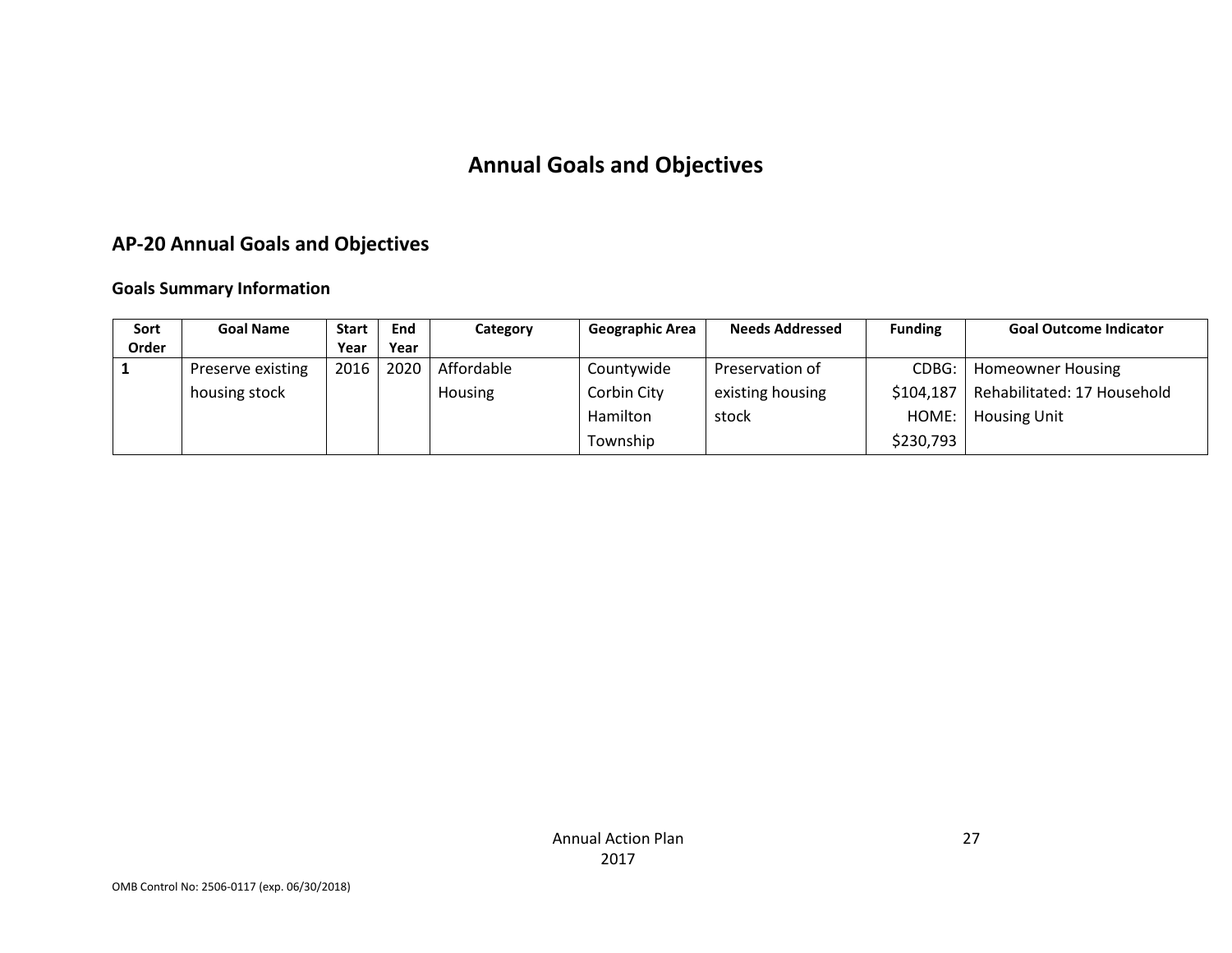# Annual Goals and Objectives

## AP-20 Annual Goals and Objectives

### Goals Summary Information

| Sort Order | Goal Name | Start Year | End Year | Category | Geographic Area | Needs Addressed | Funding | Goal Outcome Indicator |
|---|---|---|---|---|---|---|---|---|
| 1 | Preserve existing housing stock | 2016 | 2020 | Affordable Housing | Countywide Corbin City Hamilton Township | Preservation of existing housing stock | CDBG: $104,187 HOME: $230,793 | Homeowner Housing Rehabilitated: 17 Household Housing Unit |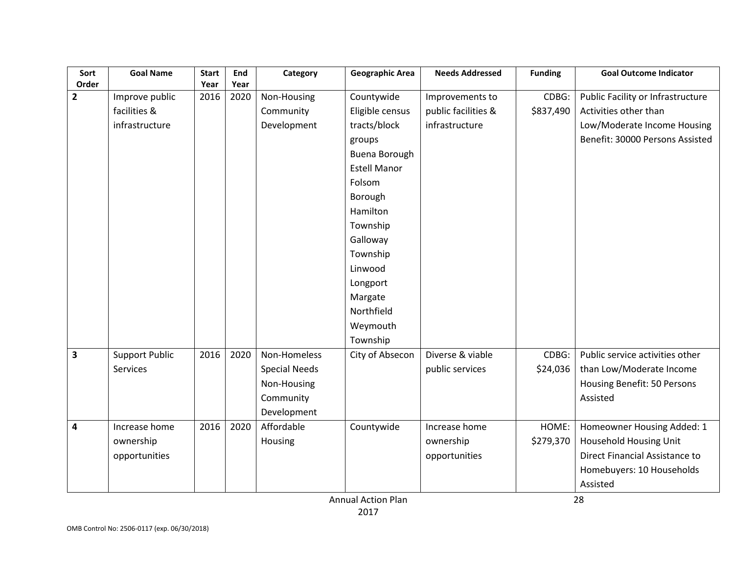| Sort Order | Goal Name | Start Year | End Year | Category | Geographic Area | Needs Addressed | Funding | Goal Outcome Indicator |
|---|---|---|---|---|---|---|---|---|
| **2** | Improve public facilities & infrastructure | 2016 | 2020 | Non-Housing Community Development | Countywide Eligible census tracts/block groups Buena Borough Estell Manor Folsom Borough Hamilton Township Galloway Township Linwood Longport Margate Northfield Weymouth Township | Improvements to public facilities & infrastructure | CDBG: $837,490 | Public Facility or Infrastructure Activities other than Low/Moderate Income Housing Benefit: 30000 Persons Assisted |
| **3** | Support Public Services | 2016 | 2020 | Non-Homeless Special Needs Non-Housing Community Development | City of Absecon | Diverse & viable public services | CDBG: $24,036 | Public service activities other than Low/Moderate Income Housing Benefit: 50 Persons Assisted |
| **4** | Increase home ownership opportunities | 2016 | 2020 | Affordable Housing | Countywide | Increase home ownership opportunities | HOME: $279,370 | Homeowner Housing Added: 1 Household Housing Unit Direct Financial Assistance to Homebuyers: 10 Households Assisted |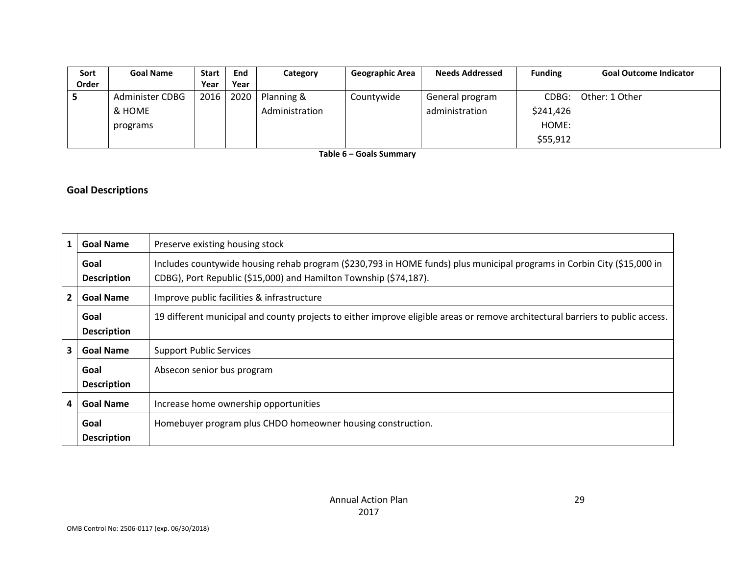| Sort Order | Goal Name | Start Year | End Year | Category | Geographic Area | Needs Addressed | Funding | Goal Outcome Indicator |
|---|---|---|---|---|---|---|---|---|
| 5 | Administer CDBG & HOME programs | 2016 | 2020 | Planning & Administration | Countywide | General program administration | CDBG: $241,426 HOME: $55,912 | Other: 1 Other |

**Table 6 – Goals Summary**

## Goal Descriptions

| | | |
|---|---|---|
| 1 | **Goal Name** | Preserve existing housing stock |
| | **Goal Description** | Includes countywide housing rehab program ($230,793 in HOME funds) plus municipal programs in Corbin City ($15,000 in CDBG), Port Republic ($15,000) and Hamilton Township ($74,187). |
| 2 | **Goal Name** | Improve public facilities & infrastructure |
| | **Goal Description** | 19 different municipal and county projects to either improve eligible areas or remove architectural barriers to public access. |
| 3 | **Goal Name** | Support Public Services |
| | **Goal Description** | Absecon senior bus program |
| 4 | **Goal Name** | Increase home ownership opportunities |
| | **Goal Description** | Homebuyer program plus CHDO homeowner housing construction. |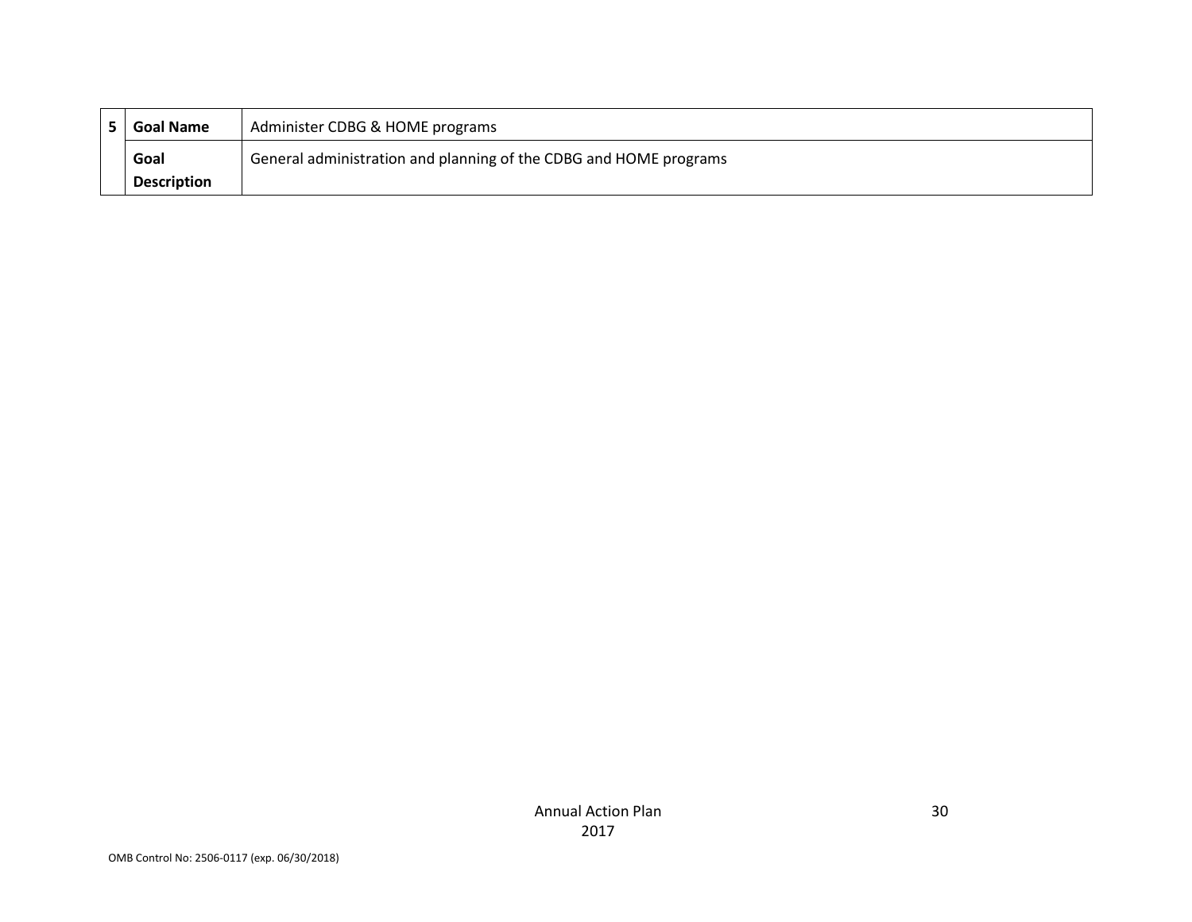| 5 | Goal Name | Administer CDBG & HOME programs |
|---|---|---|
| | **Goal Description** | General administration and planning of the CDBG and HOME programs |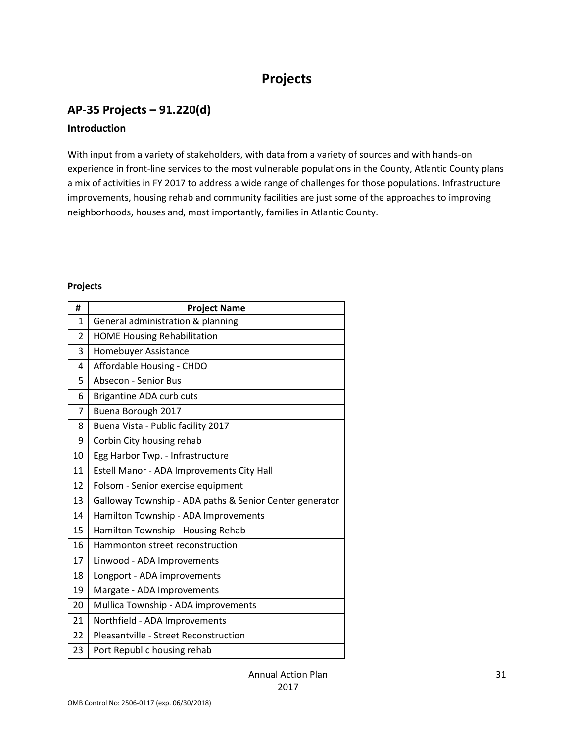# Projects

## AP-35 Projects – 91.220(d)

### Introduction

With input from a variety of stakeholders, with data from a variety of sources and with hands-on experience in front-line services to the most vulnerable populations in the County, Atlantic County plans a mix of activities in FY 2017 to address a wide range of challenges for those populations. Infrastructure improvements, housing rehab and community facilities are just some of the approaches to improving neighborhoods, houses and, most importantly, families in Atlantic County.

**Projects**

| # | Project Name |
|---|---|
| 1 | General administration & planning |
| 2 | HOME Housing Rehabilitation |
| 3 | Homebuyer Assistance |
| 4 | Affordable Housing - CHDO |
| 5 | Absecon - Senior Bus |
| 6 | Brigantine ADA curb cuts |
| 7 | Buena Borough 2017 |
| 8 | Buena Vista - Public facility 2017 |
| 9 | Corbin City housing rehab |
| 10 | Egg Harbor Twp. - Infrastructure |
| 11 | Estell Manor - ADA Improvements City Hall |
| 12 | Folsom - Senior exercise equipment |
| 13 | Galloway Township - ADA paths & Senior Center generator |
| 14 | Hamilton Township - ADA Improvements |
| 15 | Hamilton Township - Housing Rehab |
| 16 | Hammonton street reconstruction |
| 17 | Linwood - ADA Improvements |
| 18 | Longport - ADA improvements |
| 19 | Margate - ADA Improvements |
| 20 | Mullica Township - ADA improvements |
| 21 | Northfield - ADA Improvements |
| 22 | Pleasantville - Street Reconstruction |
| 23 | Port Republic housing rehab |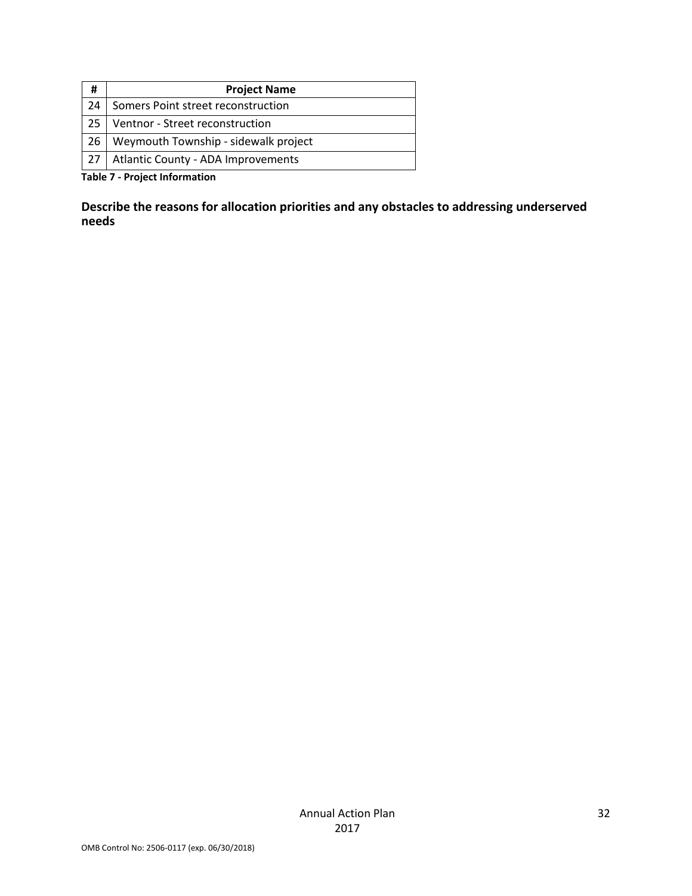| # | Project Name |
| --- | --- |
| 24 | Somers Point street reconstruction |
| 25 | Ventnor - Street reconstruction |
| 26 | Weymouth Township - sidewalk project |
| 27 | Atlantic County - ADA Improvements |

**Table 7 - Project Information**

**Describe the reasons for allocation priorities and any obstacles to addressing underserved needs**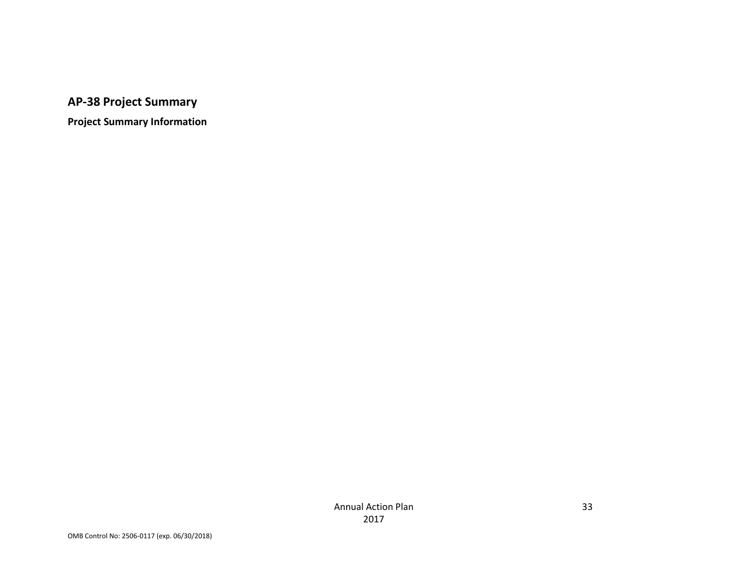## AP-38 Project Summary

### Project Summary Information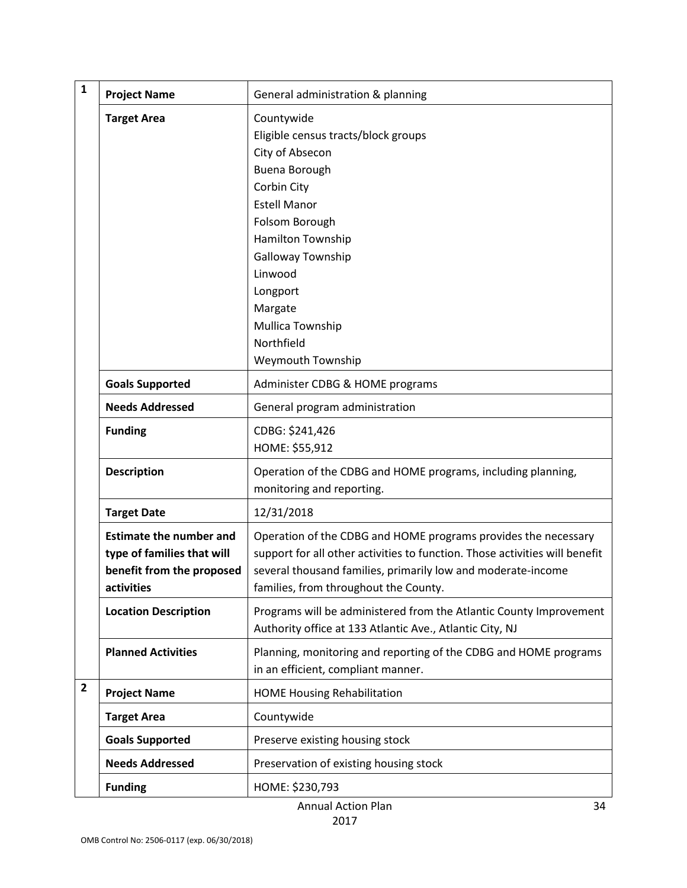| | | |
|---|---|---|
| 1 | **Project Name** | General administration & planning |
| | **Target Area** | Countywide<br>Eligible census tracts/block groups<br>City of Absecon<br>Buena Borough<br>Corbin City<br>Estell Manor<br>Folsom Borough<br>Hamilton Township<br>Galloway Township<br>Linwood<br>Longport<br>Margate<br>Mullica Township<br>Northfield<br>Weymouth Township |
| | **Goals Supported** | Administer CDBG & HOME programs |
| | **Needs Addressed** | General program administration |
| | **Funding** | CDBG: $241,426<br>HOME: $55,912 |
| | **Description** | Operation of the CDBG and HOME programs, including planning, monitoring and reporting. |
| | **Target Date** | 12/31/2018 |
| | **Estimate the number and type of families that will benefit from the proposed activities** | Operation of the CDBG and HOME programs provides the necessary support for all other activities to function. Those activities will benefit several thousand families, primarily low and moderate-income families, from throughout the County. |
| | **Location Description** | Programs will be administered from the Atlantic County Improvement Authority office at 133 Atlantic Ave., Atlantic City, NJ |
| | **Planned Activities** | Planning, monitoring and reporting of the CDBG and HOME programs in an efficient, compliant manner. |
| 2 | **Project Name** | HOME Housing Rehabilitation |
| | **Target Area** | Countywide |
| | **Goals Supported** | Preserve existing housing stock |
| | **Needs Addressed** | Preservation of existing housing stock |
| | **Funding** | HOME: $230,793 |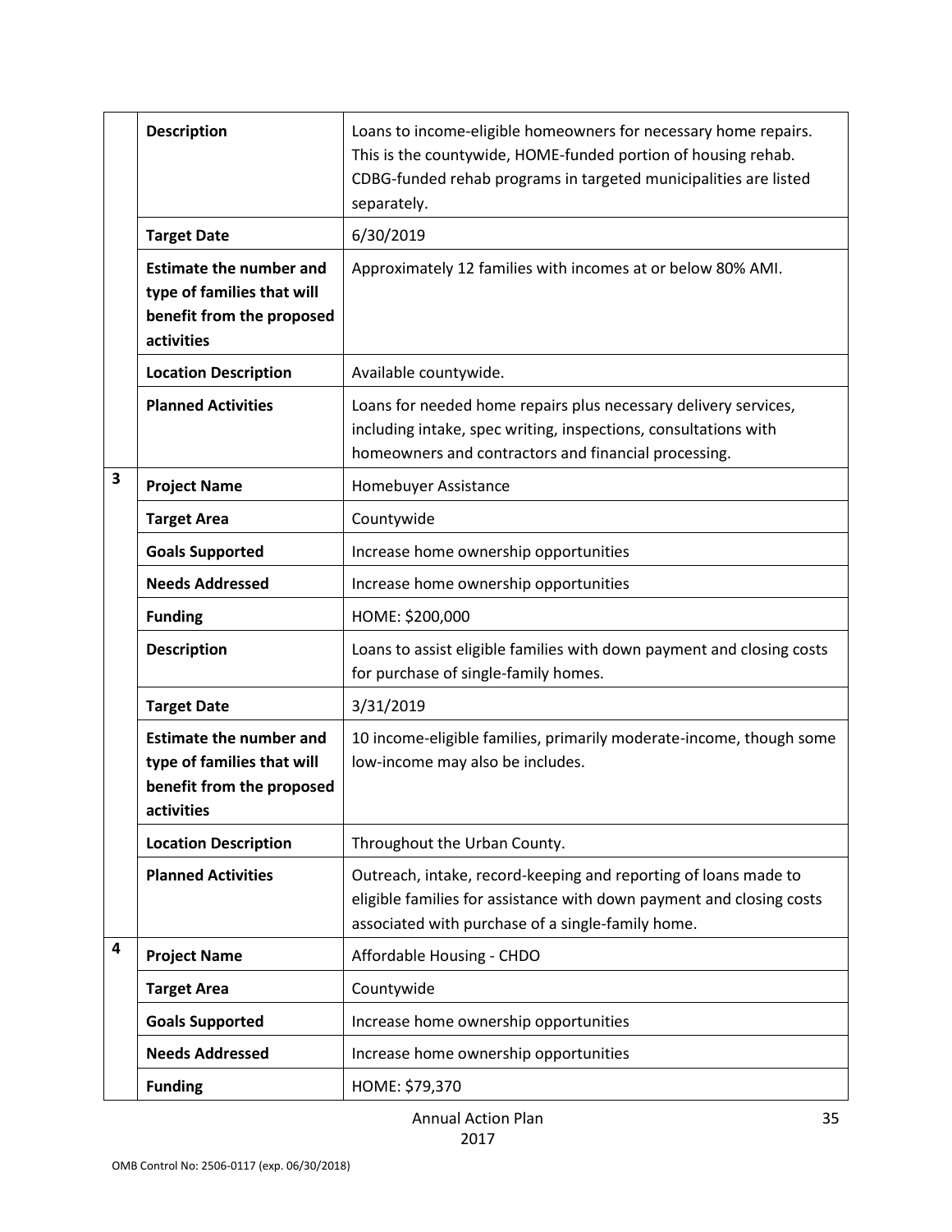| | | |
|---|---|---|
| | **Description** | Loans to income-eligible homeowners for necessary home repairs. This is the countywide, HOME-funded portion of housing rehab. CDBG-funded rehab programs in targeted municipalities are listed separately. |
| | **Target Date** | 6/30/2019 |
| | **Estimate the number and type of families that will benefit from the proposed activities** | Approximately 12 families with incomes at or below 80% AMI. |
| | **Location Description** | Available countywide. |
| | **Planned Activities** | Loans for needed home repairs plus necessary delivery services, including intake, spec writing, inspections, consultations with homeowners and contractors and financial processing. |
| **3** | **Project Name** | Homebuyer Assistance |
| | **Target Area** | Countywide |
| | **Goals Supported** | Increase home ownership opportunities |
| | **Needs Addressed** | Increase home ownership opportunities |
| | **Funding** | HOME: $200,000 |
| | **Description** | Loans to assist eligible families with down payment and closing costs for purchase of single-family homes. |
| | **Target Date** | 3/31/2019 |
| | **Estimate the number and type of families that will benefit from the proposed activities** | 10 income-eligible families, primarily moderate-income, though some low-income may also be includes. |
| | **Location Description** | Throughout the Urban County. |
| | **Planned Activities** | Outreach, intake, record-keeping and reporting of loans made to eligible families for assistance with down payment and closing costs associated with purchase of a single-family home. |
| **4** | **Project Name** | Affordable Housing - CHDO |
| | **Target Area** | Countywide |
| | **Goals Supported** | Increase home ownership opportunities |
| | **Needs Addressed** | Increase home ownership opportunities |
| | **Funding** | HOME: $79,370 |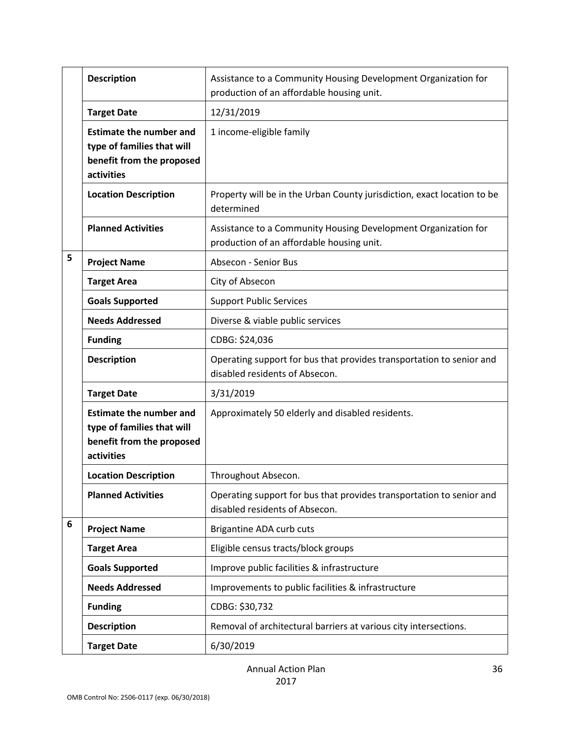| | | |
|---|---|---|
| | **Description** | Assistance to a Community Housing Development Organization for production of an affordable housing unit. |
| | **Target Date** | 12/31/2019 |
| | **Estimate the number and type of families that will benefit from the proposed activities** | 1 income-eligible family |
| | **Location Description** | Property will be in the Urban County jurisdiction, exact location to be determined |
| | **Planned Activities** | Assistance to a Community Housing Development Organization for production of an affordable housing unit. |
| **5** | **Project Name** | Absecon - Senior Bus |
| | **Target Area** | City of Absecon |
| | **Goals Supported** | Support Public Services |
| | **Needs Addressed** | Diverse & viable public services |
| | **Funding** | CDBG: $24,036 |
| | **Description** | Operating support for bus that provides transportation to senior and disabled residents of Absecon. |
| | **Target Date** | 3/31/2019 |
| | **Estimate the number and type of families that will benefit from the proposed activities** | Approximately 50 elderly and disabled residents. |
| | **Location Description** | Throughout Absecon. |
| | **Planned Activities** | Operating support for bus that provides transportation to senior and disabled residents of Absecon. |
| **6** | **Project Name** | Brigantine ADA curb cuts |
| | **Target Area** | Eligible census tracts/block groups |
| | **Goals Supported** | Improve public facilities & infrastructure |
| | **Needs Addressed** | Improvements to public facilities & infrastructure |
| | **Funding** | CDBG: $30,732 |
| | **Description** | Removal of architectural barriers at various city intersections. |
| | **Target Date** | 6/30/2019 |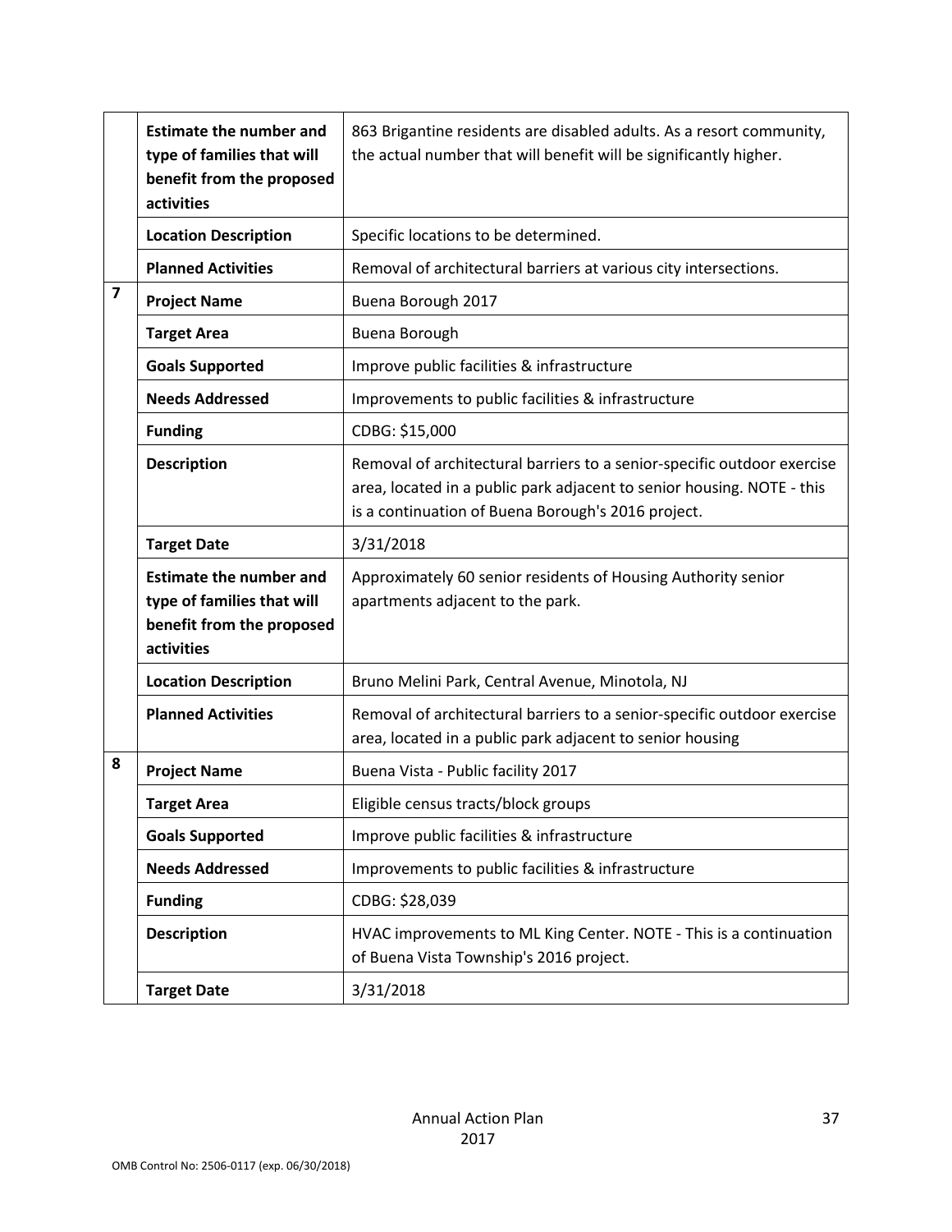| | | |
|---|---|---|
| | **Estimate the number and type of families that will benefit from the proposed activities** | 863 Brigantine residents are disabled adults. As a resort community, the actual number that will benefit will be significantly higher. |
| | **Location Description** | Specific locations to be determined. |
| | **Planned Activities** | Removal of architectural barriers at various city intersections. |
| **7** | **Project Name** | Buena Borough 2017 |
| | **Target Area** | Buena Borough |
| | **Goals Supported** | Improve public facilities & infrastructure |
| | **Needs Addressed** | Improvements to public facilities & infrastructure |
| | **Funding** | CDBG: $15,000 |
| | **Description** | Removal of architectural barriers to a senior-specific outdoor exercise area, located in a public park adjacent to senior housing. NOTE - this is a continuation of Buena Borough's 2016 project. |
| | **Target Date** | 3/31/2018 |
| | **Estimate the number and type of families that will benefit from the proposed activities** | Approximately 60 senior residents of Housing Authority senior apartments adjacent to the park. |
| | **Location Description** | Bruno Melini Park, Central Avenue, Minotola, NJ |
| | **Planned Activities** | Removal of architectural barriers to a senior-specific outdoor exercise area, located in a public park adjacent to senior housing |
| **8** | **Project Name** | Buena Vista - Public facility 2017 |
| | **Target Area** | Eligible census tracts/block groups |
| | **Goals Supported** | Improve public facilities & infrastructure |
| | **Needs Addressed** | Improvements to public facilities & infrastructure |
| | **Funding** | CDBG: $28,039 |
| | **Description** | HVAC improvements to ML King Center. NOTE - This is a continuation of Buena Vista Township's 2016 project. |
| | **Target Date** | 3/31/2018 |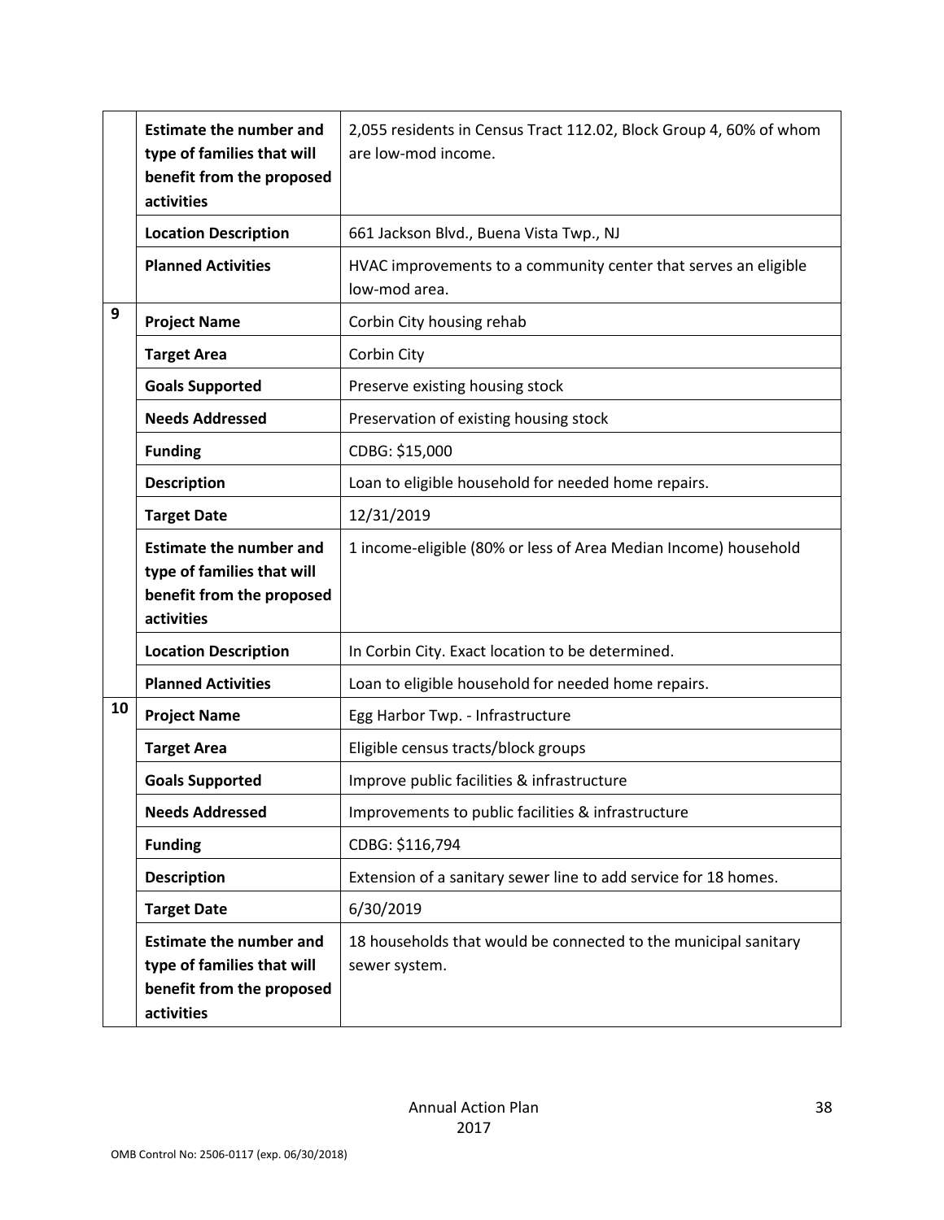| | | |
|---|---|---|
| | **Estimate the number and type of families that will benefit from the proposed activities** | 2,055 residents in Census Tract 112.02, Block Group 4, 60% of whom are low-mod income. |
| | **Location Description** | 661 Jackson Blvd., Buena Vista Twp., NJ |
| | **Planned Activities** | HVAC improvements to a community center that serves an eligible low-mod area. |
| 9 | **Project Name** | Corbin City housing rehab |
| | **Target Area** | Corbin City |
| | **Goals Supported** | Preserve existing housing stock |
| | **Needs Addressed** | Preservation of existing housing stock |
| | **Funding** | CDBG: $15,000 |
| | **Description** | Loan to eligible household for needed home repairs. |
| | **Target Date** | 12/31/2019 |
| | **Estimate the number and type of families that will benefit from the proposed activities** | 1 income-eligible (80% or less of Area Median Income) household |
| | **Location Description** | In Corbin City. Exact location to be determined. |
| | **Planned Activities** | Loan to eligible household for needed home repairs. |
| 10 | **Project Name** | Egg Harbor Twp. - Infrastructure |
| | **Target Area** | Eligible census tracts/block groups |
| | **Goals Supported** | Improve public facilities & infrastructure |
| | **Needs Addressed** | Improvements to public facilities & infrastructure |
| | **Funding** | CDBG: $116,794 |
| | **Description** | Extension of a sanitary sewer line to add service for 18 homes. |
| | **Target Date** | 6/30/2019 |
| | **Estimate the number and type of families that will benefit from the proposed activities** | 18 households that would be connected to the municipal sanitary sewer system. |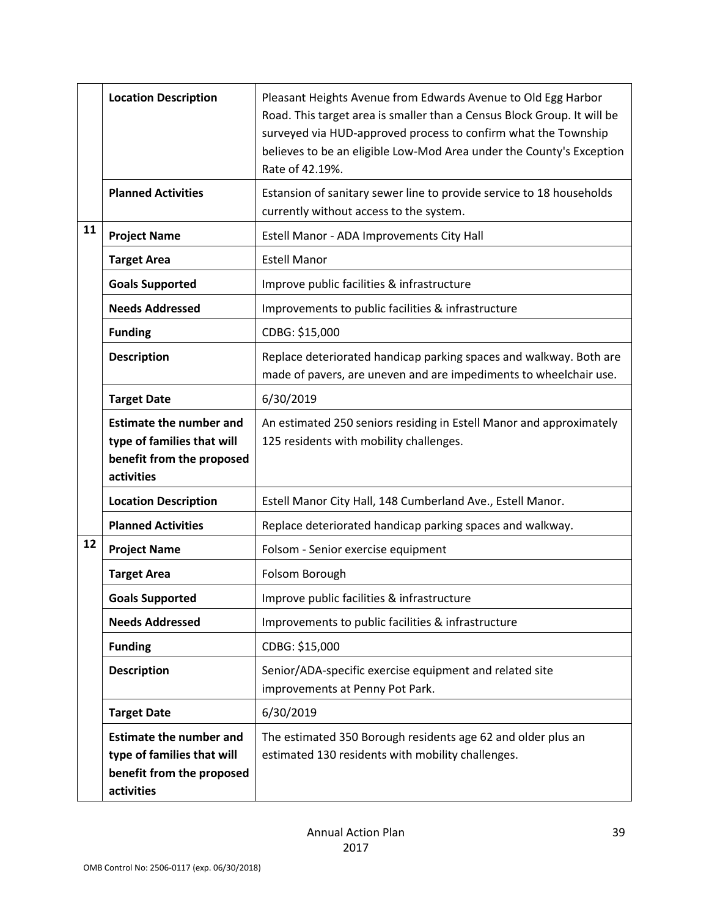| | | |
|---|---|---|
| | **Location Description** | Pleasant Heights Avenue from Edwards Avenue to Old Egg Harbor Road. This target area is smaller than a Census Block Group. It will be surveyed via HUD-approved process to confirm what the Township believes to be an eligible Low-Mod Area under the County's Exception Rate of 42.19%. |
| | **Planned Activities** | Estansion of sanitary sewer line to provide service to 18 households currently without access to the system. |
| **11** | **Project Name** | Estell Manor - ADA Improvements City Hall |
| | **Target Area** | Estell Manor |
| | **Goals Supported** | Improve public facilities & infrastructure |
| | **Needs Addressed** | Improvements to public facilities & infrastructure |
| | **Funding** | CDBG: $15,000 |
| | **Description** | Replace deteriorated handicap parking spaces and walkway. Both are made of pavers, are uneven and are impediments to wheelchair use. |
| | **Target Date** | 6/30/2019 |
| | **Estimate the number and type of families that will benefit from the proposed activities** | An estimated 250 seniors residing in Estell Manor and approximately 125 residents with mobility challenges. |
| | **Location Description** | Estell Manor City Hall, 148 Cumberland Ave., Estell Manor. |
| | **Planned Activities** | Replace deteriorated handicap parking spaces and walkway. |
| **12** | **Project Name** | Folsom - Senior exercise equipment |
| | **Target Area** | Folsom Borough |
| | **Goals Supported** | Improve public facilities & infrastructure |
| | **Needs Addressed** | Improvements to public facilities & infrastructure |
| | **Funding** | CDBG: $15,000 |
| | **Description** | Senior/ADA-specific exercise equipment and related site improvements at Penny Pot Park. |
| | **Target Date** | 6/30/2019 |
| | **Estimate the number and type of families that will benefit from the proposed activities** | The estimated 350 Borough residents age 62 and older plus an estimated 130 residents with mobility challenges. |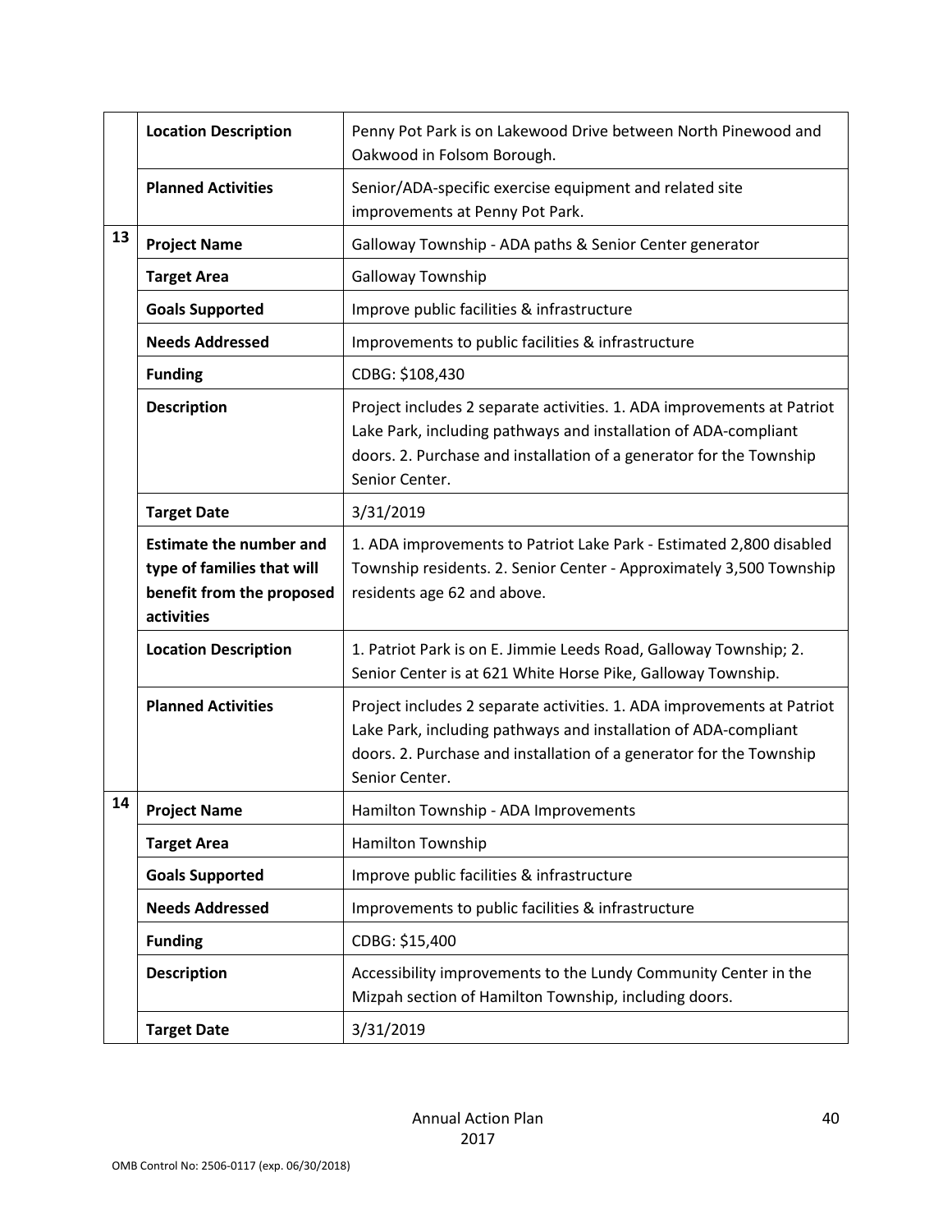| | | |
|---|---|---|
| | **Location Description** | Penny Pot Park is on Lakewood Drive between North Pinewood and Oakwood in Folsom Borough. |
| | **Planned Activities** | Senior/ADA-specific exercise equipment and related site improvements at Penny Pot Park. |
| **13** | **Project Name** | Galloway Township - ADA paths & Senior Center generator |
| | **Target Area** | Galloway Township |
| | **Goals Supported** | Improve public facilities & infrastructure |
| | **Needs Addressed** | Improvements to public facilities & infrastructure |
| | **Funding** | CDBG: $108,430 |
| | **Description** | Project includes 2 separate activities. 1. ADA improvements at Patriot Lake Park, including pathways and installation of ADA-compliant doors. 2. Purchase and installation of a generator for the Township Senior Center. |
| | **Target Date** | 3/31/2019 |
| | **Estimate the number and type of families that will benefit from the proposed activities** | 1. ADA improvements to Patriot Lake Park - Estimated 2,800 disabled Township residents. 2. Senior Center - Approximately 3,500 Township residents age 62 and above. |
| | **Location Description** | 1. Patriot Park is on E. Jimmie Leeds Road, Galloway Township; 2. Senior Center is at 621 White Horse Pike, Galloway Township. |
| | **Planned Activities** | Project includes 2 separate activities. 1. ADA improvements at Patriot Lake Park, including pathways and installation of ADA-compliant doors. 2. Purchase and installation of a generator for the Township Senior Center. |
| **14** | **Project Name** | Hamilton Township - ADA Improvements |
| | **Target Area** | Hamilton Township |
| | **Goals Supported** | Improve public facilities & infrastructure |
| | **Needs Addressed** | Improvements to public facilities & infrastructure |
| | **Funding** | CDBG: $15,400 |
| | **Description** | Accessibility improvements to the Lundy Community Center in the Mizpah section of Hamilton Township, including doors. |
| | **Target Date** | 3/31/2019 |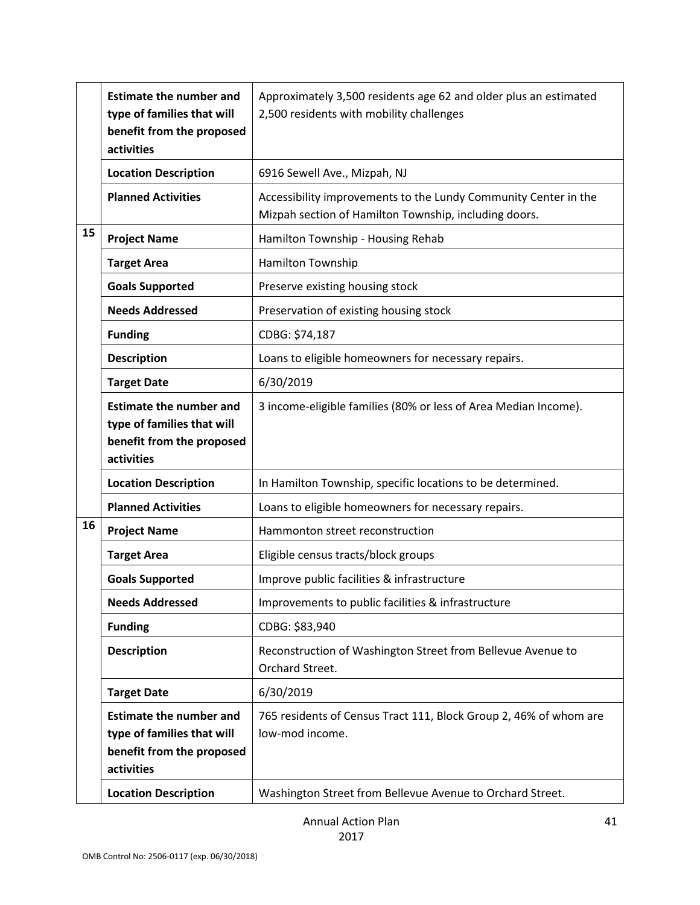| | | |
|---|---|---|
| | **Estimate the number and type of families that will benefit from the proposed activities** | Approximately 3,500 residents age 62 and older plus an estimated 2,500 residents with mobility challenges |
| | **Location Description** | 6916 Sewell Ave., Mizpah, NJ |
| | **Planned Activities** | Accessibility improvements to the Lundy Community Center in the Mizpah section of Hamilton Township, including doors. |
| **15** | **Project Name** | Hamilton Township - Housing Rehab |
| | **Target Area** | Hamilton Township |
| | **Goals Supported** | Preserve existing housing stock |
| | **Needs Addressed** | Preservation of existing housing stock |
| | **Funding** | CDBG: $74,187 |
| | **Description** | Loans to eligible homeowners for necessary repairs. |
| | **Target Date** | 6/30/2019 |
| | **Estimate the number and type of families that will benefit from the proposed activities** | 3 income-eligible families (80% or less of Area Median Income). |
| | **Location Description** | In Hamilton Township, specific locations to be determined. |
| | **Planned Activities** | Loans to eligible homeowners for necessary repairs. |
| **16** | **Project Name** | Hammonton street reconstruction |
| | **Target Area** | Eligible census tracts/block groups |
| | **Goals Supported** | Improve public facilities & infrastructure |
| | **Needs Addressed** | Improvements to public facilities & infrastructure |
| | **Funding** | CDBG: $83,940 |
| | **Description** | Reconstruction of Washington Street from Bellevue Avenue to Orchard Street. |
| | **Target Date** | 6/30/2019 |
| | **Estimate the number and type of families that will benefit from the proposed activities** | 765 residents of Census Tract 111, Block Group 2, 46% of whom are low-mod income. |
| | **Location Description** | Washington Street from Bellevue Avenue to Orchard Street. |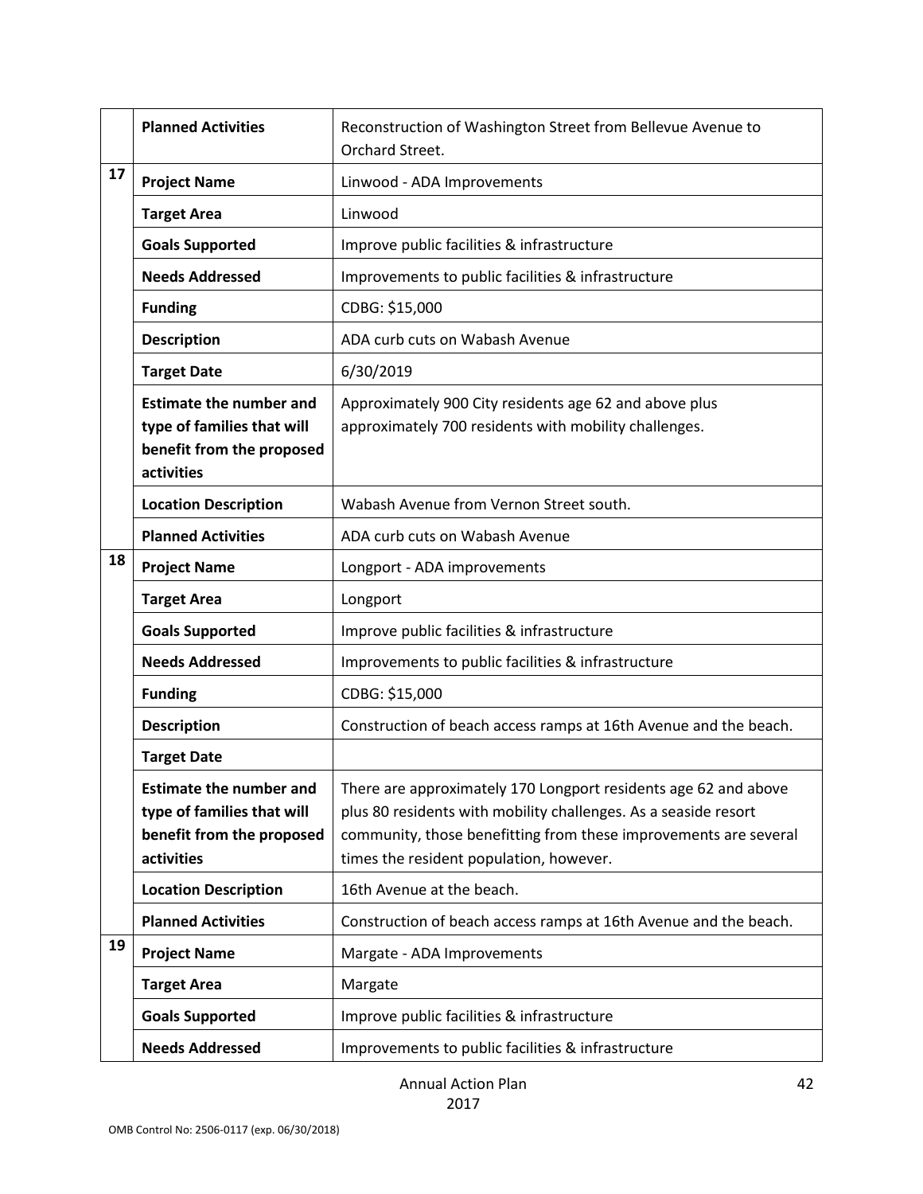| | | |
|---|---|---|
| | **Planned Activities** | Reconstruction of Washington Street from Bellevue Avenue to Orchard Street. |
| 17 | **Project Name** | Linwood - ADA Improvements |
| | **Target Area** | Linwood |
| | **Goals Supported** | Improve public facilities & infrastructure |
| | **Needs Addressed** | Improvements to public facilities & infrastructure |
| | **Funding** | CDBG: $15,000 |
| | **Description** | ADA curb cuts on Wabash Avenue |
| | **Target Date** | 6/30/2019 |
| | **Estimate the number and type of families that will benefit from the proposed activities** | Approximately 900 City residents age 62 and above plus approximately 700 residents with mobility challenges. |
| | **Location Description** | Wabash Avenue from Vernon Street south. |
| | **Planned Activities** | ADA curb cuts on Wabash Avenue |
| 18 | **Project Name** | Longport - ADA improvements |
| | **Target Area** | Longport |
| | **Goals Supported** | Improve public facilities & infrastructure |
| | **Needs Addressed** | Improvements to public facilities & infrastructure |
| | **Funding** | CDBG: $15,000 |
| | **Description** | Construction of beach access ramps at 16th Avenue and the beach. |
| | **Target Date** | |
| | **Estimate the number and type of families that will benefit from the proposed activities** | There are approximately 170 Longport residents age 62 and above plus 80 residents with mobility challenges. As a seaside resort community, those benefitting from these improvements are several times the resident population, however. |
| | **Location Description** | 16th Avenue at the beach. |
| | **Planned Activities** | Construction of beach access ramps at 16th Avenue and the beach. |
| 19 | **Project Name** | Margate - ADA Improvements |
| | **Target Area** | Margate |
| | **Goals Supported** | Improve public facilities & infrastructure |
| | **Needs Addressed** | Improvements to public facilities & infrastructure |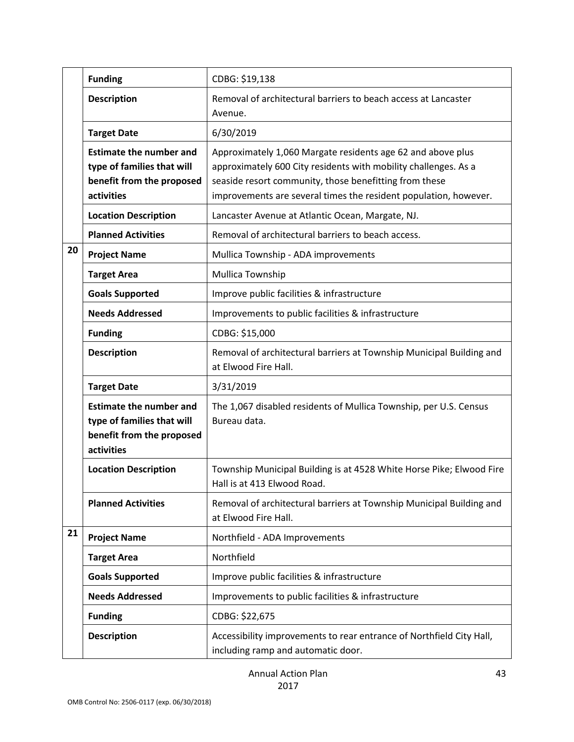| | | |
|---|---|---|
| | **Funding** | CDBG: $19,138 |
| | **Description** | Removal of architectural barriers to beach access at Lancaster Avenue. |
| | **Target Date** | 6/30/2019 |
| | **Estimate the number and type of families that will benefit from the proposed activities** | Approximately 1,060 Margate residents age 62 and above plus approximately 600 City residents with mobility challenges. As a seaside resort community, those benefitting from these improvements are several times the resident population, however. |
| | **Location Description** | Lancaster Avenue at Atlantic Ocean, Margate, NJ. |
| | **Planned Activities** | Removal of architectural barriers to beach access. |
| 20 | **Project Name** | Mullica Township - ADA improvements |
| | **Target Area** | Mullica Township |
| | **Goals Supported** | Improve public facilities & infrastructure |
| | **Needs Addressed** | Improvements to public facilities & infrastructure |
| | **Funding** | CDBG: $15,000 |
| | **Description** | Removal of architectural barriers at Township Municipal Building and at Elwood Fire Hall. |
| | **Target Date** | 3/31/2019 |
| | **Estimate the number and type of families that will benefit from the proposed activities** | The 1,067 disabled residents of Mullica Township, per U.S. Census Bureau data. |
| | **Location Description** | Township Municipal Building is at 4528 White Horse Pike; Elwood Fire Hall is at 413 Elwood Road. |
| | **Planned Activities** | Removal of architectural barriers at Township Municipal Building and at Elwood Fire Hall. |
| 21 | **Project Name** | Northfield - ADA Improvements |
| | **Target Area** | Northfield |
| | **Goals Supported** | Improve public facilities & infrastructure |
| | **Needs Addressed** | Improvements to public facilities & infrastructure |
| | **Funding** | CDBG: $22,675 |
| | **Description** | Accessibility improvements to rear entrance of Northfield City Hall, including ramp and automatic door. |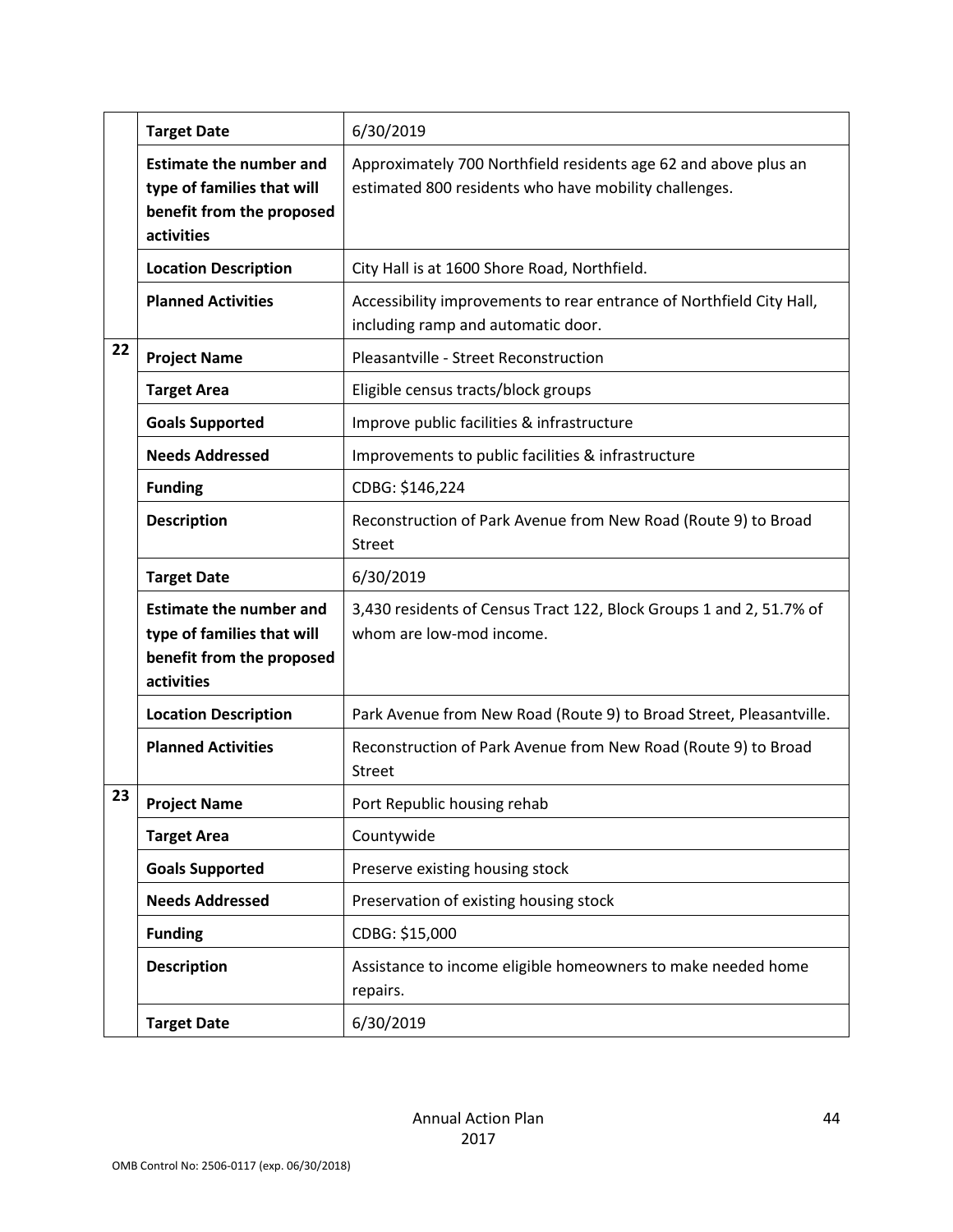| | | |
|---|---|---|
| | **Target Date** | 6/30/2019 |
| | **Estimate the number and type of families that will benefit from the proposed activities** | Approximately 700 Northfield residents age 62 and above plus an estimated 800 residents who have mobility challenges. |
| | **Location Description** | City Hall is at 1600 Shore Road, Northfield. |
| | **Planned Activities** | Accessibility improvements to rear entrance of Northfield City Hall, including ramp and automatic door. |
| **22** | **Project Name** | Pleasantville - Street Reconstruction |
| | **Target Area** | Eligible census tracts/block groups |
| | **Goals Supported** | Improve public facilities & infrastructure |
| | **Needs Addressed** | Improvements to public facilities & infrastructure |
| | **Funding** | CDBG: $146,224 |
| | **Description** | Reconstruction of Park Avenue from New Road (Route 9) to Broad Street |
| | **Target Date** | 6/30/2019 |
| | **Estimate the number and type of families that will benefit from the proposed activities** | 3,430 residents of Census Tract 122, Block Groups 1 and 2, 51.7% of whom are low-mod income. |
| | **Location Description** | Park Avenue from New Road (Route 9) to Broad Street, Pleasantville. |
| | **Planned Activities** | Reconstruction of Park Avenue from New Road (Route 9) to Broad Street |
| **23** | **Project Name** | Port Republic housing rehab |
| | **Target Area** | Countywide |
| | **Goals Supported** | Preserve existing housing stock |
| | **Needs Addressed** | Preservation of existing housing stock |
| | **Funding** | CDBG: $15,000 |
| | **Description** | Assistance to income eligible homeowners to make needed home repairs. |
| | **Target Date** | 6/30/2019 |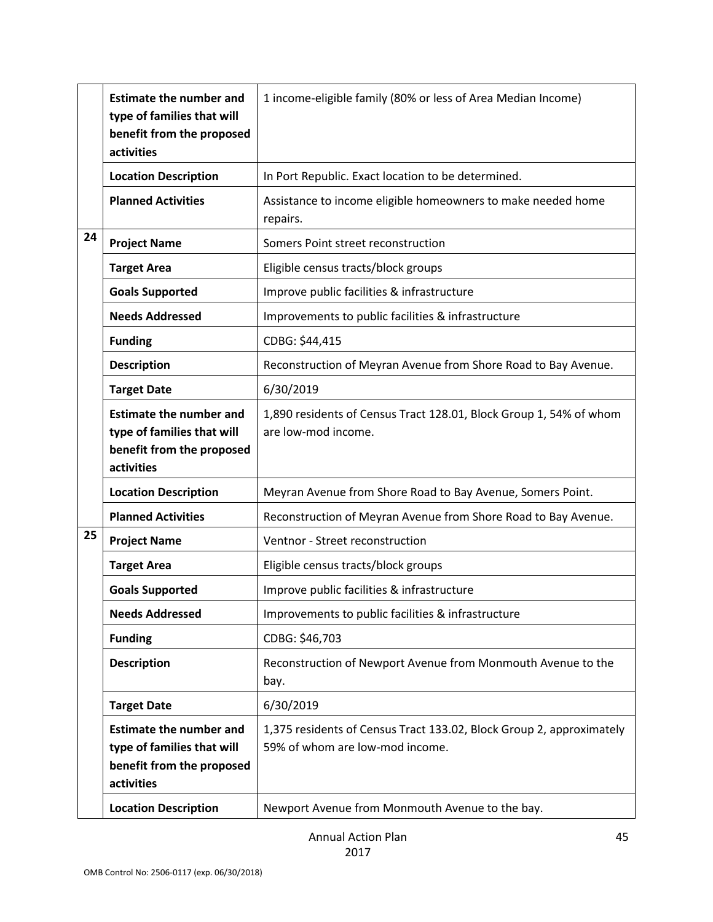| | | |
|---|---|---|
| | **Estimate the number and type of families that will benefit from the proposed activities** | 1 income-eligible family (80% or less of Area Median Income) |
| | **Location Description** | In Port Republic. Exact location to be determined. |
| | **Planned Activities** | Assistance to income eligible homeowners to make needed home repairs. |
| 24 | **Project Name** | Somers Point street reconstruction |
| | **Target Area** | Eligible census tracts/block groups |
| | **Goals Supported** | Improve public facilities & infrastructure |
| | **Needs Addressed** | Improvements to public facilities & infrastructure |
| | **Funding** | CDBG: $44,415 |
| | **Description** | Reconstruction of Meyran Avenue from Shore Road to Bay Avenue. |
| | **Target Date** | 6/30/2019 |
| | **Estimate the number and type of families that will benefit from the proposed activities** | 1,890 residents of Census Tract 128.01, Block Group 1, 54% of whom are low-mod income. |
| | **Location Description** | Meyran Avenue from Shore Road to Bay Avenue, Somers Point. |
| | **Planned Activities** | Reconstruction of Meyran Avenue from Shore Road to Bay Avenue. |
| 25 | **Project Name** | Ventnor - Street reconstruction |
| | **Target Area** | Eligible census tracts/block groups |
| | **Goals Supported** | Improve public facilities & infrastructure |
| | **Needs Addressed** | Improvements to public facilities & infrastructure |
| | **Funding** | CDBG: $46,703 |
| | **Description** | Reconstruction of Newport Avenue from Monmouth Avenue to the bay. |
| | **Target Date** | 6/30/2019 |
| | **Estimate the number and type of families that will benefit from the proposed activities** | 1,375 residents of Census Tract 133.02, Block Group 2, approximately 59% of whom are low-mod income. |
| | **Location Description** | Newport Avenue from Monmouth Avenue to the bay. |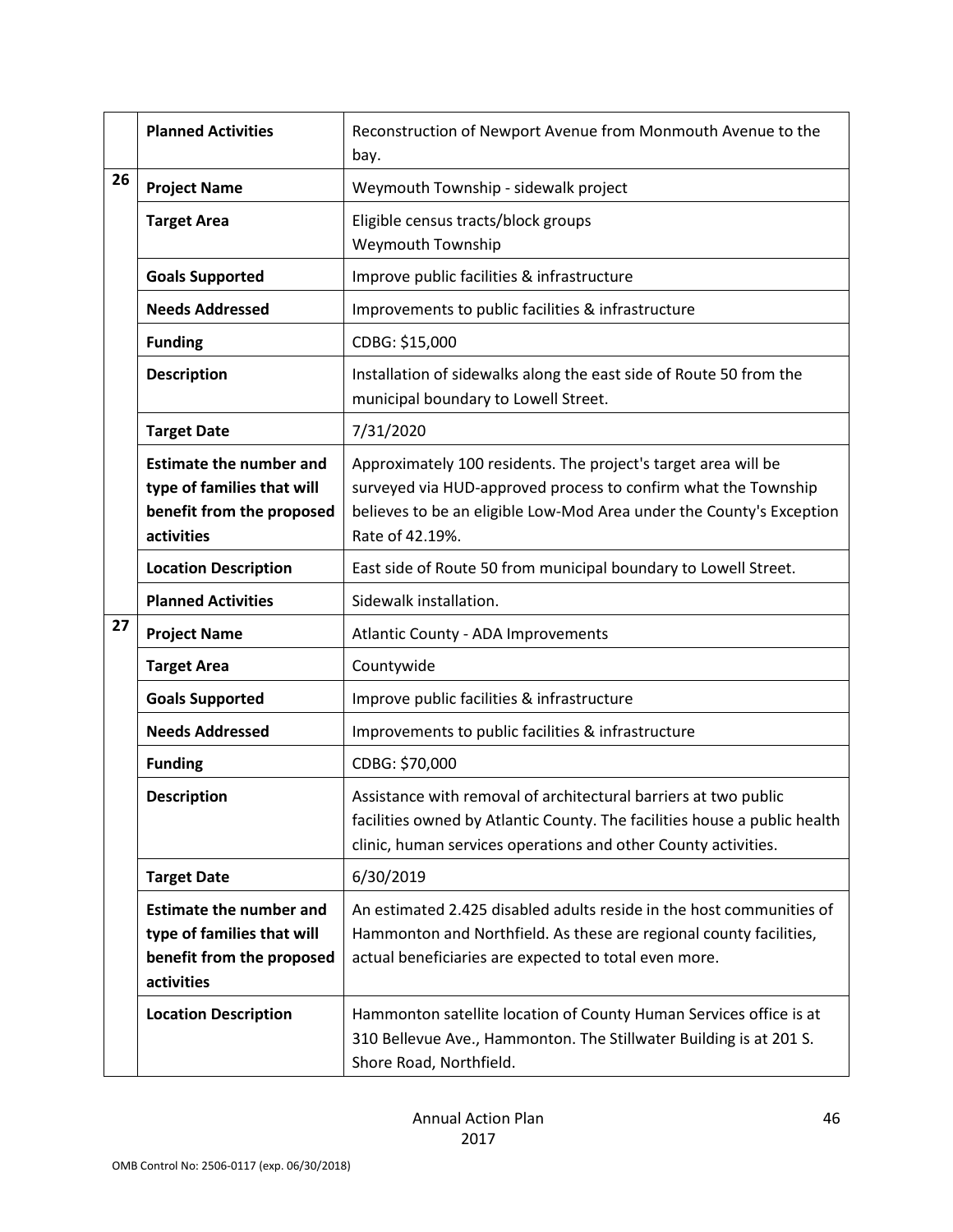| | | |
|---|---|---|
| | **Planned Activities** | Reconstruction of Newport Avenue from Monmouth Avenue to the bay. |
| **26** | **Project Name** | Weymouth Township - sidewalk project |
| | **Target Area** | Eligible census tracts/block groups<br>Weymouth Township |
| | **Goals Supported** | Improve public facilities & infrastructure |
| | **Needs Addressed** | Improvements to public facilities & infrastructure |
| | **Funding** | CDBG: $15,000 |
| | **Description** | Installation of sidewalks along the east side of Route 50 from the municipal boundary to Lowell Street. |
| | **Target Date** | 7/31/2020 |
| | **Estimate the number and type of families that will benefit from the proposed activities** | Approximately 100 residents. The project's target area will be surveyed via HUD-approved process to confirm what the Township believes to be an eligible Low-Mod Area under the County's Exception Rate of 42.19%. |
| | **Location Description** | East side of Route 50 from municipal boundary to Lowell Street. |
| | **Planned Activities** | Sidewalk installation. |
| **27** | **Project Name** | Atlantic County - ADA Improvements |
| | **Target Area** | Countywide |
| | **Goals Supported** | Improve public facilities & infrastructure |
| | **Needs Addressed** | Improvements to public facilities & infrastructure |
| | **Funding** | CDBG: $70,000 |
| | **Description** | Assistance with removal of architectural barriers at two public facilities owned by Atlantic County. The facilities house a public health clinic, human services operations and other County activities. |
| | **Target Date** | 6/30/2019 |
| | **Estimate the number and type of families that will benefit from the proposed activities** | An estimated 2.425 disabled adults reside in the host communities of Hammonton and Northfield. As these are regional county facilities, actual beneficiaries are expected to total even more. |
| | **Location Description** | Hammonton satellite location of County Human Services office is at 310 Bellevue Ave., Hammonton. The Stillwater Building is at 201 S. Shore Road, Northfield. |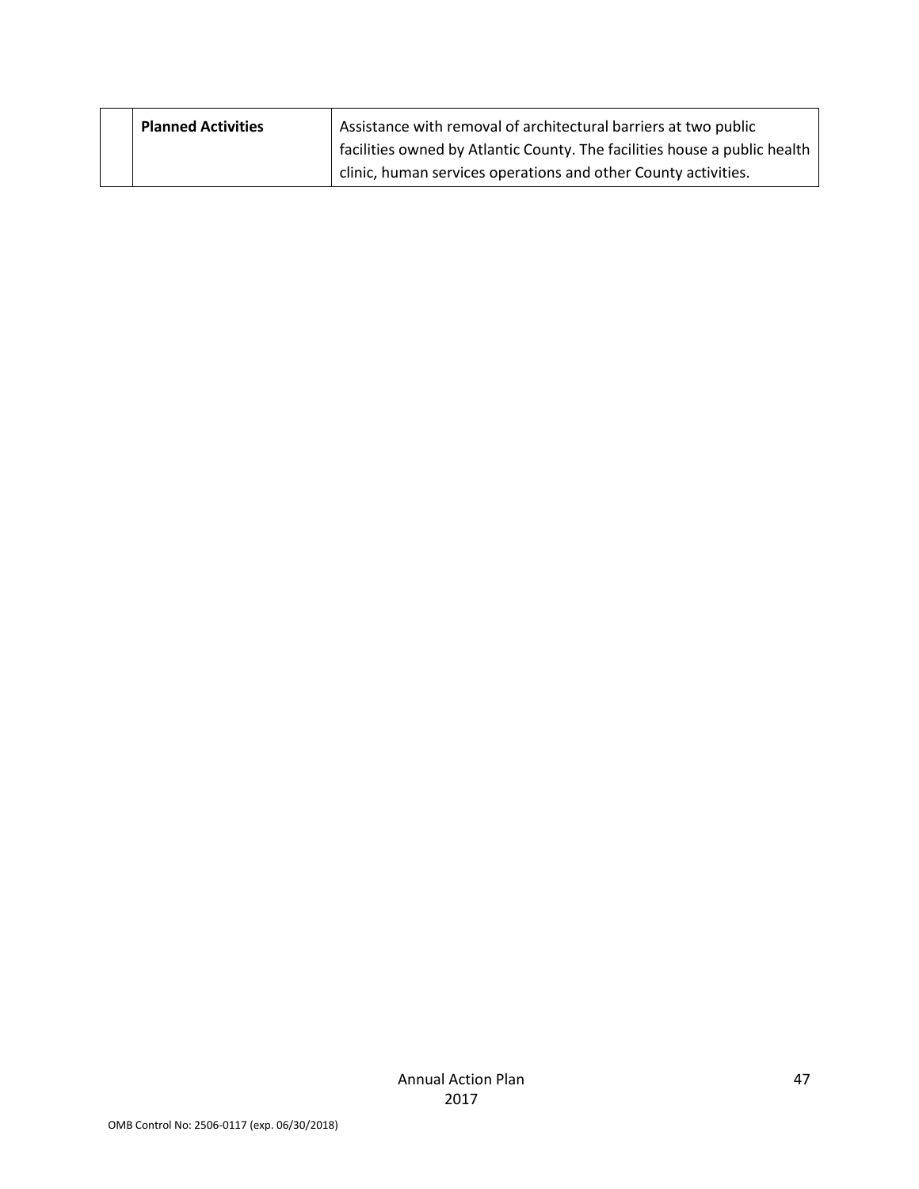| | | |
|---|---|---|
| | **Planned Activities** | Assistance with removal of architectural barriers at two public facilities owned by Atlantic County. The facilities house a public health clinic, human services operations and other County activities. |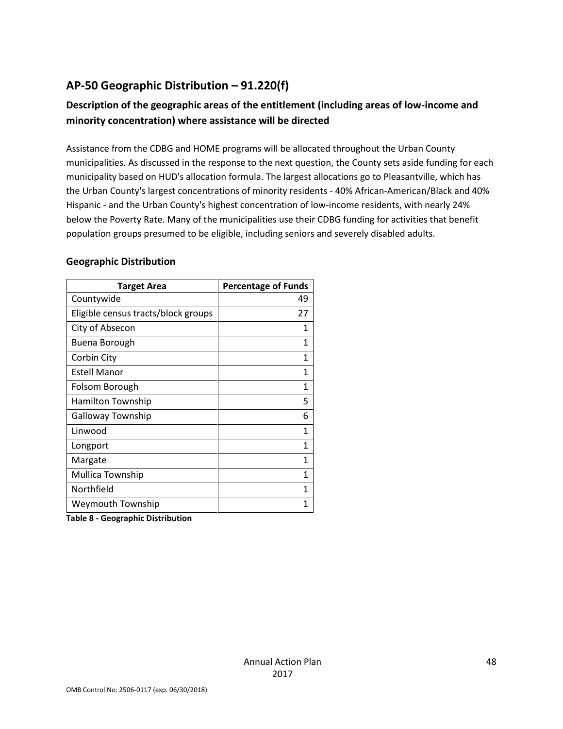## AP-50 Geographic Distribution – 91.220(f)

### Description of the geographic areas of the entitlement (including areas of low-income and minority concentration) where assistance will be directed

Assistance from the CDBG and HOME programs will be allocated throughout the Urban County municipalities. As discussed in the response to the next question, the County sets aside funding for each municipality based on HUD's allocation formula. The largest allocations go to Pleasantville, which has the Urban County's largest concentrations of minority residents - 40% African-American/Black and 40% Hispanic - and the Urban County's highest concentration of low-income residents, with nearly 24% below the Poverty Rate. Many of the municipalities use their CDBG funding for activities that benefit population groups presumed to be eligible, including seniors and severely disabled adults.

### Geographic Distribution

| Target Area | Percentage of Funds |
|---|---|
| Countywide | 49 |
| Eligible census tracts/block groups | 27 |
| City of Absecon | 1 |
| Buena Borough | 1 |
| Corbin City | 1 |
| Estell Manor | 1 |
| Folsom Borough | 1 |
| Hamilton Township | 5 |
| Galloway Township | 6 |
| Linwood | 1 |
| Longport | 1 |
| Margate | 1 |
| Mullica Township | 1 |
| Northfield | 1 |
| Weymouth Township | 1 |

**Table 8 - Geographic Distribution**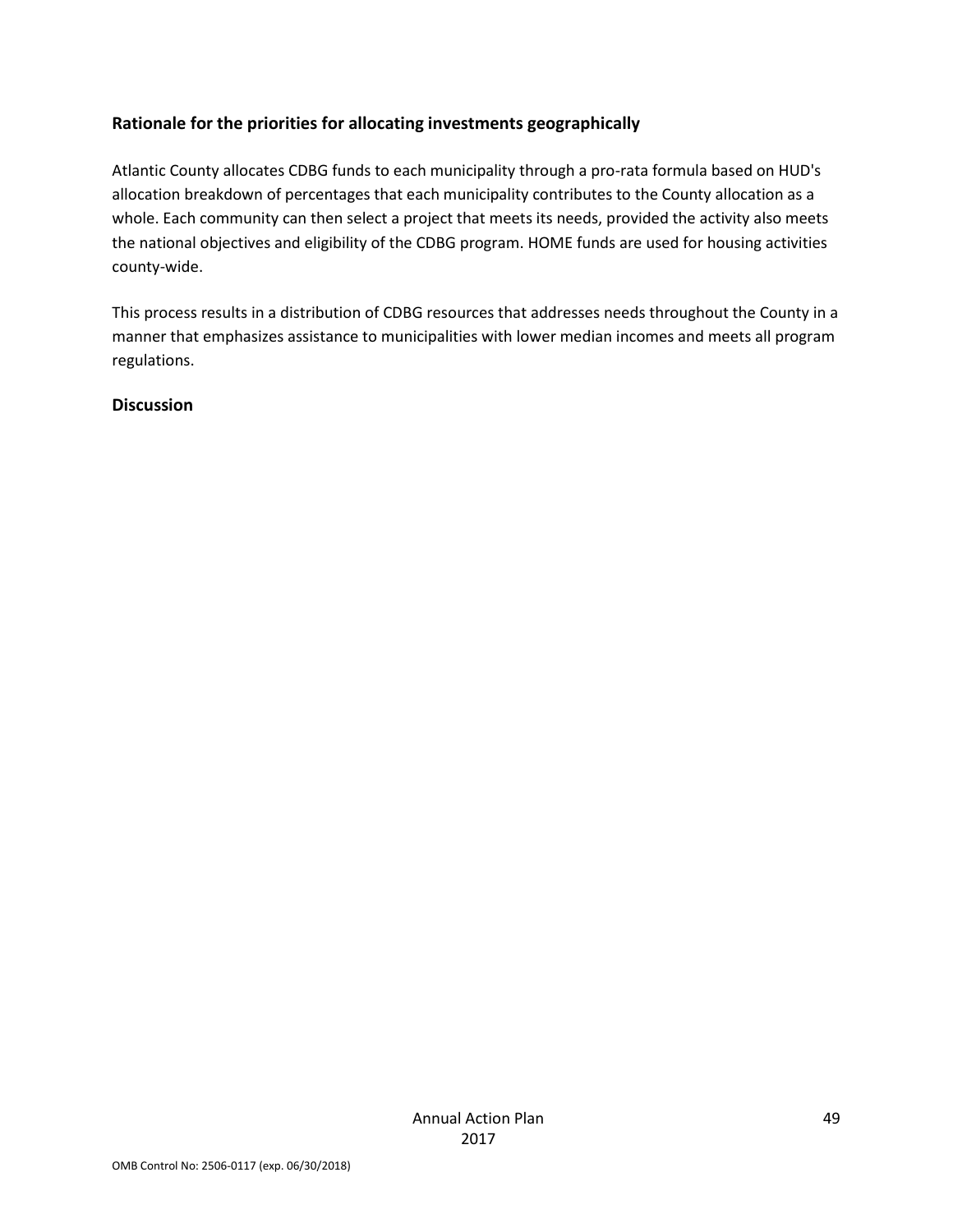## Rationale for the priorities for allocating investments geographically

Atlantic County allocates CDBG funds to each municipality through a pro-rata formula based on HUD's allocation breakdown of percentages that each municipality contributes to the County allocation as a whole. Each community can then select a project that meets its needs, provided the activity also meets the national objectives and eligibility of the CDBG program. HOME funds are used for housing activities county-wide.

This process results in a distribution of CDBG resources that addresses needs throughout the County in a manner that emphasizes assistance to municipalities with lower median incomes and meets all program regulations.

## Discussion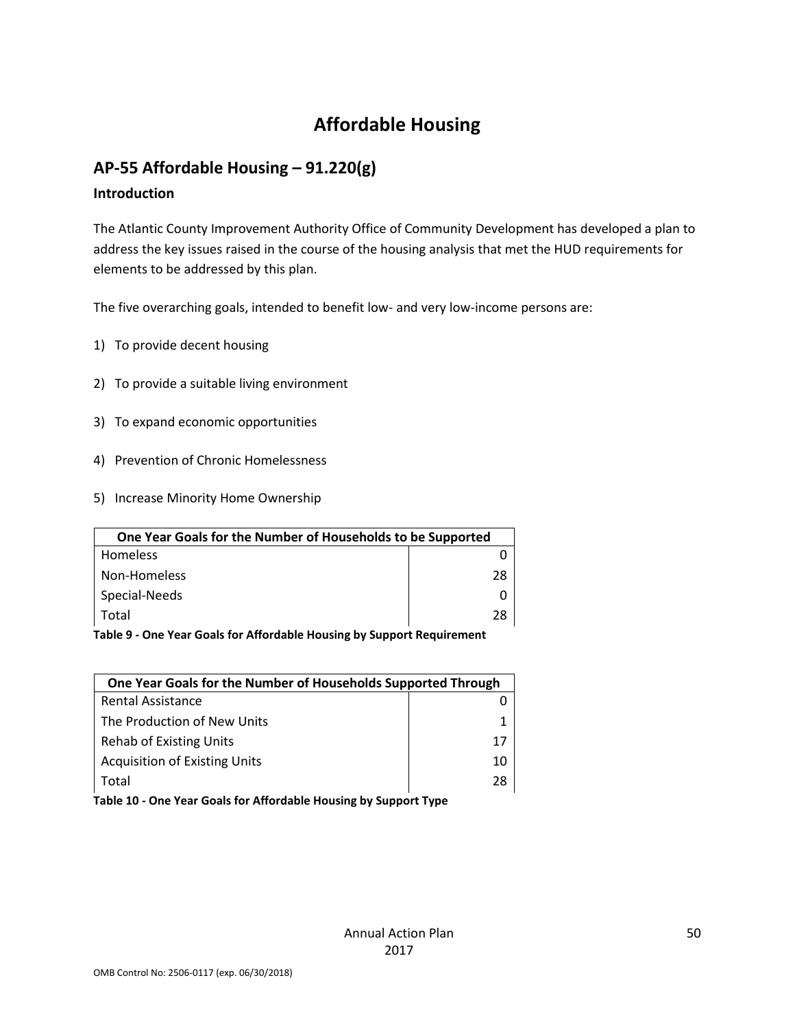# Affordable Housing

## AP-55 Affordable Housing – 91.220(g)

### Introduction

The Atlantic County Improvement Authority Office of Community Development has developed a plan to address the key issues raised in the course of the housing analysis that met the HUD requirements for elements to be addressed by this plan.

The five overarching goals, intended to benefit low- and very low-income persons are:

1) To provide decent housing
2) To provide a suitable living environment
3) To expand economic opportunities
4) Prevention of Chronic Homelessness
5) Increase Minority Home Ownership

| One Year Goals for the Number of Households to be Supported | |
|---|---|
| Homeless | 0 |
| Non-Homeless | 28 |
| Special-Needs | 0 |
| Total | 28 |

**Table 9 - One Year Goals for Affordable Housing by Support Requirement**

| One Year Goals for the Number of Households Supported Through | |
|---|---|
| Rental Assistance | 0 |
| The Production of New Units | 1 |
| Rehab of Existing Units | 17 |
| Acquisition of Existing Units | 10 |
| Total | 28 |

**Table 10 - One Year Goals for Affordable Housing by Support Type**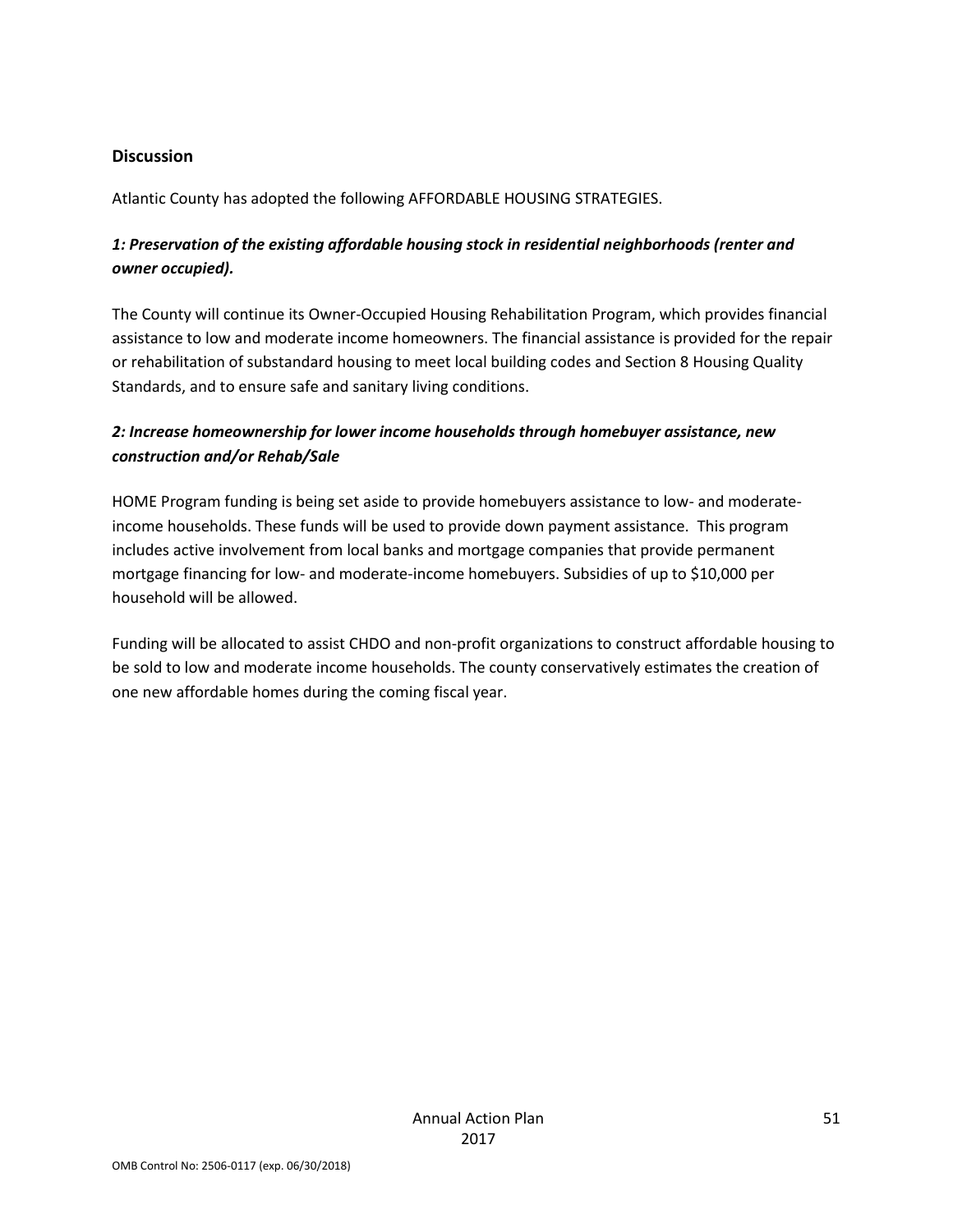## Discussion

Atlantic County has adopted the following AFFORDABLE HOUSING STRATEGIES.

***1: Preservation of the existing affordable housing stock in residential neighborhoods (renter and owner occupied).***

The County will continue its Owner-Occupied Housing Rehabilitation Program, which provides financial assistance to low and moderate income homeowners. The financial assistance is provided for the repair or rehabilitation of substandard housing to meet local building codes and Section 8 Housing Quality Standards, and to ensure safe and sanitary living conditions.

***2: Increase homeownership for lower income households through homebuyer assistance, new construction and/or Rehab/Sale***

HOME Program funding is being set aside to provide homebuyers assistance to low- and moderate-income households. These funds will be used to provide down payment assistance. This program includes active involvement from local banks and mortgage companies that provide permanent mortgage financing for low- and moderate-income homebuyers. Subsidies of up to $10,000 per household will be allowed.

Funding will be allocated to assist CHDO and non-profit organizations to construct affordable housing to be sold to low and moderate income households. The county conservatively estimates the creation of one new affordable homes during the coming fiscal year.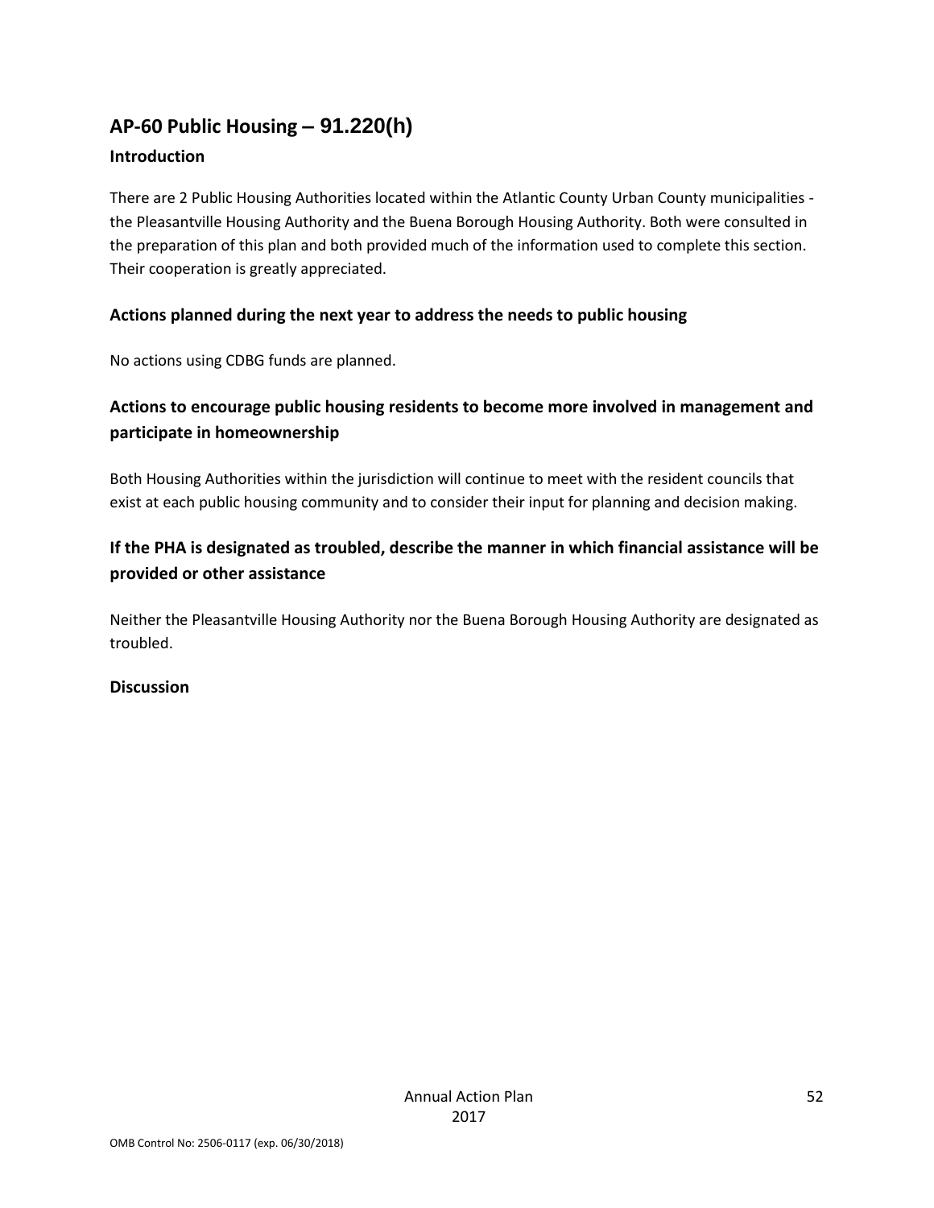## AP-60 Public Housing – 91.220(h)

### Introduction

There are 2 Public Housing Authorities located within the Atlantic County Urban County municipalities - the Pleasantville Housing Authority and the Buena Borough Housing Authority. Both were consulted in the preparation of this plan and both provided much of the information used to complete this section. Their cooperation is greatly appreciated.

### Actions planned during the next year to address the needs to public housing

No actions using CDBG funds are planned.

### Actions to encourage public housing residents to become more involved in management and participate in homeownership

Both Housing Authorities within the jurisdiction will continue to meet with the resident councils that exist at each public housing community and to consider their input for planning and decision making.

### If the PHA is designated as troubled, describe the manner in which financial assistance will be provided or other assistance

Neither the Pleasantville Housing Authority nor the Buena Borough Housing Authority are designated as troubled.

### Discussion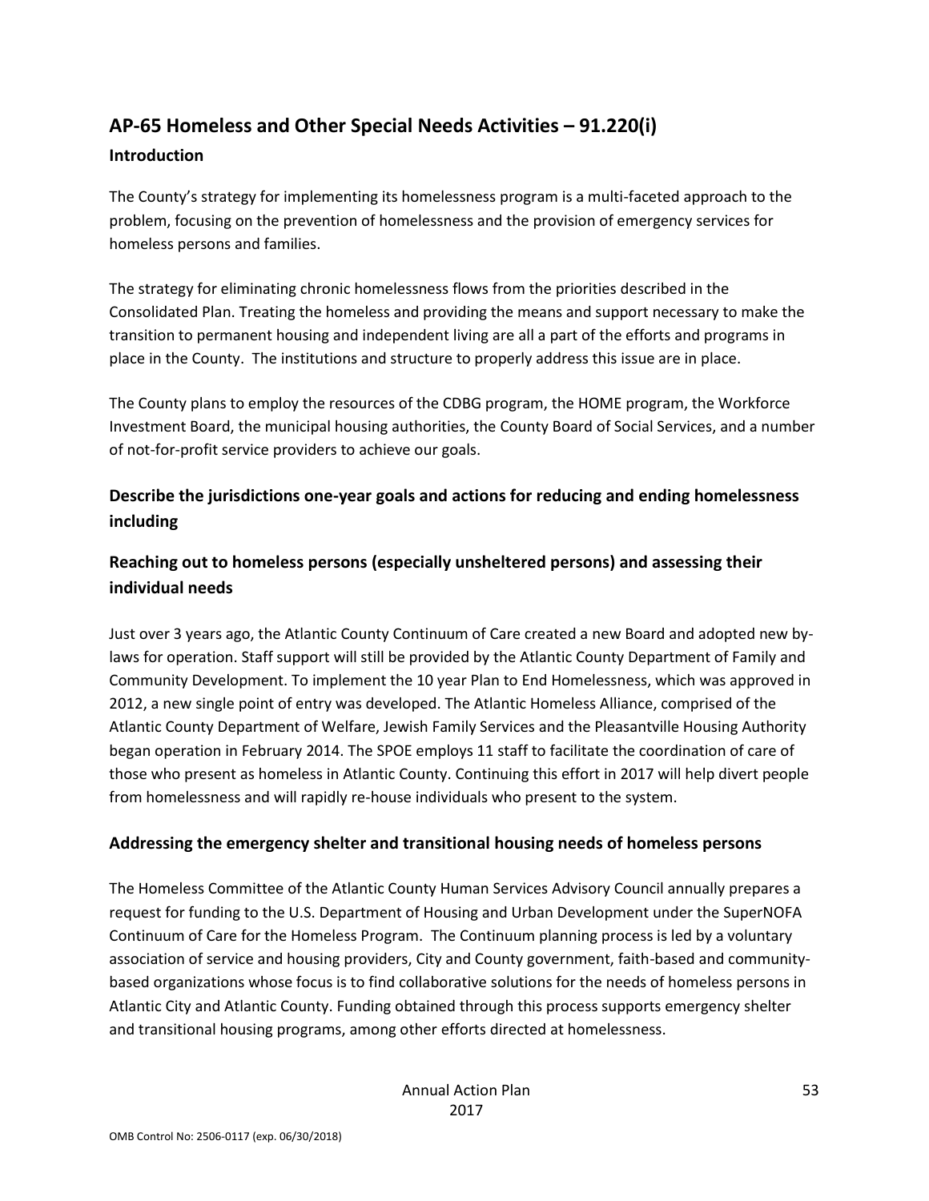## AP-65 Homeless and Other Special Needs Activities – 91.220(i)

### Introduction

The County's strategy for implementing its homelessness program is a multi-faceted approach to the problem, focusing on the prevention of homelessness and the provision of emergency services for homeless persons and families.

The strategy for eliminating chronic homelessness flows from the priorities described in the Consolidated Plan. Treating the homeless and providing the means and support necessary to make the transition to permanent housing and independent living are all a part of the efforts and programs in place in the County. The institutions and structure to properly address this issue are in place.

The County plans to employ the resources of the CDBG program, the HOME program, the Workforce Investment Board, the municipal housing authorities, the County Board of Social Services, and a number of not-for-profit service providers to achieve our goals.

### Describe the jurisdictions one-year goals and actions for reducing and ending homelessness including

### Reaching out to homeless persons (especially unsheltered persons) and assessing their individual needs

Just over 3 years ago, the Atlantic County Continuum of Care created a new Board and adopted new by-laws for operation. Staff support will still be provided by the Atlantic County Department of Family and Community Development. To implement the 10 year Plan to End Homelessness, which was approved in 2012, a new single point of entry was developed. The Atlantic Homeless Alliance, comprised of the Atlantic County Department of Welfare, Jewish Family Services and the Pleasantville Housing Authority began operation in February 2014. The SPOE employs 11 staff to facilitate the coordination of care of those who present as homeless in Atlantic County. Continuing this effort in 2017 will help divert people from homelessness and will rapidly re-house individuals who present to the system.

### Addressing the emergency shelter and transitional housing needs of homeless persons

The Homeless Committee of the Atlantic County Human Services Advisory Council annually prepares a request for funding to the U.S. Department of Housing and Urban Development under the SuperNOFA Continuum of Care for the Homeless Program. The Continuum planning process is led by a voluntary association of service and housing providers, City and County government, faith-based and community-based organizations whose focus is to find collaborative solutions for the needs of homeless persons in Atlantic City and Atlantic County. Funding obtained through this process supports emergency shelter and transitional housing programs, among other efforts directed at homelessness.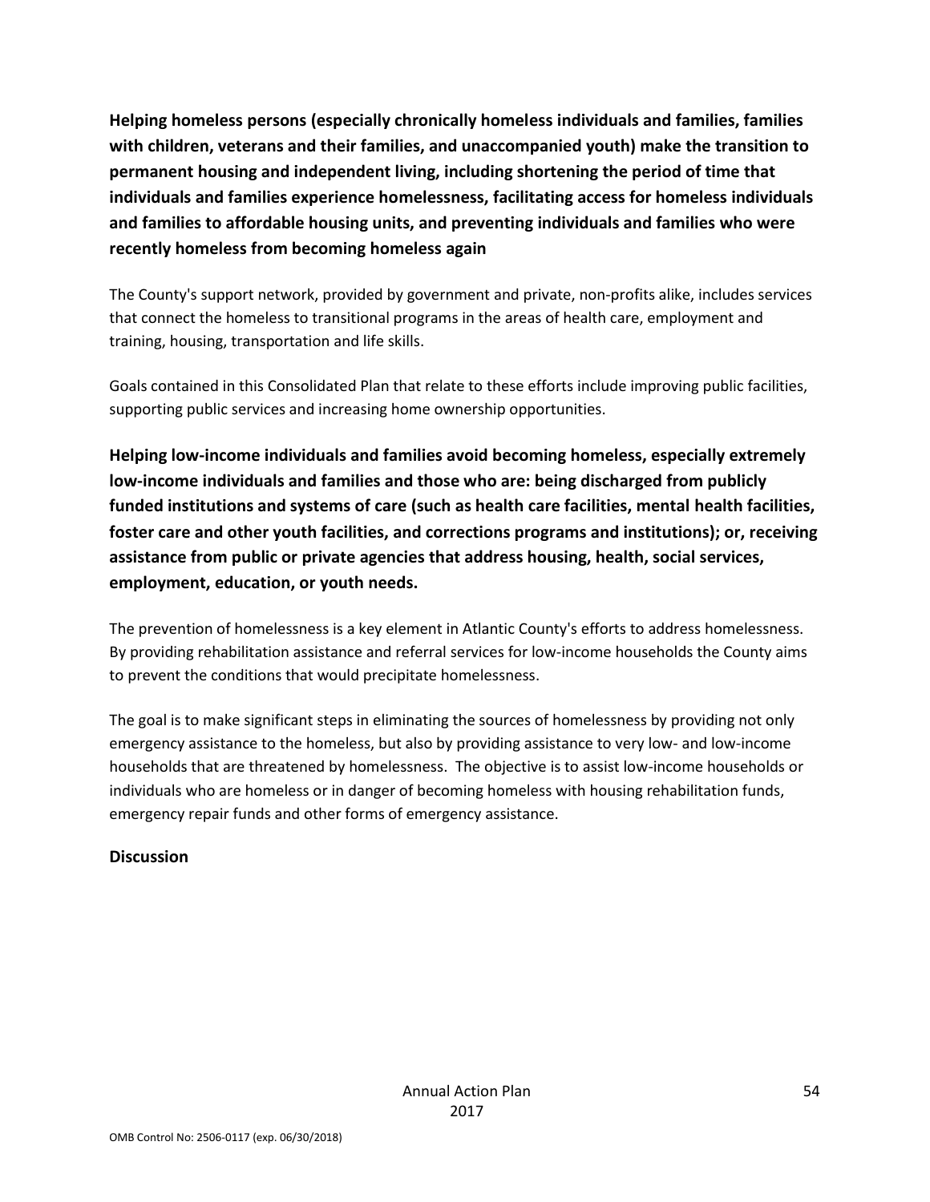**Helping homeless persons (especially chronically homeless individuals and families, families with children, veterans and their families, and unaccompanied youth) make the transition to permanent housing and independent living, including shortening the period of time that individuals and families experience homelessness, facilitating access for homeless individuals and families to affordable housing units, and preventing individuals and families who were recently homeless from becoming homeless again**

The County's support network, provided by government and private, non-profits alike, includes services that connect the homeless to transitional programs in the areas of health care, employment and training, housing, transportation and life skills.

Goals contained in this Consolidated Plan that relate to these efforts include improving public facilities, supporting public services and increasing home ownership opportunities.

**Helping low-income individuals and families avoid becoming homeless, especially extremely low-income individuals and families and those who are: being discharged from publicly funded institutions and systems of care (such as health care facilities, mental health facilities, foster care and other youth facilities, and corrections programs and institutions); or, receiving assistance from public or private agencies that address housing, health, social services, employment, education, or youth needs.**

The prevention of homelessness is a key element in Atlantic County's efforts to address homelessness. By providing rehabilitation assistance and referral services for low-income households the County aims to prevent the conditions that would precipitate homelessness.

The goal is to make significant steps in eliminating the sources of homelessness by providing not only emergency assistance to the homeless, but also by providing assistance to very low- and low-income households that are threatened by homelessness. The objective is to assist low-income households or individuals who are homeless or in danger of becoming homeless with housing rehabilitation funds, emergency repair funds and other forms of emergency assistance.

**Discussion**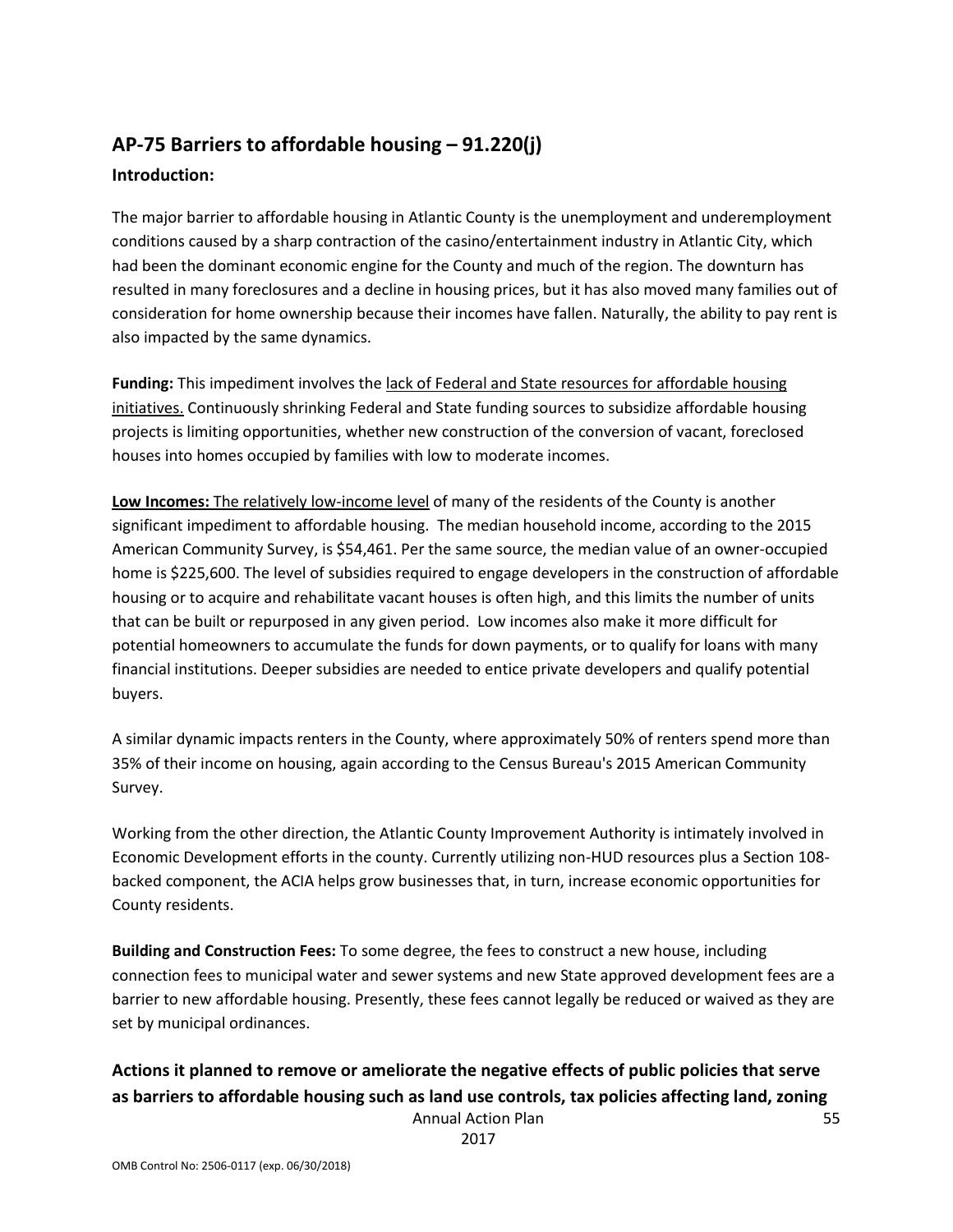## AP-75 Barriers to affordable housing – 91.220(j)

### Introduction:

The major barrier to affordable housing in Atlantic County is the unemployment and underemployment conditions caused by a sharp contraction of the casino/entertainment industry in Atlantic City, which had been the dominant economic engine for the County and much of the region. The downturn has resulted in many foreclosures and a decline in housing prices, but it has also moved many families out of consideration for home ownership because their incomes have fallen. Naturally, the ability to pay rent is also impacted by the same dynamics.

**Funding:** This impediment involves the lack of Federal and State resources for affordable housing initiatives. Continuously shrinking Federal and State funding sources to subsidize affordable housing projects is limiting opportunities, whether new construction of the conversion of vacant, foreclosed houses into homes occupied by families with low to moderate incomes.

**Low Incomes:** The relatively low-income level of many of the residents of the County is another significant impediment to affordable housing. The median household income, according to the 2015 American Community Survey, is $54,461. Per the same source, the median value of an owner-occupied home is $225,600. The level of subsidies required to engage developers in the construction of affordable housing or to acquire and rehabilitate vacant houses is often high, and this limits the number of units that can be built or repurposed in any given period. Low incomes also make it more difficult for potential homeowners to accumulate the funds for down payments, or to qualify for loans with many financial institutions. Deeper subsidies are needed to entice private developers and qualify potential buyers.

A similar dynamic impacts renters in the County, where approximately 50% of renters spend more than 35% of their income on housing, again according to the Census Bureau's 2015 American Community Survey.

Working from the other direction, the Atlantic County Improvement Authority is intimately involved in Economic Development efforts in the county. Currently utilizing non-HUD resources plus a Section 108-backed component, the ACIA helps grow businesses that, in turn, increase economic opportunities for County residents.

**Building and Construction Fees:** To some degree, the fees to construct a new house, including connection fees to municipal water and sewer systems and new State approved development fees are a barrier to new affordable housing. Presently, these fees cannot legally be reduced or waived as they are set by municipal ordinances.

### Actions it planned to remove or ameliorate the negative effects of public policies that serve as barriers to affordable housing such as land use controls, tax policies affecting land, zoning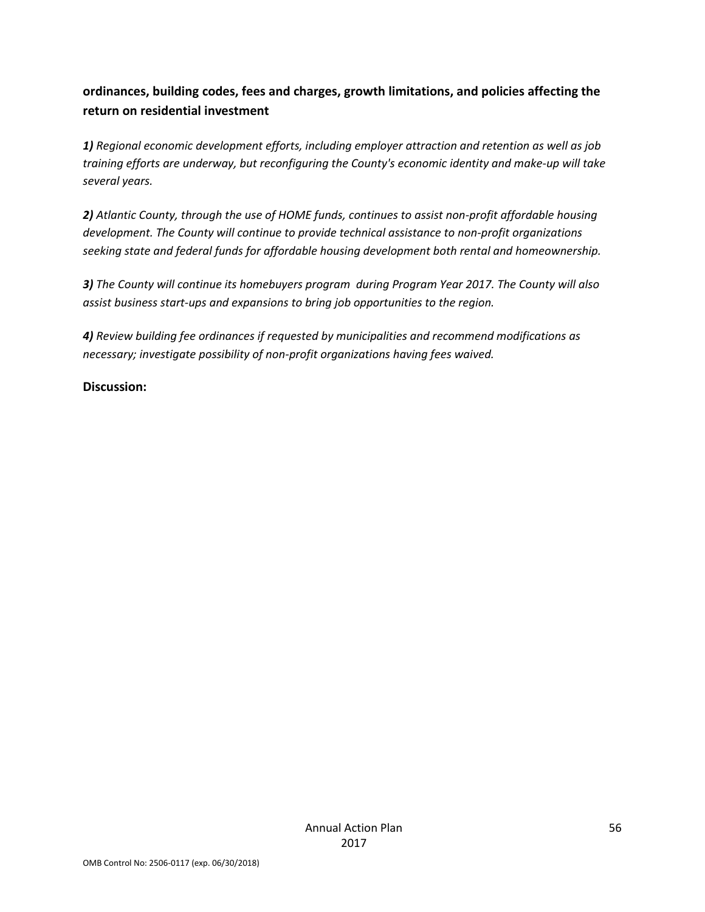**ordinances, building codes, fees and charges, growth limitations, and policies affecting the return on residential investment**

***1)*** *Regional economic development efforts, including employer attraction and retention as well as job training efforts are underway, but reconfiguring the County's economic identity and make-up will take several years.*

***2)*** *Atlantic County, through the use of HOME funds, continues to assist non-profit affordable housing development. The County will continue to provide technical assistance to non-profit organizations seeking state and federal funds for affordable housing development both rental and homeownership.*

***3)*** *The County will continue its homebuyers program during Program Year 2017. The County will also assist business start-ups and expansions to bring job opportunities to the region.*

***4)*** *Review building fee ordinances if requested by municipalities and recommend modifications as necessary; investigate possibility of non-profit organizations having fees waived.*

**Discussion:**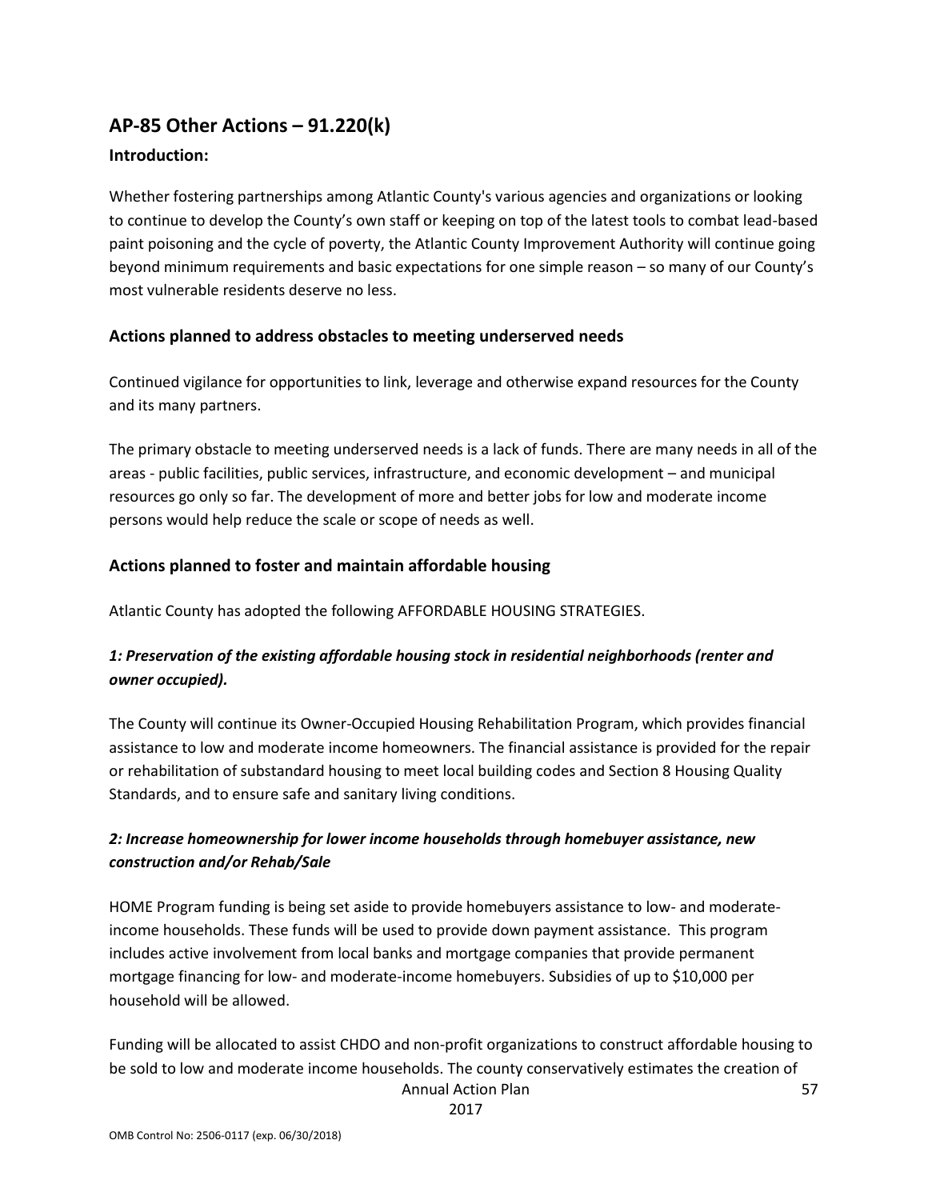## AP-85 Other Actions – 91.220(k)

### Introduction:

Whether fostering partnerships among Atlantic County's various agencies and organizations or looking to continue to develop the County's own staff or keeping on top of the latest tools to combat lead-based paint poisoning and the cycle of poverty, the Atlantic County Improvement Authority will continue going beyond minimum requirements and basic expectations for one simple reason – so many of our County's most vulnerable residents deserve no less.

### Actions planned to address obstacles to meeting underserved needs

Continued vigilance for opportunities to link, leverage and otherwise expand resources for the County and its many partners.

The primary obstacle to meeting underserved needs is a lack of funds. There are many needs in all of the areas - public facilities, public services, infrastructure, and economic development – and municipal resources go only so far. The development of more and better jobs for low and moderate income persons would help reduce the scale or scope of needs as well.

### Actions planned to foster and maintain affordable housing

Atlantic County has adopted the following AFFORDABLE HOUSING STRATEGIES.

***1: Preservation of the existing affordable housing stock in residential neighborhoods (renter and owner occupied).***

The County will continue its Owner-Occupied Housing Rehabilitation Program, which provides financial assistance to low and moderate income homeowners. The financial assistance is provided for the repair or rehabilitation of substandard housing to meet local building codes and Section 8 Housing Quality Standards, and to ensure safe and sanitary living conditions.

***2: Increase homeownership for lower income households through homebuyer assistance, new construction and/or Rehab/Sale***

HOME Program funding is being set aside to provide homebuyers assistance to low- and moderate-income households. These funds will be used to provide down payment assistance. This program includes active involvement from local banks and mortgage companies that provide permanent mortgage financing for low- and moderate-income homebuyers. Subsidies of up to $10,000 per household will be allowed.

Funding will be allocated to assist CHDO and non-profit organizations to construct affordable housing to be sold to low and moderate income households. The county conservatively estimates the creation of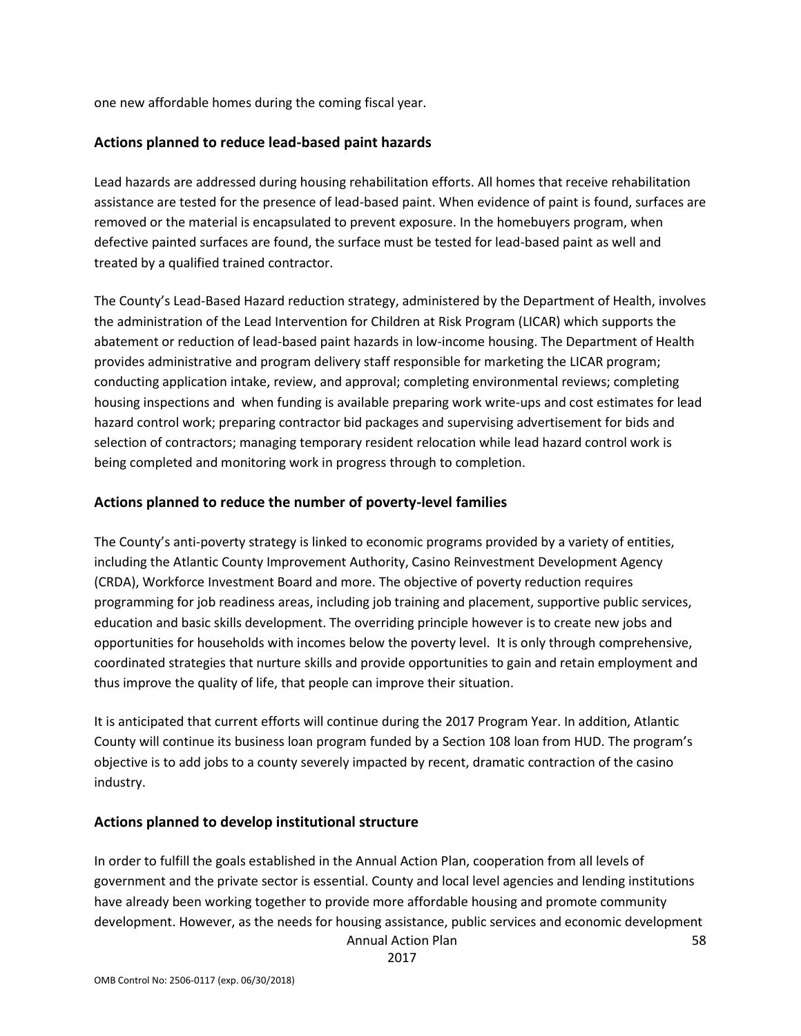one new affordable homes during the coming fiscal year.

## Actions planned to reduce lead-based paint hazards

Lead hazards are addressed during housing rehabilitation efforts. All homes that receive rehabilitation assistance are tested for the presence of lead-based paint. When evidence of paint is found, surfaces are removed or the material is encapsulated to prevent exposure. In the homebuyers program, when defective painted surfaces are found, the surface must be tested for lead-based paint as well and treated by a qualified trained contractor.

The County's Lead-Based Hazard reduction strategy, administered by the Department of Health, involves the administration of the Lead Intervention for Children at Risk Program (LICAR) which supports the abatement or reduction of lead-based paint hazards in low-income housing. The Department of Health provides administrative and program delivery staff responsible for marketing the LICAR program; conducting application intake, review, and approval; completing environmental reviews; completing housing inspections and when funding is available preparing work write-ups and cost estimates for lead hazard control work; preparing contractor bid packages and supervising advertisement for bids and selection of contractors; managing temporary resident relocation while lead hazard control work is being completed and monitoring work in progress through to completion.

## Actions planned to reduce the number of poverty-level families

The County's anti-poverty strategy is linked to economic programs provided by a variety of entities, including the Atlantic County Improvement Authority, Casino Reinvestment Development Agency (CRDA), Workforce Investment Board and more. The objective of poverty reduction requires programming for job readiness areas, including job training and placement, supportive public services, education and basic skills development. The overriding principle however is to create new jobs and opportunities for households with incomes below the poverty level. It is only through comprehensive, coordinated strategies that nurture skills and provide opportunities to gain and retain employment and thus improve the quality of life, that people can improve their situation.

It is anticipated that current efforts will continue during the 2017 Program Year. In addition, Atlantic County will continue its business loan program funded by a Section 108 loan from HUD. The program's objective is to add jobs to a county severely impacted by recent, dramatic contraction of the casino industry.

## Actions planned to develop institutional structure

In order to fulfill the goals established in the Annual Action Plan, cooperation from all levels of government and the private sector is essential. County and local level agencies and lending institutions have already been working together to provide more affordable housing and promote community development. However, as the needs for housing assistance, public services and economic development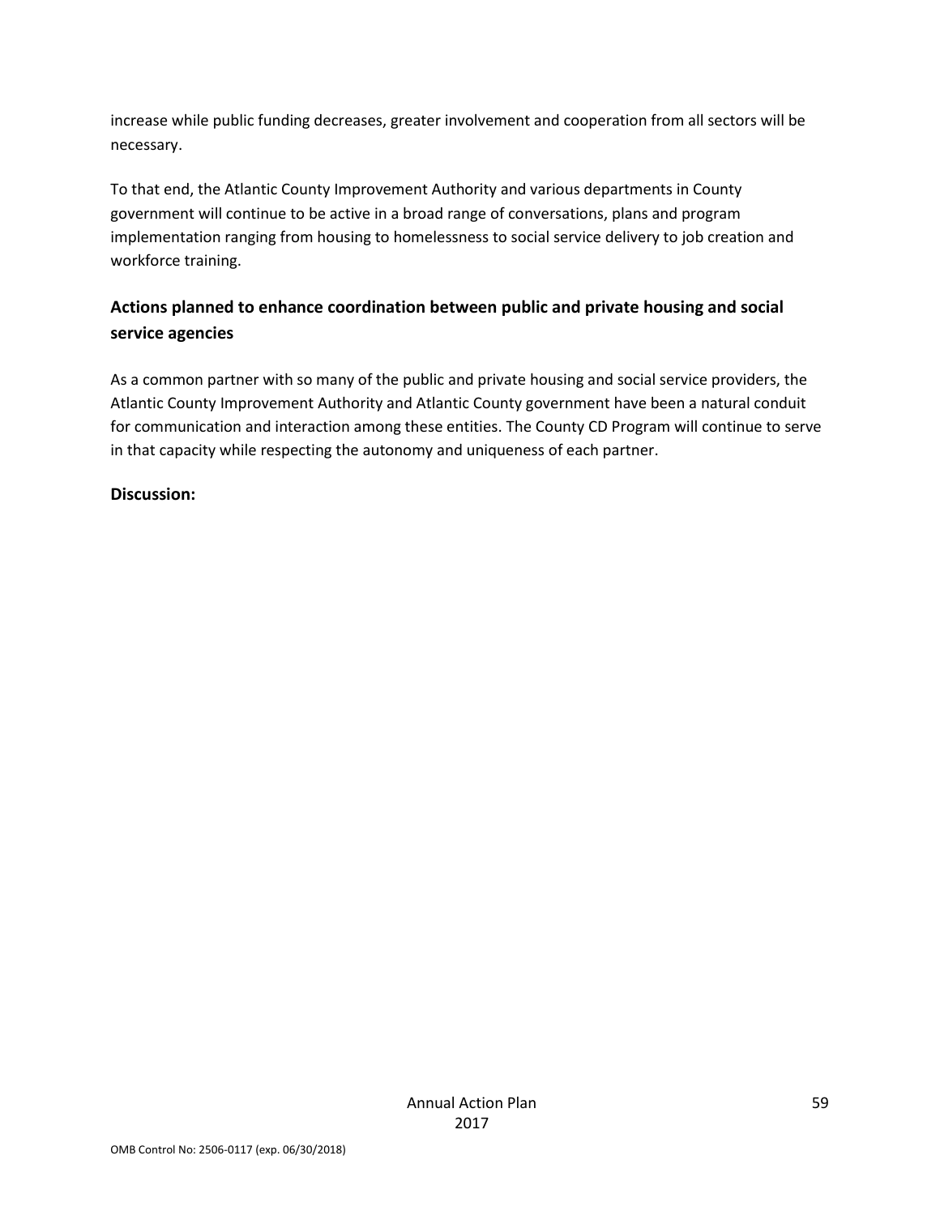increase while public funding decreases, greater involvement and cooperation from all sectors will be necessary.

To that end, the Atlantic County Improvement Authority and various departments in County government will continue to be active in a broad range of conversations, plans and program implementation ranging from housing to homelessness to social service delivery to job creation and workforce training.

## Actions planned to enhance coordination between public and private housing and social service agencies

As a common partner with so many of the public and private housing and social service providers, the Atlantic County Improvement Authority and Atlantic County government have been a natural conduit for communication and interaction among these entities. The County CD Program will continue to serve in that capacity while respecting the autonomy and uniqueness of each partner.

**Discussion:**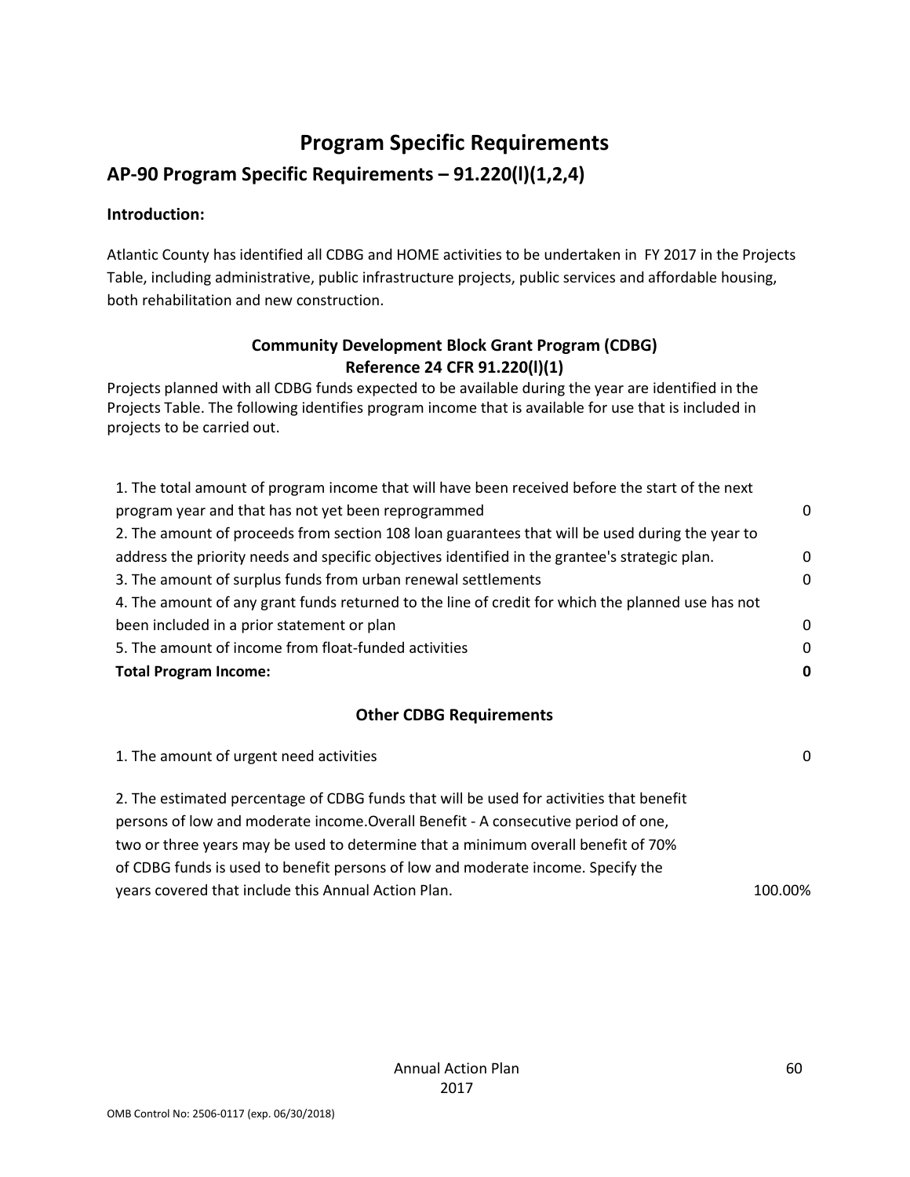# Program Specific Requirements

## AP-90 Program Specific Requirements – 91.220(l)(1,2,4)

**Introduction:**

Atlantic County has identified all CDBG and HOME activities to be undertaken in FY 2017 in the Projects Table, including administrative, public infrastructure projects, public services and affordable housing, both rehabilitation and new construction.

### Community Development Block Grant Program (CDBG)
### Reference 24 CFR 91.220(l)(1)

Projects planned with all CDBG funds expected to be available during the year are identified in the Projects Table. The following identifies program income that is available for use that is included in projects to be carried out.

| | |
|---|---|
| 1. The total amount of program income that will have been received before the start of the next program year and that has not yet been reprogrammed | 0 |
| 2. The amount of proceeds from section 108 loan guarantees that will be used during the year to address the priority needs and specific objectives identified in the grantee's strategic plan. | 0 |
| 3. The amount of surplus funds from urban renewal settlements | 0 |
| 4. The amount of any grant funds returned to the line of credit for which the planned use has not been included in a prior statement or plan | 0 |
| 5. The amount of income from float-funded activities | 0 |
| **Total Program Income:** | **0** |

### Other CDBG Requirements

| | |
|---|---|
| 1. The amount of urgent need activities | 0 |
| 2. The estimated percentage of CDBG funds that will be used for activities that benefit persons of low and moderate income.Overall Benefit - A consecutive period of one, two or three years may be used to determine that a minimum overall benefit of 70% of CDBG funds is used to benefit persons of low and moderate income. Specify the years covered that include this Annual Action Plan. | 100.00% |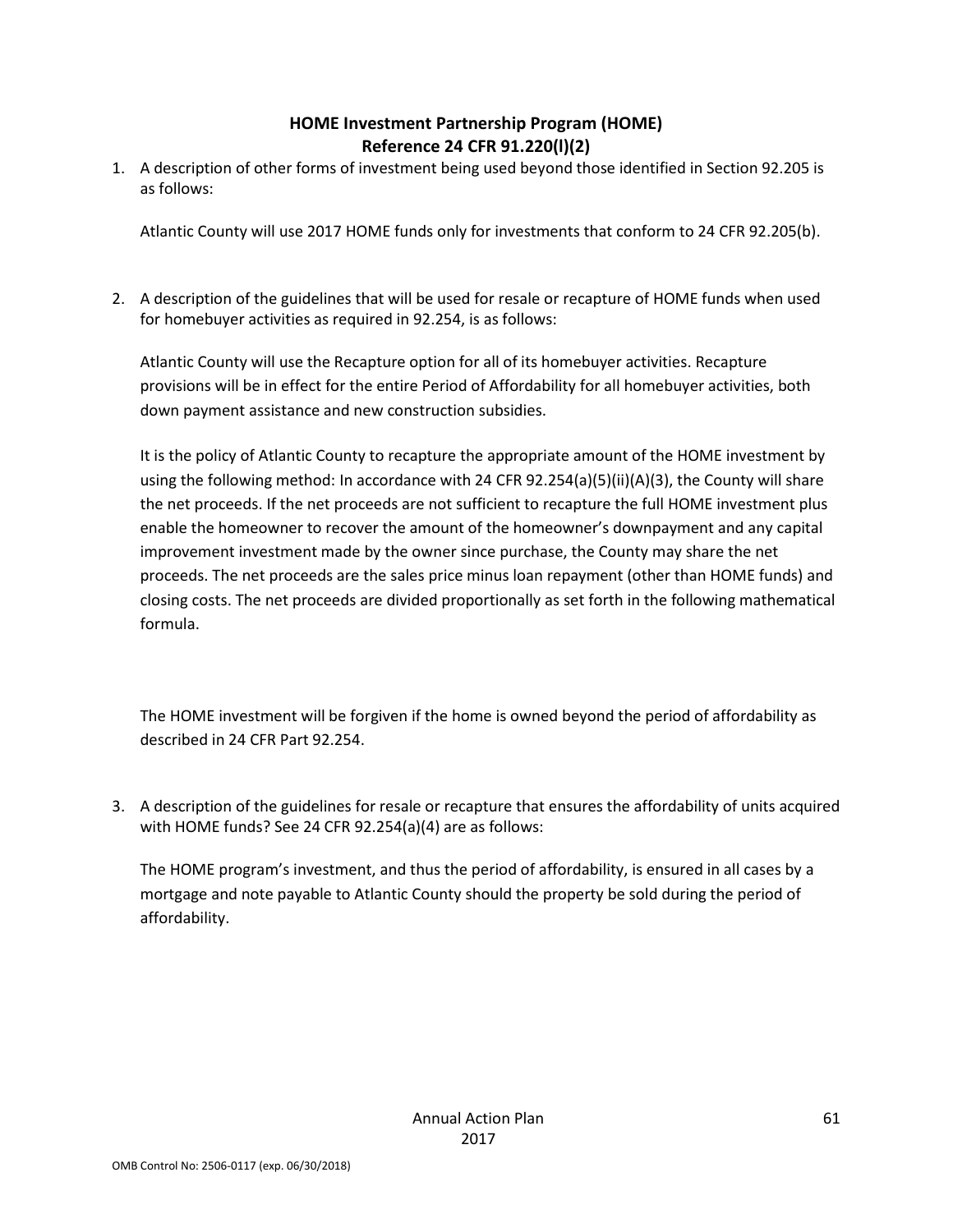## HOME Investment Partnership Program (HOME)
## Reference 24 CFR 91.220(l)(2)

1. A description of other forms of investment being used beyond those identified in Section 92.205 is as follows:

   Atlantic County will use 2017 HOME funds only for investments that conform to 24 CFR 92.205(b).

2. A description of the guidelines that will be used for resale or recapture of HOME funds when used for homebuyer activities as required in 92.254, is as follows:

   Atlantic County will use the Recapture option for all of its homebuyer activities. Recapture provisions will be in effect for the entire Period of Affordability for all homebuyer activities, both down payment assistance and new construction subsidies.

   It is the policy of Atlantic County to recapture the appropriate amount of the HOME investment by using the following method: In accordance with 24 CFR 92.254(a)(5)(ii)(A)(3), the County will share the net proceeds. If the net proceeds are not sufficient to recapture the full HOME investment plus enable the homeowner to recover the amount of the homeowner's downpayment and any capital improvement investment made by the owner since purchase, the County may share the net proceeds. The net proceeds are the sales price minus loan repayment (other than HOME funds) and closing costs. The net proceeds are divided proportionally as set forth in the following mathematical formula.

   The HOME investment will be forgiven if the home is owned beyond the period of affordability as described in 24 CFR Part 92.254.

3. A description of the guidelines for resale or recapture that ensures the affordability of units acquired with HOME funds? See 24 CFR 92.254(a)(4) are as follows:

   The HOME program's investment, and thus the period of affordability, is ensured in all cases by a mortgage and note payable to Atlantic County should the property be sold during the period of affordability.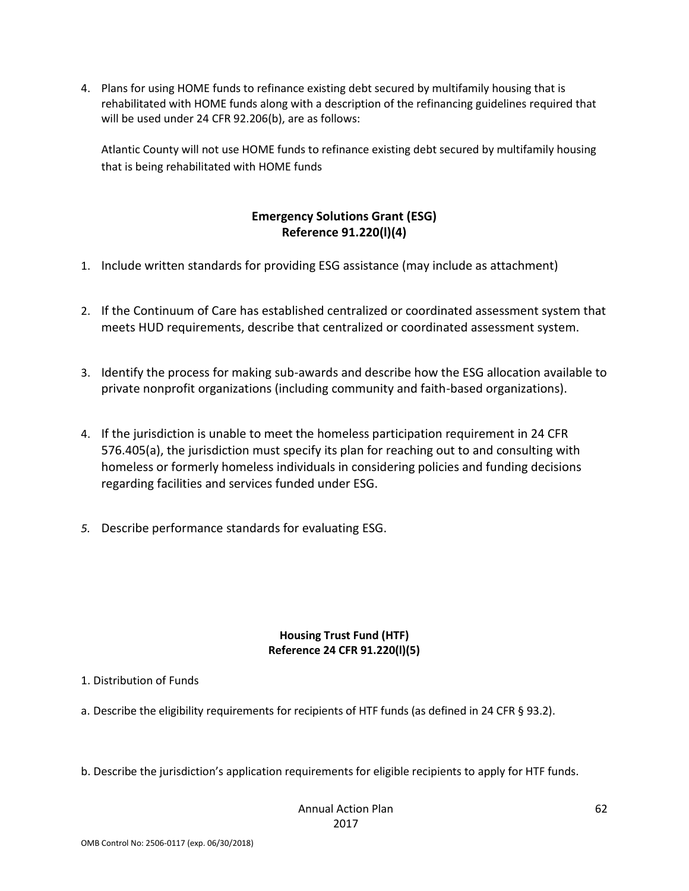4. Plans for using HOME funds to refinance existing debt secured by multifamily housing that is rehabilitated with HOME funds along with a description of the refinancing guidelines required that will be used under 24 CFR 92.206(b), are as follows:

   Atlantic County will not use HOME funds to refinance existing debt secured by multifamily housing that is being rehabilitated with HOME funds

## Emergency Solutions Grant (ESG)
## Reference 91.220(l)(4)

1. Include written standards for providing ESG assistance (may include as attachment)

2. If the Continuum of Care has established centralized or coordinated assessment system that meets HUD requirements, describe that centralized or coordinated assessment system.

3. Identify the process for making sub-awards and describe how the ESG allocation available to private nonprofit organizations (including community and faith-based organizations).

4. If the jurisdiction is unable to meet the homeless participation requirement in 24 CFR 576.405(a), the jurisdiction must specify its plan for reaching out to and consulting with homeless or formerly homeless individuals in considering policies and funding decisions regarding facilities and services funded under ESG.

*5.* Describe performance standards for evaluating ESG.

### Housing Trust Fund (HTF)
### Reference 24 CFR 91.220(l)(5)

1. Distribution of Funds

a. Describe the eligibility requirements for recipients of HTF funds (as defined in 24 CFR § 93.2).

b. Describe the jurisdiction's application requirements for eligible recipients to apply for HTF funds.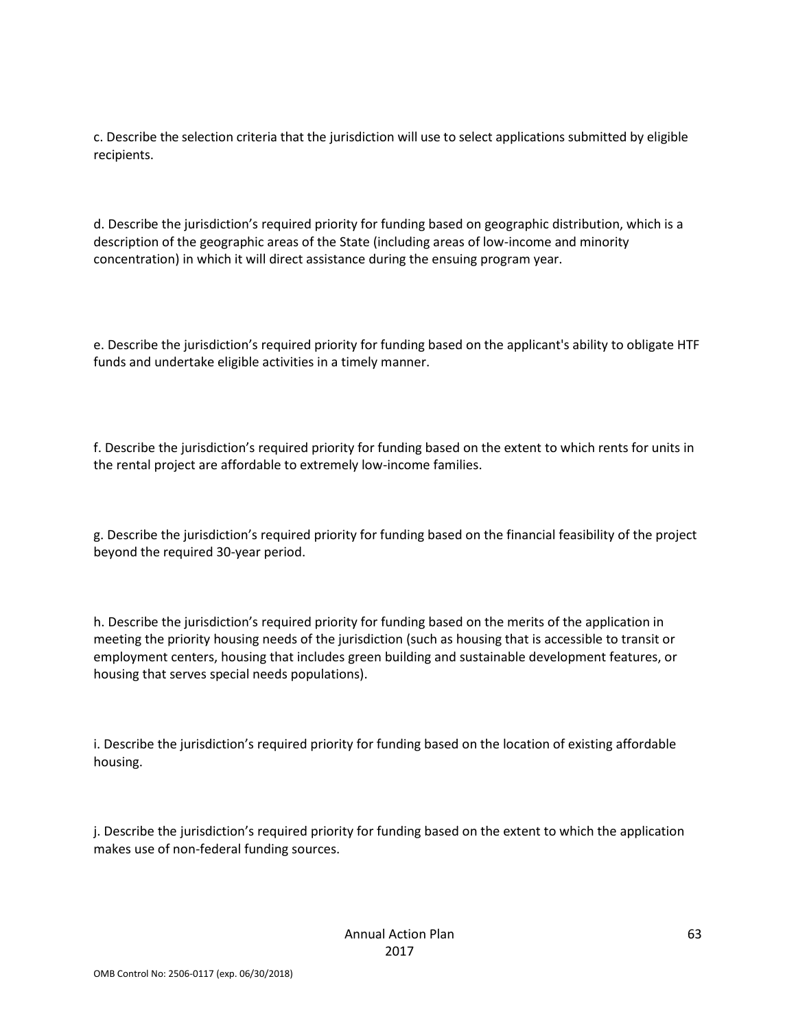c. Describe the selection criteria that the jurisdiction will use to select applications submitted by eligible recipients.

d. Describe the jurisdiction's required priority for funding based on geographic distribution, which is a description of the geographic areas of the State (including areas of low-income and minority concentration) in which it will direct assistance during the ensuing program year.

e. Describe the jurisdiction's required priority for funding based on the applicant's ability to obligate HTF funds and undertake eligible activities in a timely manner.

f. Describe the jurisdiction's required priority for funding based on the extent to which rents for units in the rental project are affordable to extremely low-income families.

g. Describe the jurisdiction's required priority for funding based on the financial feasibility of the project beyond the required 30-year period.

h. Describe the jurisdiction's required priority for funding based on the merits of the application in meeting the priority housing needs of the jurisdiction (such as housing that is accessible to transit or employment centers, housing that includes green building and sustainable development features, or housing that serves special needs populations).

i. Describe the jurisdiction's required priority for funding based on the location of existing affordable housing.

j. Describe the jurisdiction's required priority for funding based on the extent to which the application makes use of non-federal funding sources.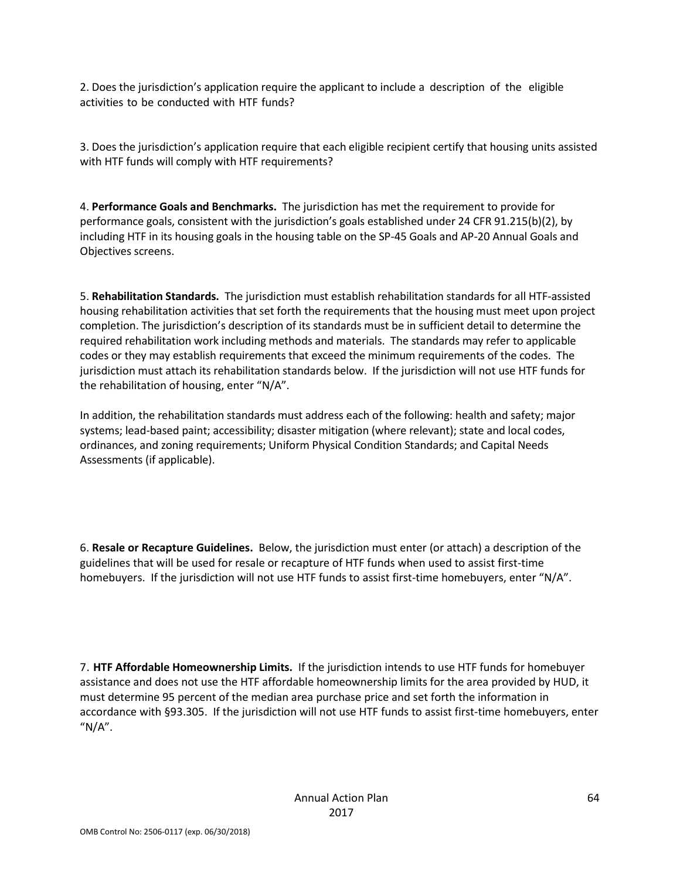2. Does the jurisdiction's application require the applicant to include a description of the eligible activities to be conducted with HTF funds?

3. Does the jurisdiction's application require that each eligible recipient certify that housing units assisted with HTF funds will comply with HTF requirements?

4. **Performance Goals and Benchmarks.** The jurisdiction has met the requirement to provide for performance goals, consistent with the jurisdiction's goals established under 24 CFR 91.215(b)(2), by including HTF in its housing goals in the housing table on the SP-45 Goals and AP-20 Annual Goals and Objectives screens.

5. **Rehabilitation Standards.** The jurisdiction must establish rehabilitation standards for all HTF-assisted housing rehabilitation activities that set forth the requirements that the housing must meet upon project completion. The jurisdiction's description of its standards must be in sufficient detail to determine the required rehabilitation work including methods and materials. The standards may refer to applicable codes or they may establish requirements that exceed the minimum requirements of the codes. The jurisdiction must attach its rehabilitation standards below. If the jurisdiction will not use HTF funds for the rehabilitation of housing, enter "N/A".

In addition, the rehabilitation standards must address each of the following: health and safety; major systems; lead-based paint; accessibility; disaster mitigation (where relevant); state and local codes, ordinances, and zoning requirements; Uniform Physical Condition Standards; and Capital Needs Assessments (if applicable).

6. **Resale or Recapture Guidelines.** Below, the jurisdiction must enter (or attach) a description of the guidelines that will be used for resale or recapture of HTF funds when used to assist first-time homebuyers. If the jurisdiction will not use HTF funds to assist first-time homebuyers, enter "N/A".

7. **HTF Affordable Homeownership Limits.** If the jurisdiction intends to use HTF funds for homebuyer assistance and does not use the HTF affordable homeownership limits for the area provided by HUD, it must determine 95 percent of the median area purchase price and set forth the information in accordance with §93.305. If the jurisdiction will not use HTF funds to assist first-time homebuyers, enter "N/A".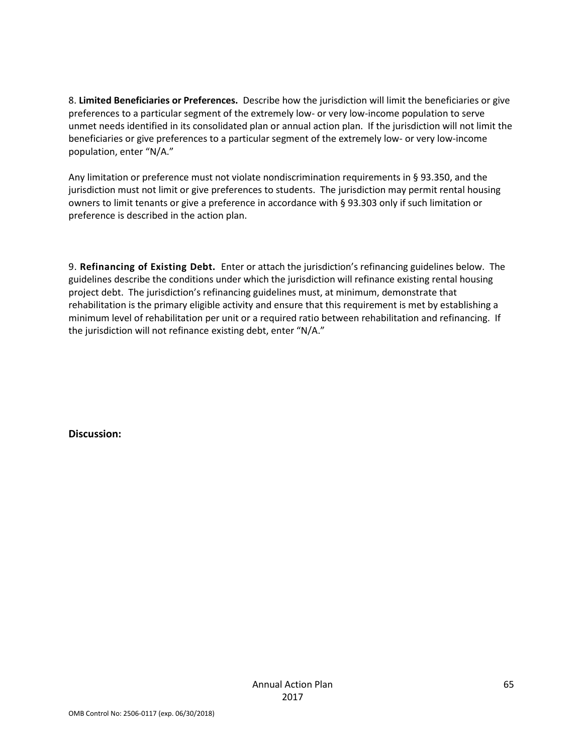8. **Limited Beneficiaries or Preferences.** Describe how the jurisdiction will limit the beneficiaries or give preferences to a particular segment of the extremely low- or very low-income population to serve unmet needs identified in its consolidated plan or annual action plan. If the jurisdiction will not limit the beneficiaries or give preferences to a particular segment of the extremely low- or very low-income population, enter "N/A."

Any limitation or preference must not violate nondiscrimination requirements in § 93.350, and the jurisdiction must not limit or give preferences to students. The jurisdiction may permit rental housing owners to limit tenants or give a preference in accordance with § 93.303 only if such limitation or preference is described in the action plan.

9. **Refinancing of Existing Debt.** Enter or attach the jurisdiction's refinancing guidelines below. The guidelines describe the conditions under which the jurisdiction will refinance existing rental housing project debt. The jurisdiction's refinancing guidelines must, at minimum, demonstrate that rehabilitation is the primary eligible activity and ensure that this requirement is met by establishing a minimum level of rehabilitation per unit or a required ratio between rehabilitation and refinancing. If the jurisdiction will not refinance existing debt, enter "N/A."

**Discussion:**